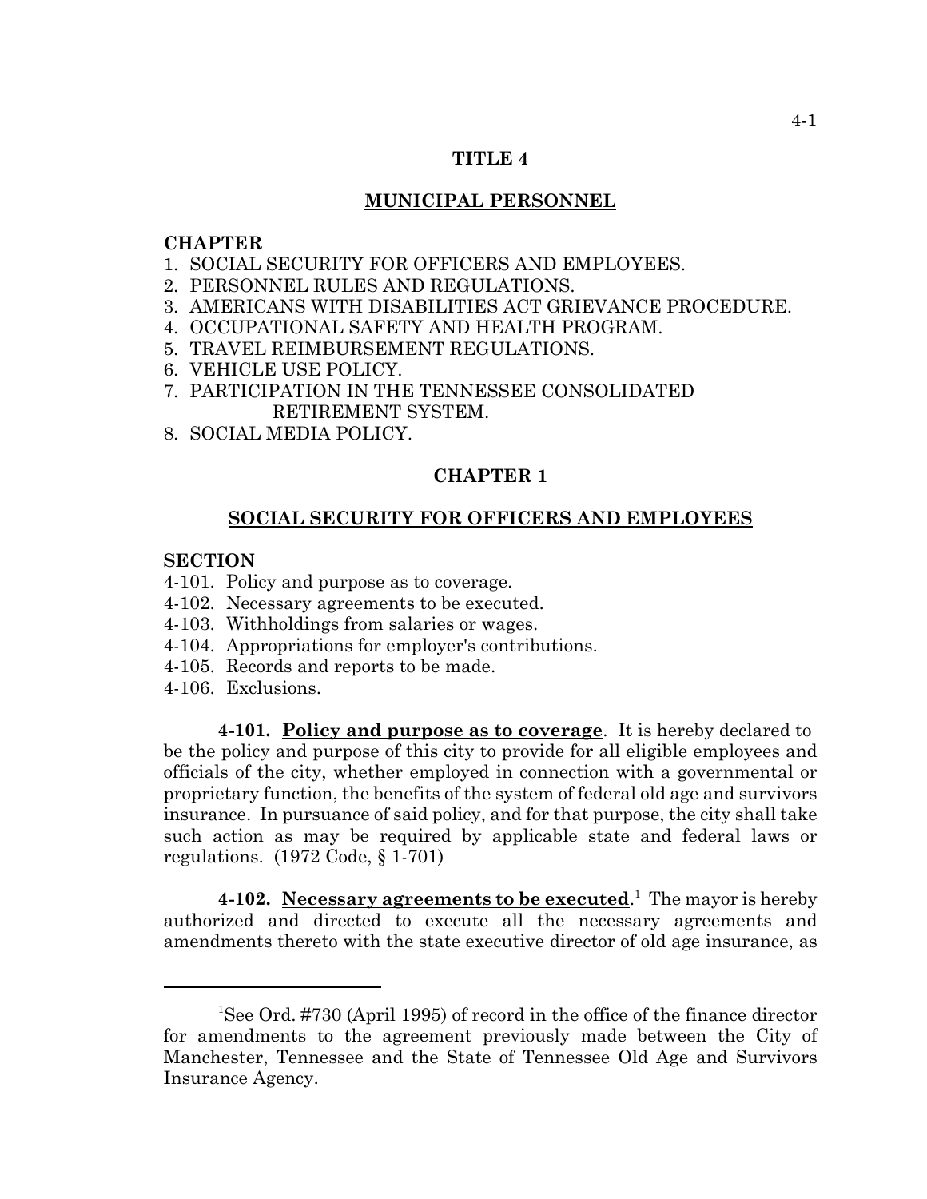# TITLE 4

## MUNICIPAL PERSONNEL

**CHAPTER**

1. SOCIAL SECURITY FOR OFFICERS AND EMPLOYEES.
2. PERSONNEL RULES AND REGULATIONS.
3. AMERICANS WITH DISABILITIES ACT GRIEVANCE PROCEDURE.
4. OCCUPATIONAL SAFETY AND HEALTH PROGRAM.
5. TRAVEL REIMBURSEMENT REGULATIONS.
6. VEHICLE USE POLICY.
7. PARTICIPATION IN THE TENNESSEE CONSOLIDATED RETIREMENT SYSTEM.
8. SOCIAL MEDIA POLICY.

## CHAPTER 1

## SOCIAL SECURITY FOR OFFICERS AND EMPLOYEES

**SECTION**

4-101. Policy and purpose as to coverage.
4-102. Necessary agreements to be executed.
4-103. Withholdings from salaries or wages.
4-104. Appropriations for employer's contributions.
4-105. Records and reports to be made.
4-106. Exclusions.

**4-101. Policy and purpose as to coverage**. It is hereby declared to be the policy and purpose of this city to provide for all eligible employees and officials of the city, whether employed in connection with a governmental or proprietary function, the benefits of the system of federal old age and survivors insurance. In pursuance of said policy, and for that purpose, the city shall take such action as may be required by applicable state and federal laws or regulations. (1972 Code, § 1-701)

**4-102. Necessary agreements to be executed**.[1] The mayor is hereby authorized and directed to execute all the necessary agreements and amendments thereto with the state executive director of old age insurance, as

---

[1]See Ord. #730 (April 1995) of record in the office of the finance director for amendments to the agreement previously made between the City of Manchester, Tennessee and the State of Tennessee Old Age and Survivors Insurance Agency.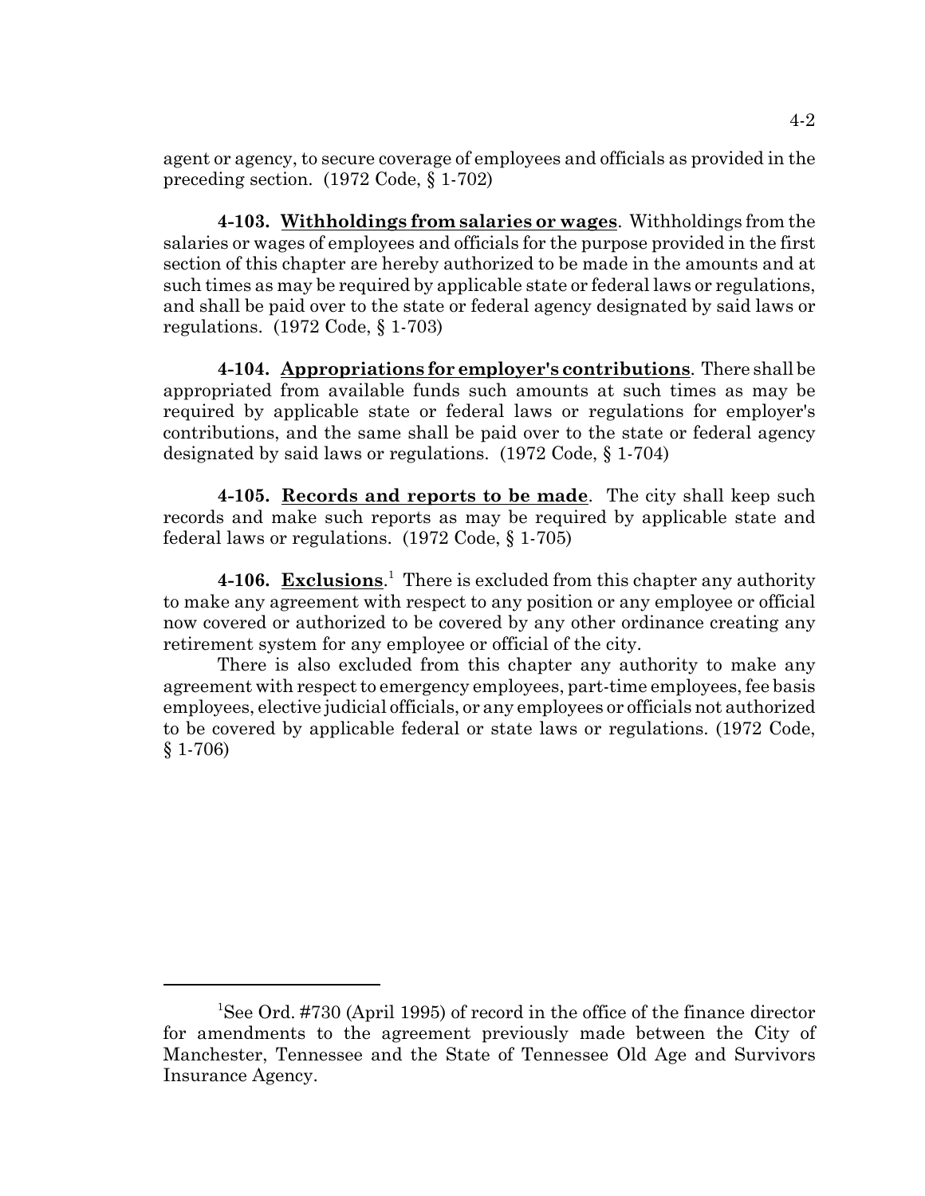agent or agency, to secure coverage of employees and officials as provided in the preceding section. (1972 Code, § 1-702)

**4-103. Withholdings from salaries or wages**. Withholdings from the salaries or wages of employees and officials for the purpose provided in the first section of this chapter are hereby authorized to be made in the amounts and at such times as may be required by applicable state or federal laws or regulations, and shall be paid over to the state or federal agency designated by said laws or regulations. (1972 Code, § 1-703)

**4-104. Appropriations for employer's contributions**. There shall be appropriated from available funds such amounts at such times as may be required by applicable state or federal laws or regulations for employer's contributions, and the same shall be paid over to the state or federal agency designated by said laws or regulations. (1972 Code, § 1-704)

**4-105. Records and reports to be made**. The city shall keep such records and make such reports as may be required by applicable state and federal laws or regulations. (1972 Code, § 1-705)

**4-106. Exclusions**.[1] There is excluded from this chapter any authority to make any agreement with respect to any position or any employee or official now covered or authorized to be covered by any other ordinance creating any retirement system for any employee or official of the city.

There is also excluded from this chapter any authority to make any agreement with respect to emergency employees, part-time employees, fee basis employees, elective judicial officials, or any employees or officials not authorized to be covered by applicable federal or state laws or regulations. (1972 Code, § 1-706)

---

[1]See Ord. #730 (April 1995) of record in the office of the finance director for amendments to the agreement previously made between the City of Manchester, Tennessee and the State of Tennessee Old Age and Survivors Insurance Agency.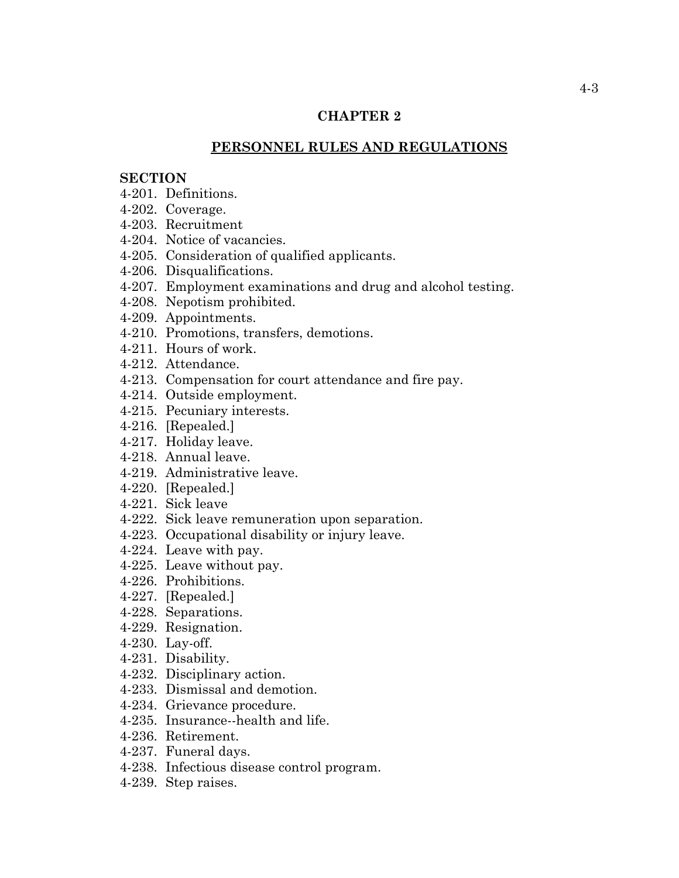# CHAPTER 2

## PERSONNEL RULES AND REGULATIONS

**SECTION**

4-201. Definitions.
4-202. Coverage.
4-203. Recruitment
4-204. Notice of vacancies.
4-205. Consideration of qualified applicants.
4-206. Disqualifications.
4-207. Employment examinations and drug and alcohol testing.
4-208. Nepotism prohibited.
4-209. Appointments.
4-210. Promotions, transfers, demotions.
4-211. Hours of work.
4-212. Attendance.
4-213. Compensation for court attendance and fire pay.
4-214. Outside employment.
4-215. Pecuniary interests.
4-216. [Repealed.]
4-217. Holiday leave.
4-218. Annual leave.
4-219. Administrative leave.
4-220. [Repealed.]
4-221. Sick leave
4-222. Sick leave remuneration upon separation.
4-223. Occupational disability or injury leave.
4-224. Leave with pay.
4-225. Leave without pay.
4-226. Prohibitions.
4-227. [Repealed.]
4-228. Separations.
4-229. Resignation.
4-230. Lay-off.
4-231. Disability.
4-232. Disciplinary action.
4-233. Dismissal and demotion.
4-234. Grievance procedure.
4-235. Insurance--health and life.
4-236. Retirement.
4-237. Funeral days.
4-238. Infectious disease control program.
4-239. Step raises.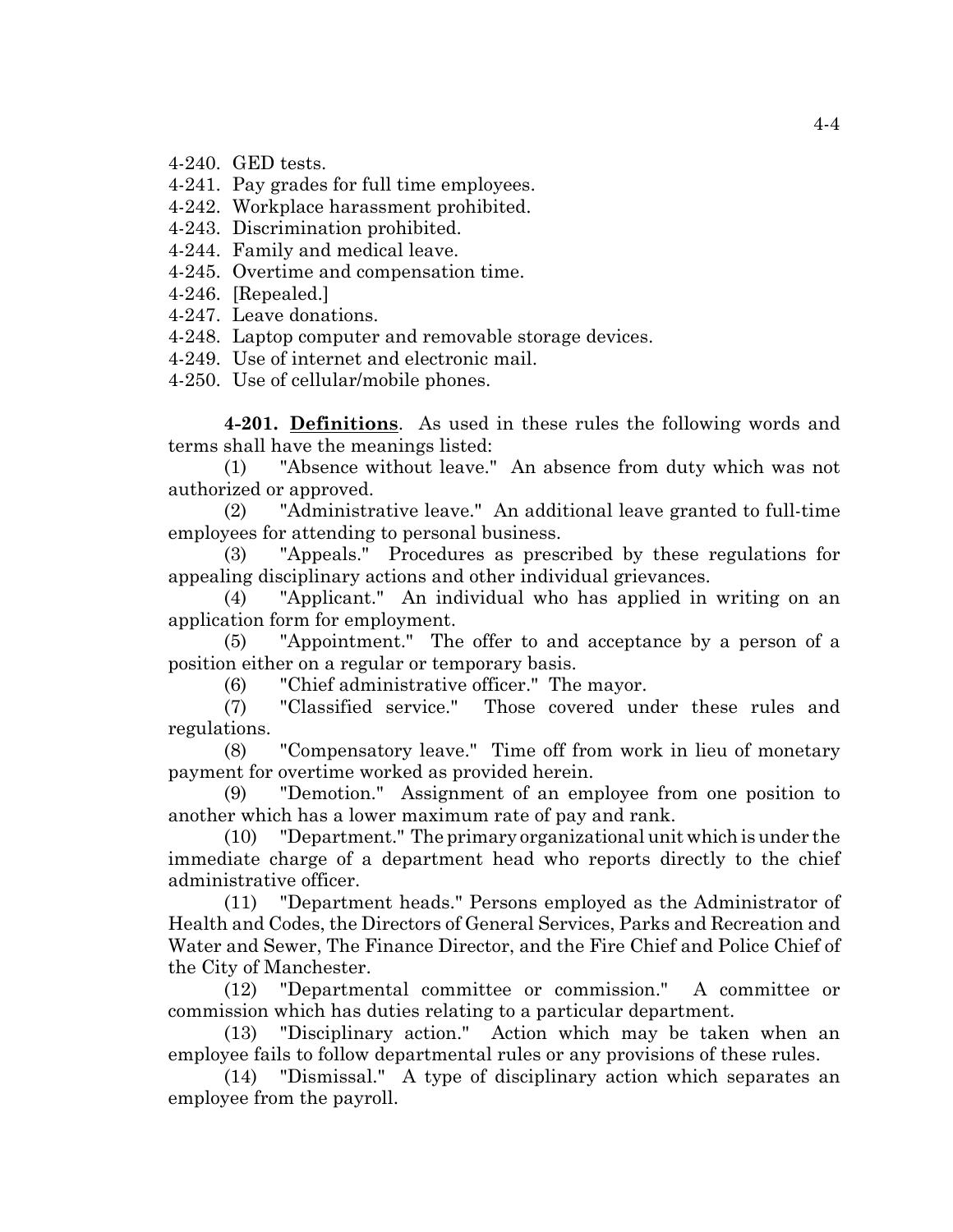4-240. GED tests.
4-241. Pay grades for full time employees.
4-242. Workplace harassment prohibited.
4-243. Discrimination prohibited.
4-244. Family and medical leave.
4-245. Overtime and compensation time.
4-246. [Repealed.]
4-247. Leave donations.
4-248. Laptop computer and removable storage devices.
4-249. Use of internet and electronic mail.
4-250. Use of cellular/mobile phones.

**4-201. Definitions**. As used in these rules the following words and terms shall have the meanings listed:

(1) "Absence without leave." An absence from duty which was not authorized or approved.

(2) "Administrative leave." An additional leave granted to full-time employees for attending to personal business.

(3) "Appeals." Procedures as prescribed by these regulations for appealing disciplinary actions and other individual grievances.

(4) "Applicant." An individual who has applied in writing on an application form for employment.

(5) "Appointment." The offer to and acceptance by a person of a position either on a regular or temporary basis.

(6) "Chief administrative officer." The mayor.

(7) "Classified service." Those covered under these rules and regulations.

(8) "Compensatory leave." Time off from work in lieu of monetary payment for overtime worked as provided herein.

(9) "Demotion." Assignment of an employee from one position to another which has a lower maximum rate of pay and rank.

(10) "Department." The primary organizational unit which is under the immediate charge of a department head who reports directly to the chief administrative officer.

(11) "Department heads." Persons employed as the Administrator of Health and Codes, the Directors of General Services, Parks and Recreation and Water and Sewer, The Finance Director, and the Fire Chief and Police Chief of the City of Manchester.

(12) "Departmental committee or commission." A committee or commission which has duties relating to a particular department.

(13) "Disciplinary action." Action which may be taken when an employee fails to follow departmental rules or any provisions of these rules.

(14) "Dismissal." A type of disciplinary action which separates an employee from the payroll.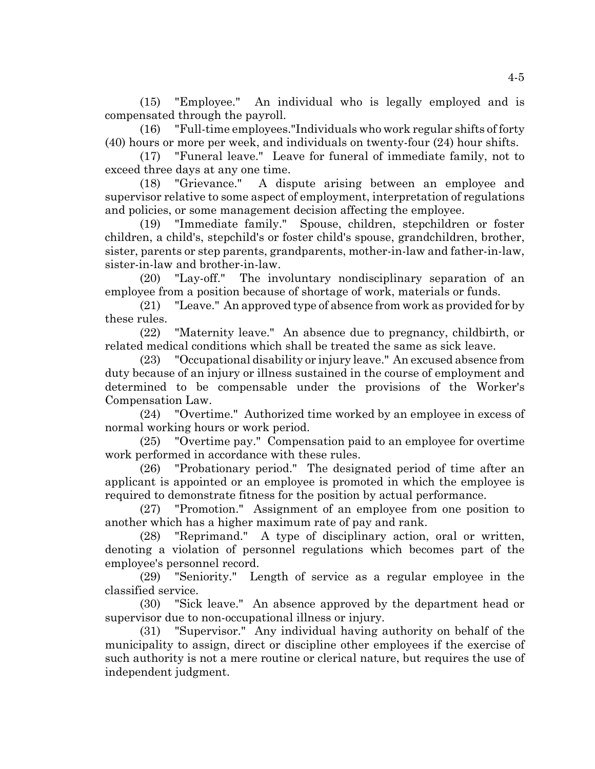(15) "Employee." An individual who is legally employed and is compensated through the payroll.

(16) "Full-time employees."Individuals who work regular shifts of forty (40) hours or more per week, and individuals on twenty-four (24) hour shifts.

(17) "Funeral leave." Leave for funeral of immediate family, not to exceed three days at any one time.

(18) "Grievance." A dispute arising between an employee and supervisor relative to some aspect of employment, interpretation of regulations and policies, or some management decision affecting the employee.

(19) "Immediate family." Spouse, children, stepchildren or foster children, a child's, stepchild's or foster child's spouse, grandchildren, brother, sister, parents or step parents, grandparents, mother-in-law and father-in-law, sister-in-law and brother-in-law.

(20) "Lay-off." The involuntary nondisciplinary separation of an employee from a position because of shortage of work, materials or funds.

(21) "Leave." An approved type of absence from work as provided for by these rules.

(22) "Maternity leave." An absence due to pregnancy, childbirth, or related medical conditions which shall be treated the same as sick leave.

(23) "Occupational disability or injury leave." An excused absence from duty because of an injury or illness sustained in the course of employment and determined to be compensable under the provisions of the Worker's Compensation Law.

(24) "Overtime." Authorized time worked by an employee in excess of normal working hours or work period.

(25) "Overtime pay." Compensation paid to an employee for overtime work performed in accordance with these rules.

(26) "Probationary period." The designated period of time after an applicant is appointed or an employee is promoted in which the employee is required to demonstrate fitness for the position by actual performance.

(27) "Promotion." Assignment of an employee from one position to another which has a higher maximum rate of pay and rank.

(28) "Reprimand." A type of disciplinary action, oral or written, denoting a violation of personnel regulations which becomes part of the employee's personnel record.

(29) "Seniority." Length of service as a regular employee in the classified service.

(30) "Sick leave." An absence approved by the department head or supervisor due to non-occupational illness or injury.

(31) "Supervisor." Any individual having authority on behalf of the municipality to assign, direct or discipline other employees if the exercise of such authority is not a mere routine or clerical nature, but requires the use of independent judgment.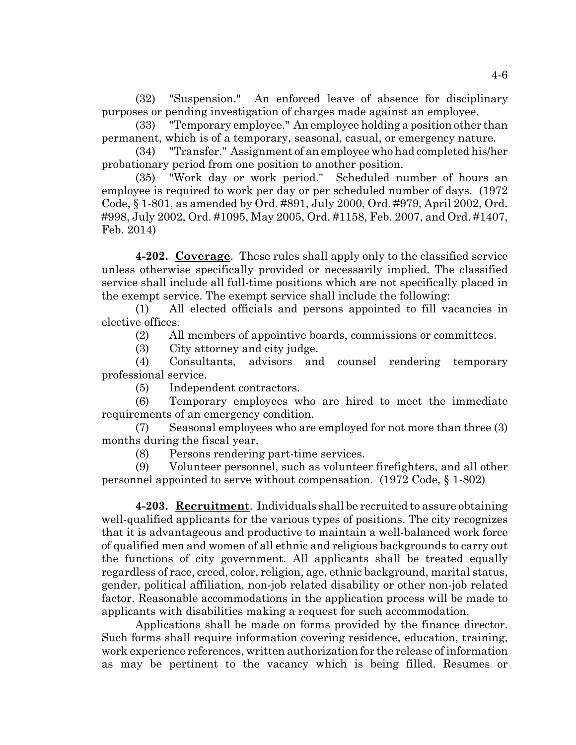(32) "Suspension." An enforced leave of absence for disciplinary purposes or pending investigation of charges made against an employee.

(33) "Temporary employee." An employee holding a position other than permanent, which is of a temporary, seasonal, casual, or emergency nature.

(34) "Transfer." Assignment of an employee who had completed his/her probationary period from one position to another position.

(35) "Work day or work period." Scheduled number of hours an employee is required to work per day or per scheduled number of days. (1972 Code, § 1-801, as amended by Ord. #891, July 2000, Ord. #979, April 2002, Ord. #998, July 2002, Ord. #1095, May 2005, Ord. #1158, Feb. 2007, and Ord. #1407, Feb. 2014)

**4-202. Coverage**. These rules shall apply only to the classified service unless otherwise specifically provided or necessarily implied. The classified service shall include all full-time positions which are not specifically placed in the exempt service. The exempt service shall include the following:

(1) All elected officials and persons appointed to fill vacancies in elective offices.

(2) All members of appointive boards, commissions or committees.

(3) City attorney and city judge.

(4) Consultants, advisors and counsel rendering temporary professional service.

(5) Independent contractors.

(6) Temporary employees who are hired to meet the immediate requirements of an emergency condition.

(7) Seasonal employees who are employed for not more than three (3) months during the fiscal year.

(8) Persons rendering part-time services.

(9) Volunteer personnel, such as volunteer firefighters, and all other personnel appointed to serve without compensation. (1972 Code, § 1-802)

**4-203. Recruitment**. Individuals shall be recruited to assure obtaining well-qualified applicants for the various types of positions. The city recognizes that it is advantageous and productive to maintain a well-balanced work force of qualified men and women of all ethnic and religious backgrounds to carry out the functions of city government. All applicants shall be treated equally regardless of race, creed, color, religion, age, ethnic background, marital status, gender, political affiliation, non-job related disability or other non-job related factor. Reasonable accommodations in the application process will be made to applicants with disabilities making a request for such accommodation.

Applications shall be made on forms provided by the finance director. Such forms shall require information covering residence, education, training, work experience references, written authorization for the release of information as may be pertinent to the vacancy which is being filled. Resumes or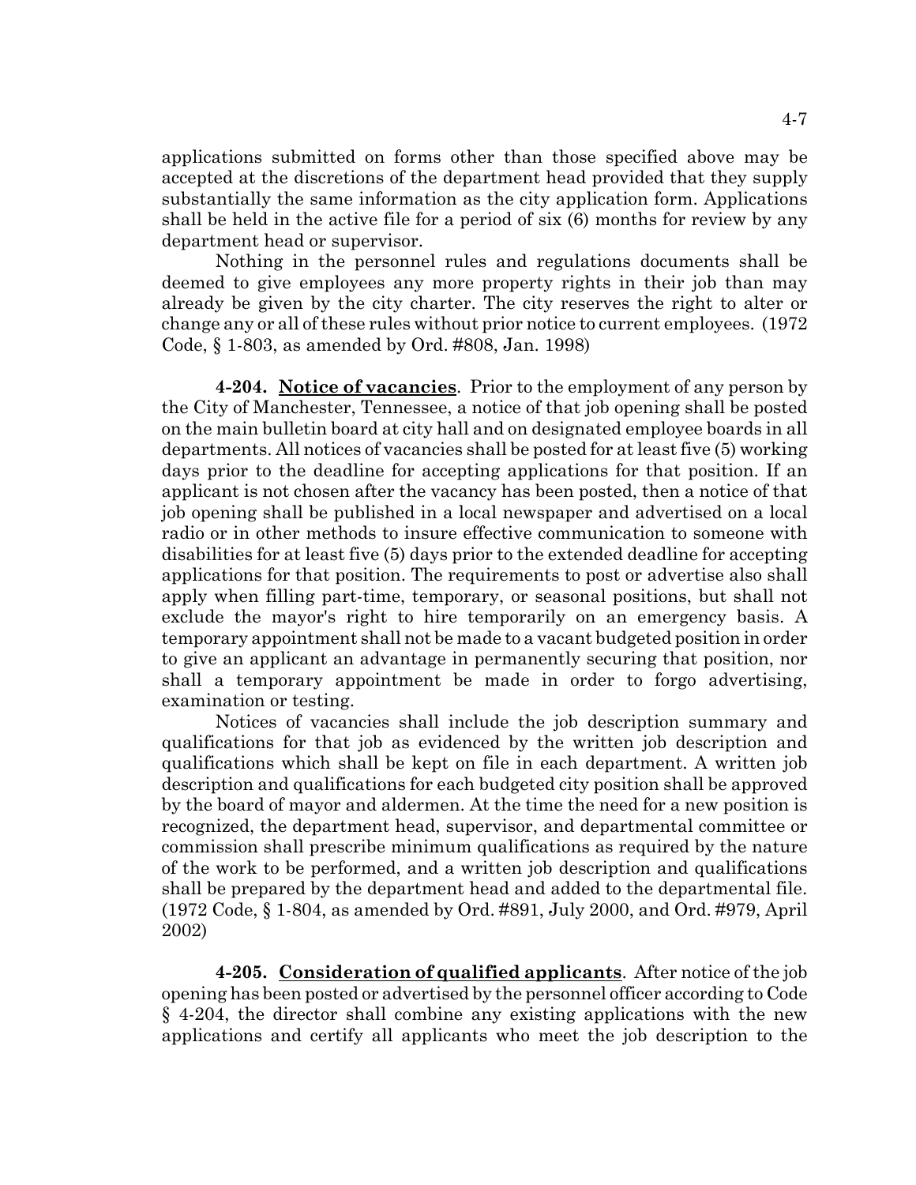applications submitted on forms other than those specified above may be accepted at the discretions of the department head provided that they supply substantially the same information as the city application form. Applications shall be held in the active file for a period of six (6) months for review by any department head or supervisor.

Nothing in the personnel rules and regulations documents shall be deemed to give employees any more property rights in their job than may already be given by the city charter. The city reserves the right to alter or change any or all of these rules without prior notice to current employees. (1972 Code, § 1-803, as amended by Ord. #808, Jan. 1998)

**4-204. Notice of vacancies**. Prior to the employment of any person by the City of Manchester, Tennessee, a notice of that job opening shall be posted on the main bulletin board at city hall and on designated employee boards in all departments. All notices of vacancies shall be posted for at least five (5) working days prior to the deadline for accepting applications for that position. If an applicant is not chosen after the vacancy has been posted, then a notice of that job opening shall be published in a local newspaper and advertised on a local radio or in other methods to insure effective communication to someone with disabilities for at least five (5) days prior to the extended deadline for accepting applications for that position. The requirements to post or advertise also shall apply when filling part-time, temporary, or seasonal positions, but shall not exclude the mayor's right to hire temporarily on an emergency basis. A temporary appointment shall not be made to a vacant budgeted position in order to give an applicant an advantage in permanently securing that position, nor shall a temporary appointment be made in order to forgo advertising, examination or testing.

Notices of vacancies shall include the job description summary and qualifications for that job as evidenced by the written job description and qualifications which shall be kept on file in each department. A written job description and qualifications for each budgeted city position shall be approved by the board of mayor and aldermen. At the time the need for a new position is recognized, the department head, supervisor, and departmental committee or commission shall prescribe minimum qualifications as required by the nature of the work to be performed, and a written job description and qualifications shall be prepared by the department head and added to the departmental file. (1972 Code, § 1-804, as amended by Ord. #891, July 2000, and Ord. #979, April 2002)

**4-205. Consideration of qualified applicants**. After notice of the job opening has been posted or advertised by the personnel officer according to Code § 4-204, the director shall combine any existing applications with the new applications and certify all applicants who meet the job description to the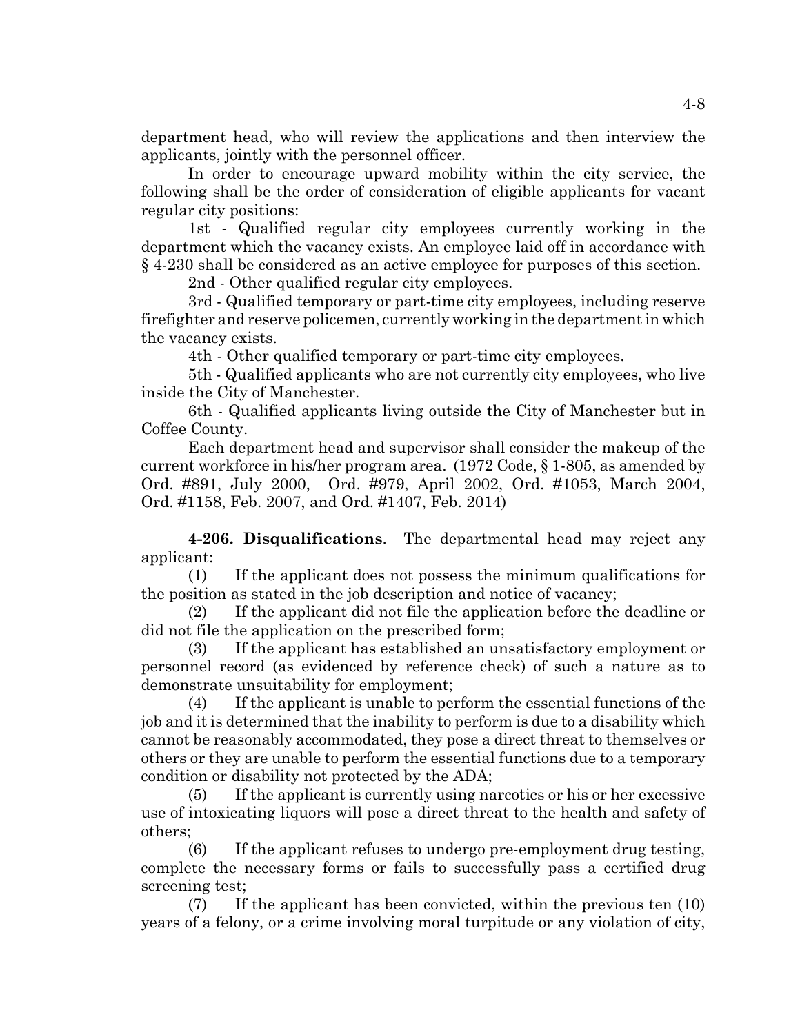department head, who will review the applications and then interview the applicants, jointly with the personnel officer.

In order to encourage upward mobility within the city service, the following shall be the order of consideration of eligible applicants for vacant regular city positions:

1st - Qualified regular city employees currently working in the department which the vacancy exists. An employee laid off in accordance with § 4-230 shall be considered as an active employee for purposes of this section.

2nd - Other qualified regular city employees.

3rd - Qualified temporary or part-time city employees, including reserve firefighter and reserve policemen, currently working in the department in which the vacancy exists.

4th - Other qualified temporary or part-time city employees.

5th - Qualified applicants who are not currently city employees, who live inside the City of Manchester.

6th - Qualified applicants living outside the City of Manchester but in Coffee County.

Each department head and supervisor shall consider the makeup of the current workforce in his/her program area. (1972 Code, § 1-805, as amended by Ord. #891, July 2000, Ord. #979, April 2002, Ord. #1053, March 2004, Ord. #1158, Feb. 2007, and Ord. #1407, Feb. 2014)

**4-206. Disqualifications**. The departmental head may reject any applicant:

(1) If the applicant does not possess the minimum qualifications for the position as stated in the job description and notice of vacancy;

(2) If the applicant did not file the application before the deadline or did not file the application on the prescribed form;

(3) If the applicant has established an unsatisfactory employment or personnel record (as evidenced by reference check) of such a nature as to demonstrate unsuitability for employment;

(4) If the applicant is unable to perform the essential functions of the job and it is determined that the inability to perform is due to a disability which cannot be reasonably accommodated, they pose a direct threat to themselves or others or they are unable to perform the essential functions due to a temporary condition or disability not protected by the ADA;

(5) If the applicant is currently using narcotics or his or her excessive use of intoxicating liquors will pose a direct threat to the health and safety of others;

(6) If the applicant refuses to undergo pre-employment drug testing, complete the necessary forms or fails to successfully pass a certified drug screening test;

(7) If the applicant has been convicted, within the previous ten (10) years of a felony, or a crime involving moral turpitude or any violation of city,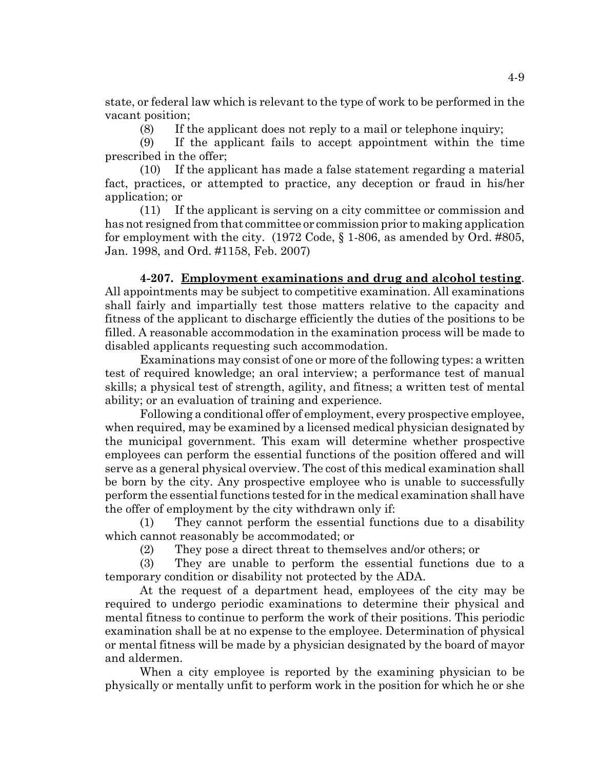state, or federal law which is relevant to the type of work to be performed in the vacant position;

(8) If the applicant does not reply to a mail or telephone inquiry;

(9) If the applicant fails to accept appointment within the time prescribed in the offer;

(10) If the applicant has made a false statement regarding a material fact, practices, or attempted to practice, any deception or fraud in his/her application; or

(11) If the applicant is serving on a city committee or commission and has not resigned from that committee or commission prior to making application for employment with the city. (1972 Code, § 1-806, as amended by Ord. #805, Jan. 1998, and Ord. #1158, Feb. 2007)

**4-207. Employment examinations and drug and alcohol testing**. All appointments may be subject to competitive examination. All examinations shall fairly and impartially test those matters relative to the capacity and fitness of the applicant to discharge efficiently the duties of the positions to be filled. A reasonable accommodation in the examination process will be made to disabled applicants requesting such accommodation.

Examinations may consist of one or more of the following types: a written test of required knowledge; an oral interview; a performance test of manual skills; a physical test of strength, agility, and fitness; a written test of mental ability; or an evaluation of training and experience.

Following a conditional offer of employment, every prospective employee, when required, may be examined by a licensed medical physician designated by the municipal government. This exam will determine whether prospective employees can perform the essential functions of the position offered and will serve as a general physical overview. The cost of this medical examination shall be born by the city. Any prospective employee who is unable to successfully perform the essential functions tested for in the medical examination shall have the offer of employment by the city withdrawn only if:

(1) They cannot perform the essential functions due to a disability which cannot reasonably be accommodated; or

(2) They pose a direct threat to themselves and/or others; or

(3) They are unable to perform the essential functions due to a temporary condition or disability not protected by the ADA.

At the request of a department head, employees of the city may be required to undergo periodic examinations to determine their physical and mental fitness to continue to perform the work of their positions. This periodic examination shall be at no expense to the employee. Determination of physical or mental fitness will be made by a physician designated by the board of mayor and aldermen.

When a city employee is reported by the examining physician to be physically or mentally unfit to perform work in the position for which he or she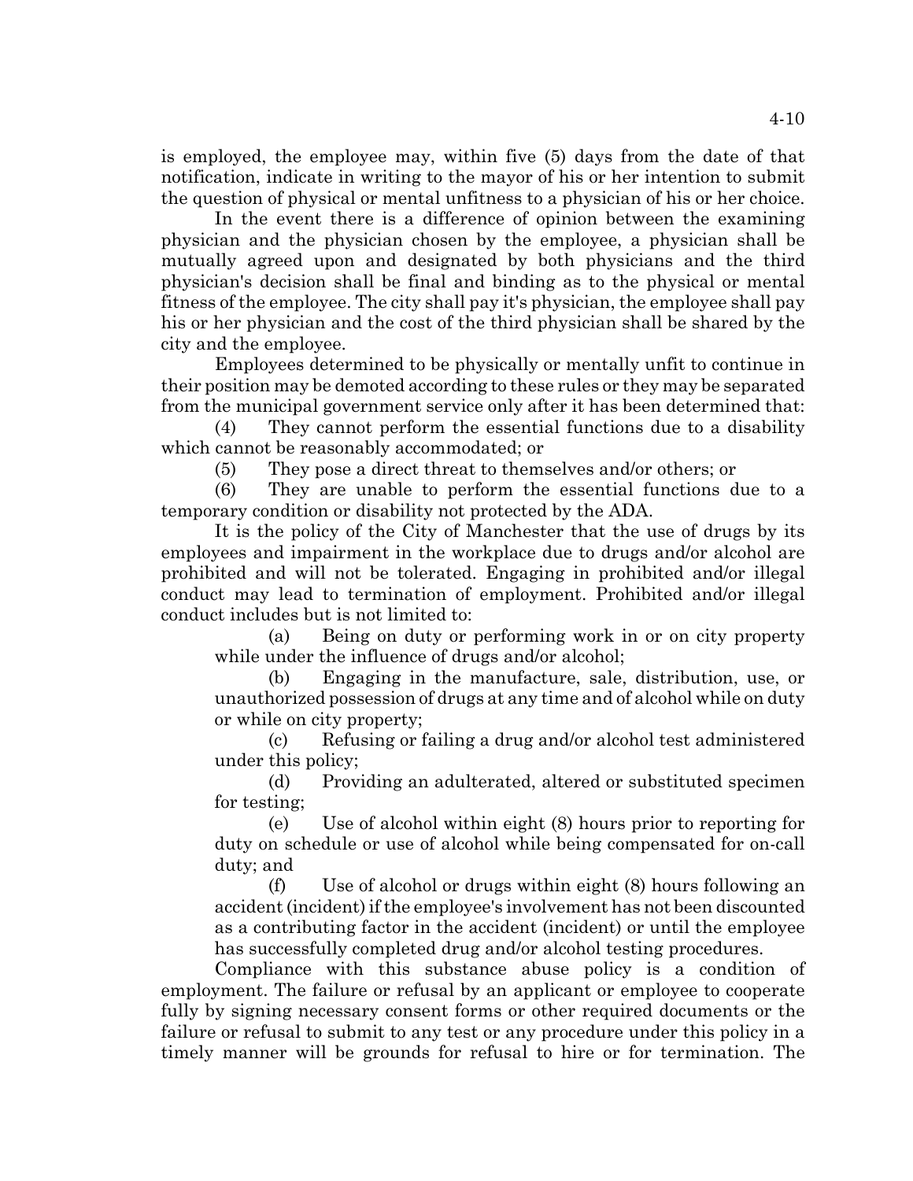is employed, the employee may, within five (5) days from the date of that notification, indicate in writing to the mayor of his or her intention to submit the question of physical or mental unfitness to a physician of his or her choice.

In the event there is a difference of opinion between the examining physician and the physician chosen by the employee, a physician shall be mutually agreed upon and designated by both physicians and the third physician's decision shall be final and binding as to the physical or mental fitness of the employee. The city shall pay it's physician, the employee shall pay his or her physician and the cost of the third physician shall be shared by the city and the employee.

Employees determined to be physically or mentally unfit to continue in their position may be demoted according to these rules or they may be separated from the municipal government service only after it has been determined that:

(4) They cannot perform the essential functions due to a disability which cannot be reasonably accommodated; or

(5) They pose a direct threat to themselves and/or others; or

(6) They are unable to perform the essential functions due to a temporary condition or disability not protected by the ADA.

It is the policy of the City of Manchester that the use of drugs by its employees and impairment in the workplace due to drugs and/or alcohol are prohibited and will not be tolerated. Engaging in prohibited and/or illegal conduct may lead to termination of employment. Prohibited and/or illegal conduct includes but is not limited to:

(a) Being on duty or performing work in or on city property while under the influence of drugs and/or alcohol;

(b) Engaging in the manufacture, sale, distribution, use, or unauthorized possession of drugs at any time and of alcohol while on duty or while on city property;

(c) Refusing or failing a drug and/or alcohol test administered under this policy;

(d) Providing an adulterated, altered or substituted specimen for testing;

(e) Use of alcohol within eight (8) hours prior to reporting for duty on schedule or use of alcohol while being compensated for on-call duty; and

(f) Use of alcohol or drugs within eight (8) hours following an accident (incident) if the employee's involvement has not been discounted as a contributing factor in the accident (incident) or until the employee has successfully completed drug and/or alcohol testing procedures.

Compliance with this substance abuse policy is a condition of employment. The failure or refusal by an applicant or employee to cooperate fully by signing necessary consent forms or other required documents or the failure or refusal to submit to any test or any procedure under this policy in a timely manner will be grounds for refusal to hire or for termination. The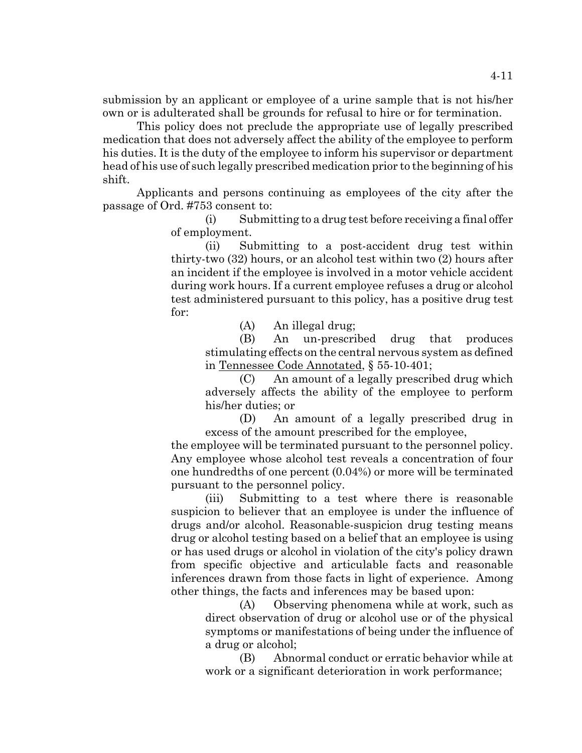submission by an applicant or employee of a urine sample that is not his/her own or is adulterated shall be grounds for refusal to hire or for termination.

This policy does not preclude the appropriate use of legally prescribed medication that does not adversely affect the ability of the employee to perform his duties. It is the duty of the employee to inform his supervisor or department head of his use of such legally prescribed medication prior to the beginning of his shift.

Applicants and persons continuing as employees of the city after the passage of Ord. #753 consent to:

(i) Submitting to a drug test before receiving a final offer of employment.

(ii) Submitting to a post-accident drug test within thirty-two (32) hours, or an alcohol test within two (2) hours after an incident if the employee is involved in a motor vehicle accident during work hours. If a current employee refuses a drug or alcohol test administered pursuant to this policy, has a positive drug test for:

(A) An illegal drug;

(B) An un-prescribed drug that produces stimulating effects on the central nervous system as defined in Tennessee Code Annotated, § 55-10-401;

(C) An amount of a legally prescribed drug which adversely affects the ability of the employee to perform his/her duties; or

(D) An amount of a legally prescribed drug in excess of the amount prescribed for the employee,

the employee will be terminated pursuant to the personnel policy. Any employee whose alcohol test reveals a concentration of four one hundredths of one percent (0.04%) or more will be terminated pursuant to the personnel policy.

(iii) Submitting to a test where there is reasonable suspicion to believer that an employee is under the influence of drugs and/or alcohol. Reasonable-suspicion drug testing means drug or alcohol testing based on a belief that an employee is using or has used drugs or alcohol in violation of the city's policy drawn from specific objective and articulable facts and reasonable inferences drawn from those facts in light of experience. Among other things, the facts and inferences may be based upon:

(A) Observing phenomena while at work, such as direct observation of drug or alcohol use or of the physical symptoms or manifestations of being under the influence of a drug or alcohol;

(B) Abnormal conduct or erratic behavior while at work or a significant deterioration in work performance;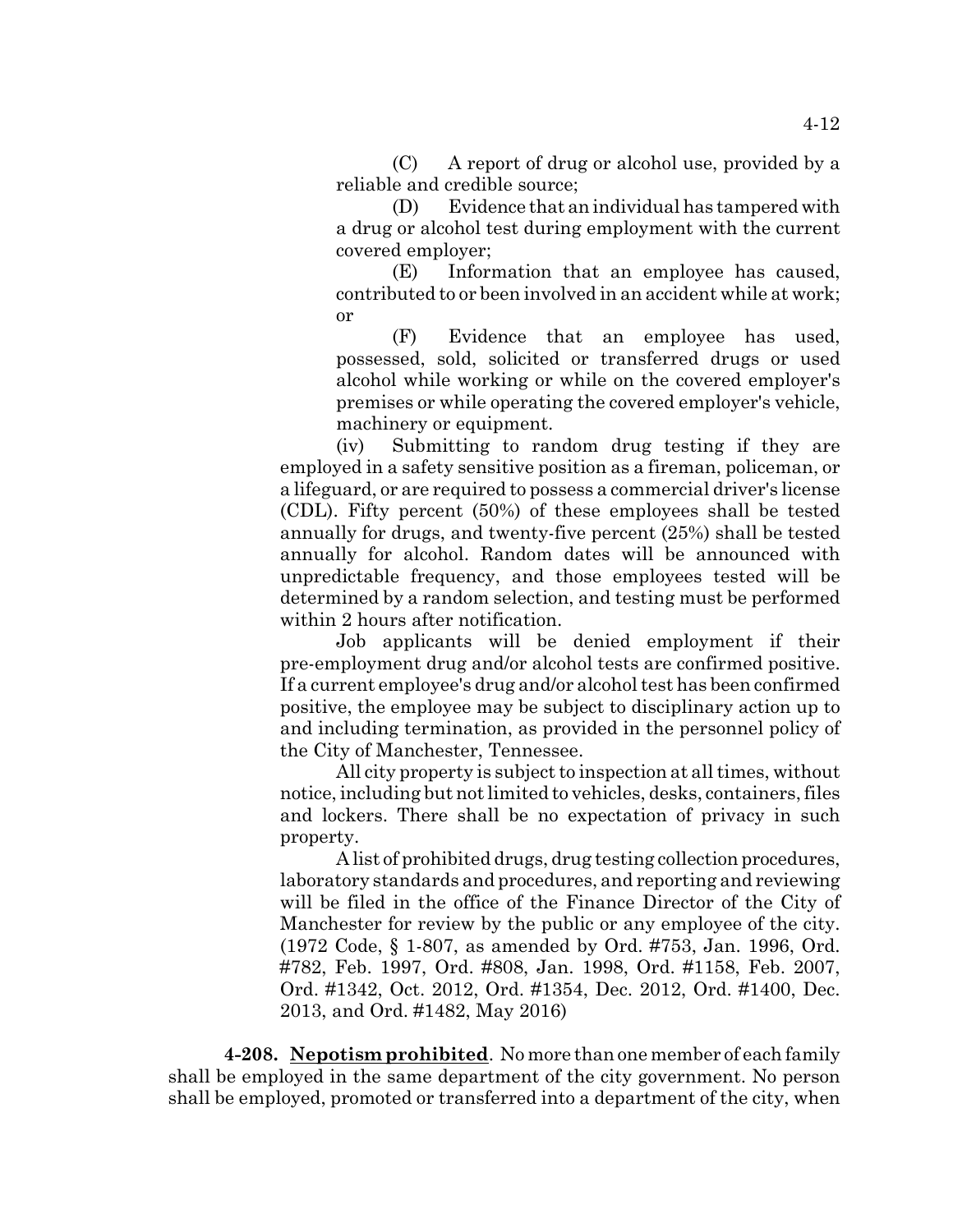(C) A report of drug or alcohol use, provided by a reliable and credible source;

(D) Evidence that an individual has tampered with a drug or alcohol test during employment with the current covered employer;

(E) Information that an employee has caused, contributed to or been involved in an accident while at work; or

(F) Evidence that an employee has used, possessed, sold, solicited or transferred drugs or used alcohol while working or while on the covered employer's premises or while operating the covered employer's vehicle, machinery or equipment.

(iv) Submitting to random drug testing if they are employed in a safety sensitive position as a fireman, policeman, or a lifeguard, or are required to possess a commercial driver's license (CDL). Fifty percent (50%) of these employees shall be tested annually for drugs, and twenty-five percent (25%) shall be tested annually for alcohol. Random dates will be announced with unpredictable frequency, and those employees tested will be determined by a random selection, and testing must be performed within 2 hours after notification.

Job applicants will be denied employment if their pre-employment drug and/or alcohol tests are confirmed positive. If a current employee's drug and/or alcohol test has been confirmed positive, the employee may be subject to disciplinary action up to and including termination, as provided in the personnel policy of the City of Manchester, Tennessee.

All city property is subject to inspection at all times, without notice, including but not limited to vehicles, desks, containers, files and lockers. There shall be no expectation of privacy in such property.

A list of prohibited drugs, drug testing collection procedures, laboratory standards and procedures, and reporting and reviewing will be filed in the office of the Finance Director of the City of Manchester for review by the public or any employee of the city. (1972 Code, § 1-807, as amended by Ord. #753, Jan. 1996, Ord. #782, Feb. 1997, Ord. #808, Jan. 1998, Ord. #1158, Feb. 2007, Ord. #1342, Oct. 2012, Ord. #1354, Dec. 2012, Ord. #1400, Dec. 2013, and Ord. #1482, May 2016)

**4-208. Nepotism prohibited**. No more than one member of each family shall be employed in the same department of the city government. No person shall be employed, promoted or transferred into a department of the city, when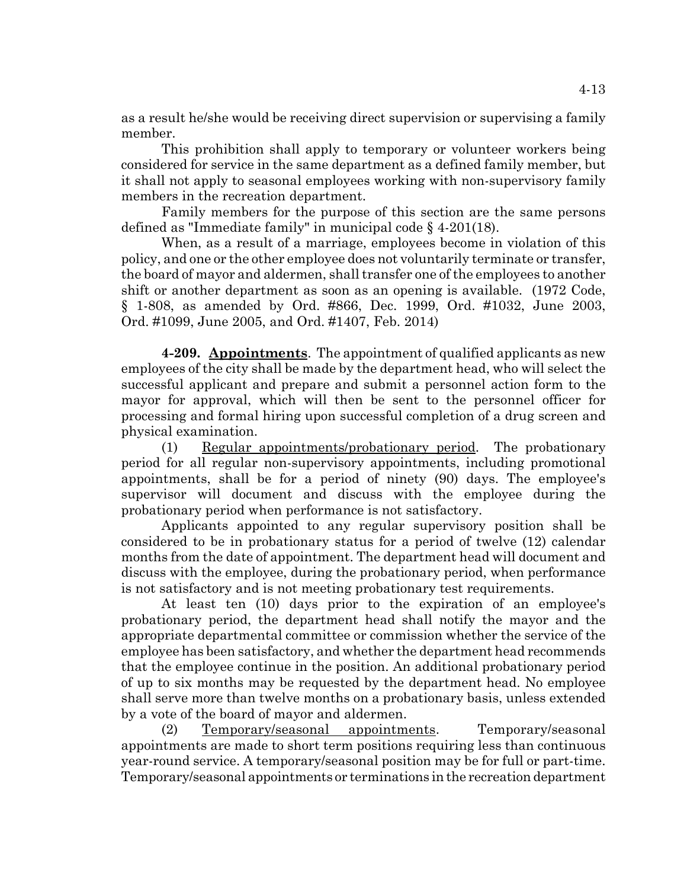as a result he/she would be receiving direct supervision or supervising a family member.

This prohibition shall apply to temporary or volunteer workers being considered for service in the same department as a defined family member, but it shall not apply to seasonal employees working with non-supervisory family members in the recreation department.

Family members for the purpose of this section are the same persons defined as "Immediate family" in municipal code § 4-201(18).

When, as a result of a marriage, employees become in violation of this policy, and one or the other employee does not voluntarily terminate or transfer, the board of mayor and aldermen, shall transfer one of the employees to another shift or another department as soon as an opening is available. (1972 Code, § 1-808, as amended by Ord. #866, Dec. 1999, Ord. #1032, June 2003, Ord. #1099, June 2005, and Ord. #1407, Feb. 2014)

**4-209. Appointments**. The appointment of qualified applicants as new employees of the city shall be made by the department head, who will select the successful applicant and prepare and submit a personnel action form to the mayor for approval, which will then be sent to the personnel officer for processing and formal hiring upon successful completion of a drug screen and physical examination.

(1) Regular appointments/probationary period. The probationary period for all regular non-supervisory appointments, including promotional appointments, shall be for a period of ninety (90) days. The employee's supervisor will document and discuss with the employee during the probationary period when performance is not satisfactory.

Applicants appointed to any regular supervisory position shall be considered to be in probationary status for a period of twelve (12) calendar months from the date of appointment. The department head will document and discuss with the employee, during the probationary period, when performance is not satisfactory and is not meeting probationary test requirements.

At least ten (10) days prior to the expiration of an employee's probationary period, the department head shall notify the mayor and the appropriate departmental committee or commission whether the service of the employee has been satisfactory, and whether the department head recommends that the employee continue in the position. An additional probationary period of up to six months may be requested by the department head. No employee shall serve more than twelve months on a probationary basis, unless extended by a vote of the board of mayor and aldermen.

(2) Temporary/seasonal appointments. Temporary/seasonal appointments are made to short term positions requiring less than continuous year-round service. A temporary/seasonal position may be for full or part-time. Temporary/seasonal appointments or terminations in the recreation department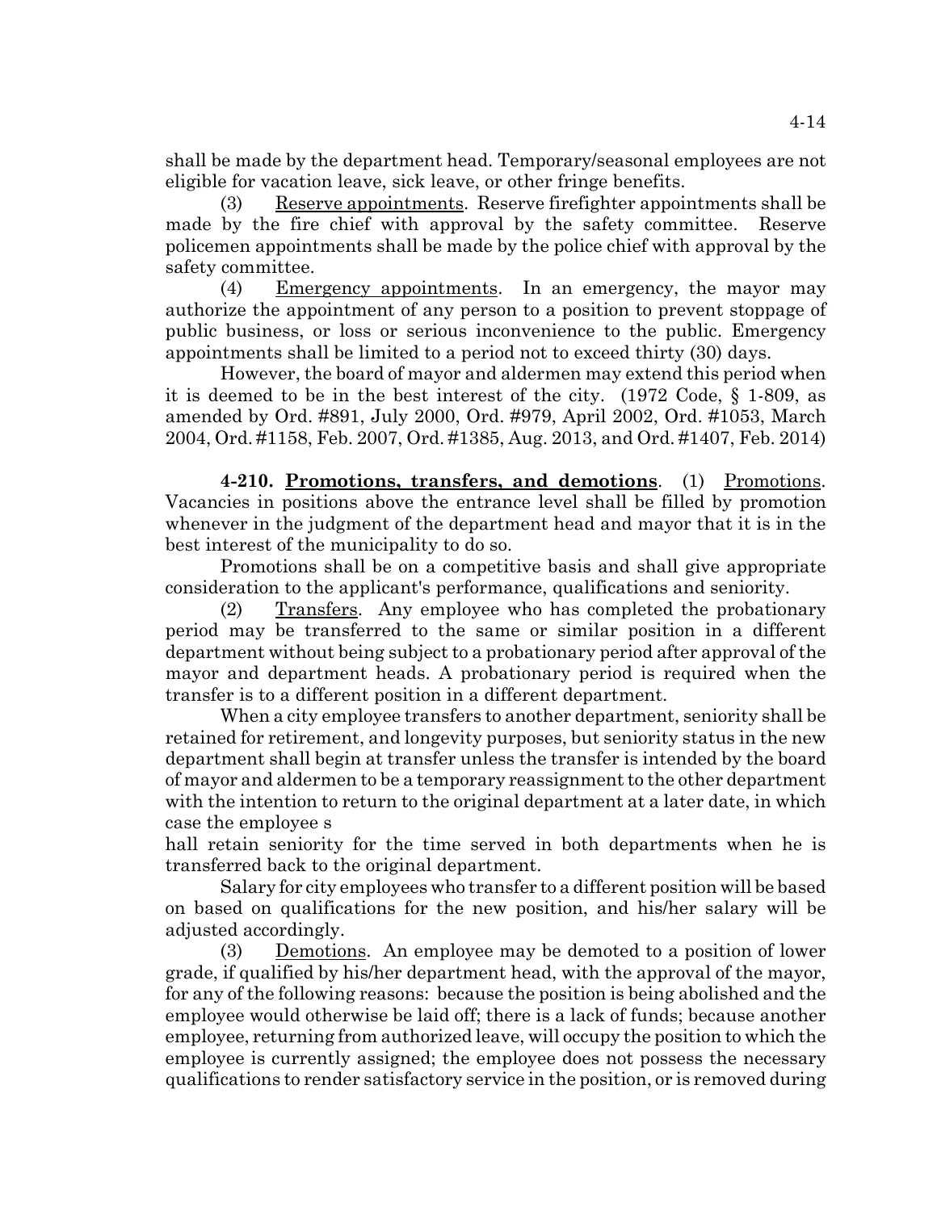shall be made by the department head. Temporary/seasonal employees are not eligible for vacation leave, sick leave, or other fringe benefits.

(3) Reserve appointments. Reserve firefighter appointments shall be made by the fire chief with approval by the safety committee. Reserve policemen appointments shall be made by the police chief with approval by the safety committee.

(4) Emergency appointments. In an emergency, the mayor may authorize the appointment of any person to a position to prevent stoppage of public business, or loss or serious inconvenience to the public. Emergency appointments shall be limited to a period not to exceed thirty (30) days.

However, the board of mayor and aldermen may extend this period when it is deemed to be in the best interest of the city. (1972 Code, § 1-809, as amended by Ord. #891, July 2000, Ord. #979, April 2002, Ord. #1053, March 2004, Ord. #1158, Feb. 2007, Ord. #1385, Aug. 2013, and Ord. #1407, Feb. 2014)

**4-210. Promotions, transfers, and demotions**. (1) Promotions. Vacancies in positions above the entrance level shall be filled by promotion whenever in the judgment of the department head and mayor that it is in the best interest of the municipality to do so.

Promotions shall be on a competitive basis and shall give appropriate consideration to the applicant's performance, qualifications and seniority.

(2) Transfers. Any employee who has completed the probationary period may be transferred to the same or similar position in a different department without being subject to a probationary period after approval of the mayor and department heads. A probationary period is required when the transfer is to a different position in a different department.

When a city employee transfers to another department, seniority shall be retained for retirement, and longevity purposes, but seniority status in the new department shall begin at transfer unless the transfer is intended by the board of mayor and aldermen to be a temporary reassignment to the other department with the intention to return to the original department at a later date, in which case the employee s
hall retain seniority for the time served in both departments when he is transferred back to the original department.

Salary for city employees who transfer to a different position will be based on based on qualifications for the new position, and his/her salary will be adjusted accordingly.

(3) Demotions. An employee may be demoted to a position of lower grade, if qualified by his/her department head, with the approval of the mayor, for any of the following reasons: because the position is being abolished and the employee would otherwise be laid off; there is a lack of funds; because another employee, returning from authorized leave, will occupy the position to which the employee is currently assigned; the employee does not possess the necessary qualifications to render satisfactory service in the position, or is removed during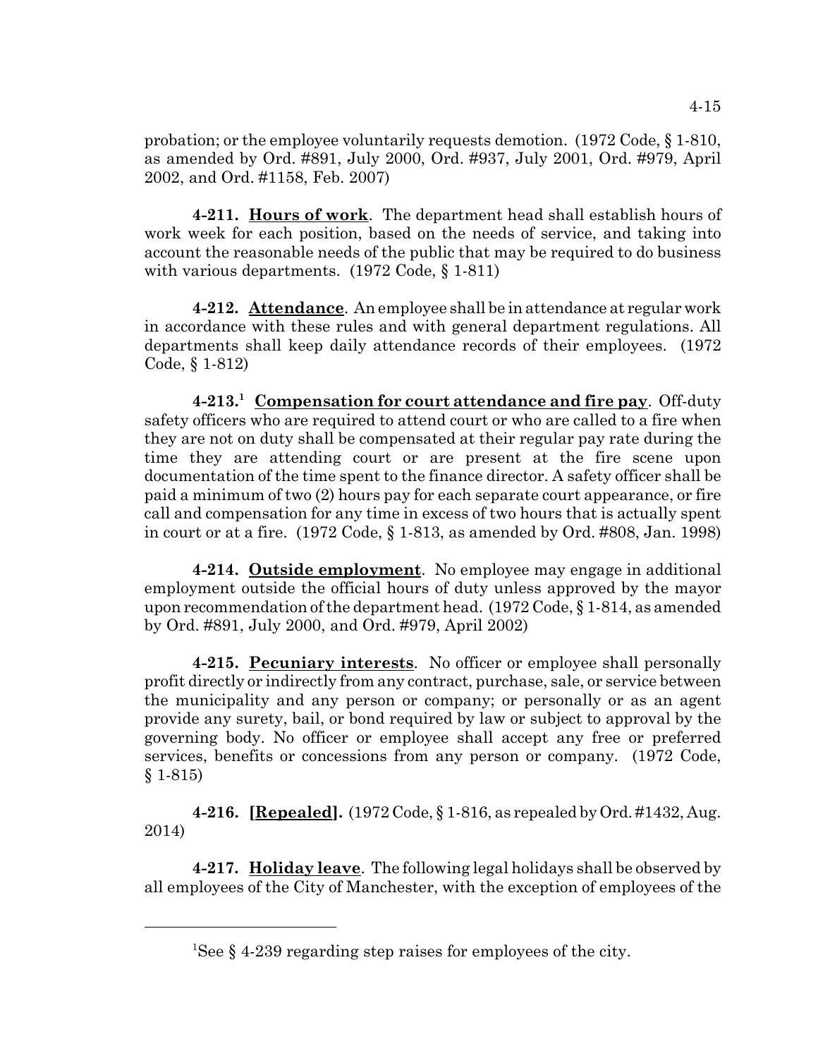probation; or the employee voluntarily requests demotion. (1972 Code, § 1-810, as amended by Ord. #891, July 2000, Ord. #937, July 2001, Ord. #979, April 2002, and Ord. #1158, Feb. 2007)

**4-211. Hours of work**. The department head shall establish hours of work week for each position, based on the needs of service, and taking into account the reasonable needs of the public that may be required to do business with various departments. (1972 Code, § 1-811)

**4-212. Attendance**. An employee shall be in attendance at regular work in accordance with these rules and with general department regulations. All departments shall keep daily attendance records of their employees. (1972 Code, § 1-812)

**4-213.[1] Compensation for court attendance and fire pay**. Off-duty safety officers who are required to attend court or who are called to a fire when they are not on duty shall be compensated at their regular pay rate during the time they are attending court or are present at the fire scene upon documentation of the time spent to the finance director. A safety officer shall be paid a minimum of two (2) hours pay for each separate court appearance, or fire call and compensation for any time in excess of two hours that is actually spent in court or at a fire. (1972 Code, § 1-813, as amended by Ord. #808, Jan. 1998)

**4-214. Outside employment**. No employee may engage in additional employment outside the official hours of duty unless approved by the mayor upon recommendation of the department head. (1972 Code, § 1-814, as amended by Ord. #891, July 2000, and Ord. #979, April 2002)

**4-215. Pecuniary interests**. No officer or employee shall personally profit directly or indirectly from any contract, purchase, sale, or service between the municipality and any person or company; or personally or as an agent provide any surety, bail, or bond required by law or subject to approval by the governing body. No officer or employee shall accept any free or preferred services, benefits or concessions from any person or company. (1972 Code, § 1-815)

**4-216. [Repealed].** (1972 Code, § 1-816, as repealed by Ord. #1432, Aug. 2014)

**4-217. Holiday leave**. The following legal holidays shall be observed by all employees of the City of Manchester, with the exception of employees of the

---

[1]See § 4-239 regarding step raises for employees of the city.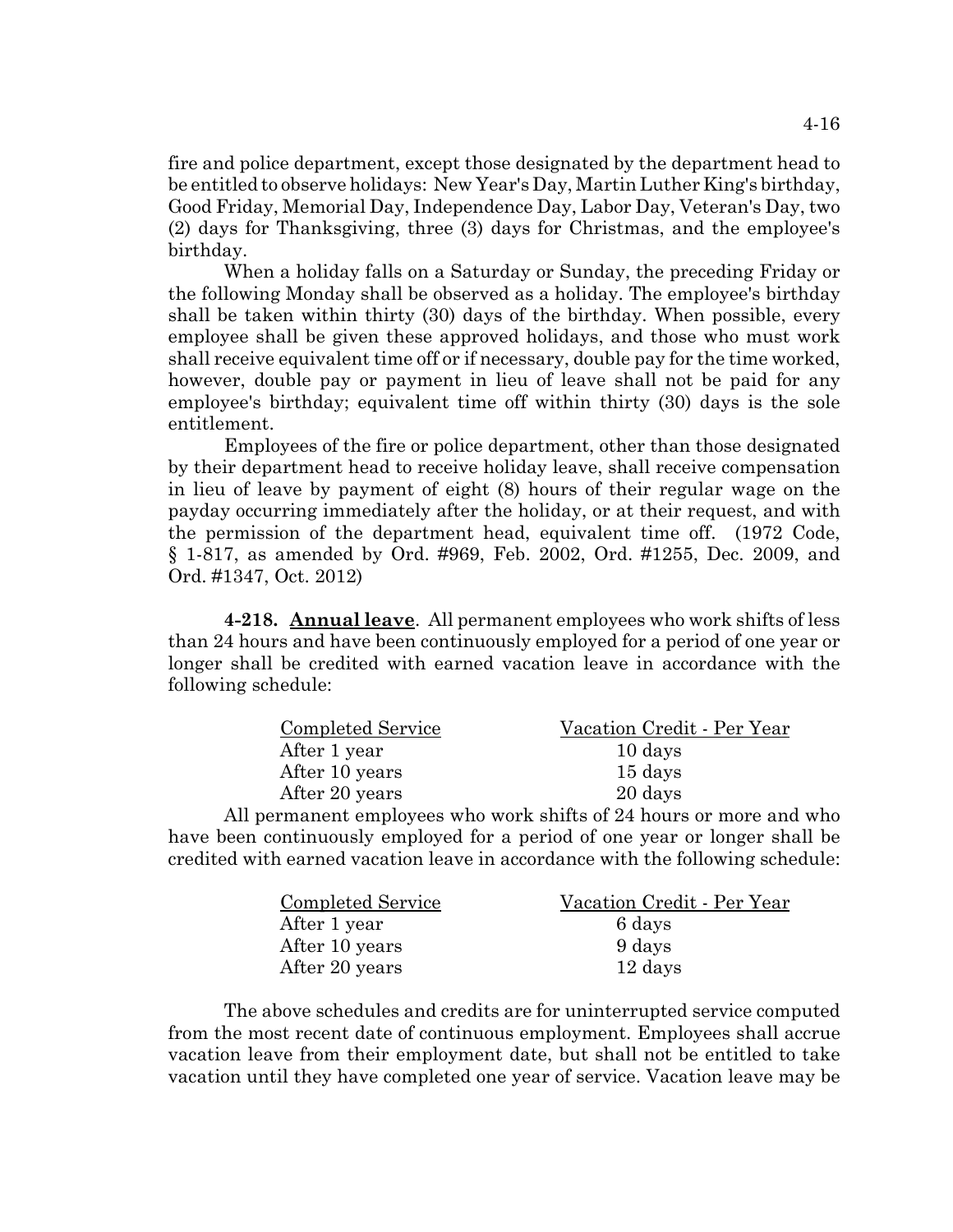fire and police department, except those designated by the department head to be entitled to observe holidays: New Year's Day, Martin Luther King's birthday, Good Friday, Memorial Day, Independence Day, Labor Day, Veteran's Day, two (2) days for Thanksgiving, three (3) days for Christmas, and the employee's birthday.

When a holiday falls on a Saturday or Sunday, the preceding Friday or the following Monday shall be observed as a holiday. The employee's birthday shall be taken within thirty (30) days of the birthday. When possible, every employee shall be given these approved holidays, and those who must work shall receive equivalent time off or if necessary, double pay for the time worked, however, double pay or payment in lieu of leave shall not be paid for any employee's birthday; equivalent time off within thirty (30) days is the sole entitlement.

Employees of the fire or police department, other than those designated by their department head to receive holiday leave, shall receive compensation in lieu of leave by payment of eight (8) hours of their regular wage on the payday occurring immediately after the holiday, or at their request, and with the permission of the department head, equivalent time off. (1972 Code, § 1-817, as amended by Ord. #969, Feb. 2002, Ord. #1255, Dec. 2009, and Ord. #1347, Oct. 2012)

**4-218. <u>Annual leave</u>**. All permanent employees who work shifts of less than 24 hours and have been continuously employed for a period of one year or longer shall be credited with earned vacation leave in accordance with the following schedule:

| Completed Service | Vacation Credit - Per Year |
|---|---|
| After 1 year | 10 days |
| After 10 years | 15 days |
| After 20 years | 20 days |

All permanent employees who work shifts of 24 hours or more and who have been continuously employed for a period of one year or longer shall be credited with earned vacation leave in accordance with the following schedule:

| Completed Service | Vacation Credit - Per Year |
|---|---|
| After 1 year | 6 days |
| After 10 years | 9 days |
| After 20 years | 12 days |

The above schedules and credits are for uninterrupted service computed from the most recent date of continuous employment. Employees shall accrue vacation leave from their employment date, but shall not be entitled to take vacation until they have completed one year of service. Vacation leave may be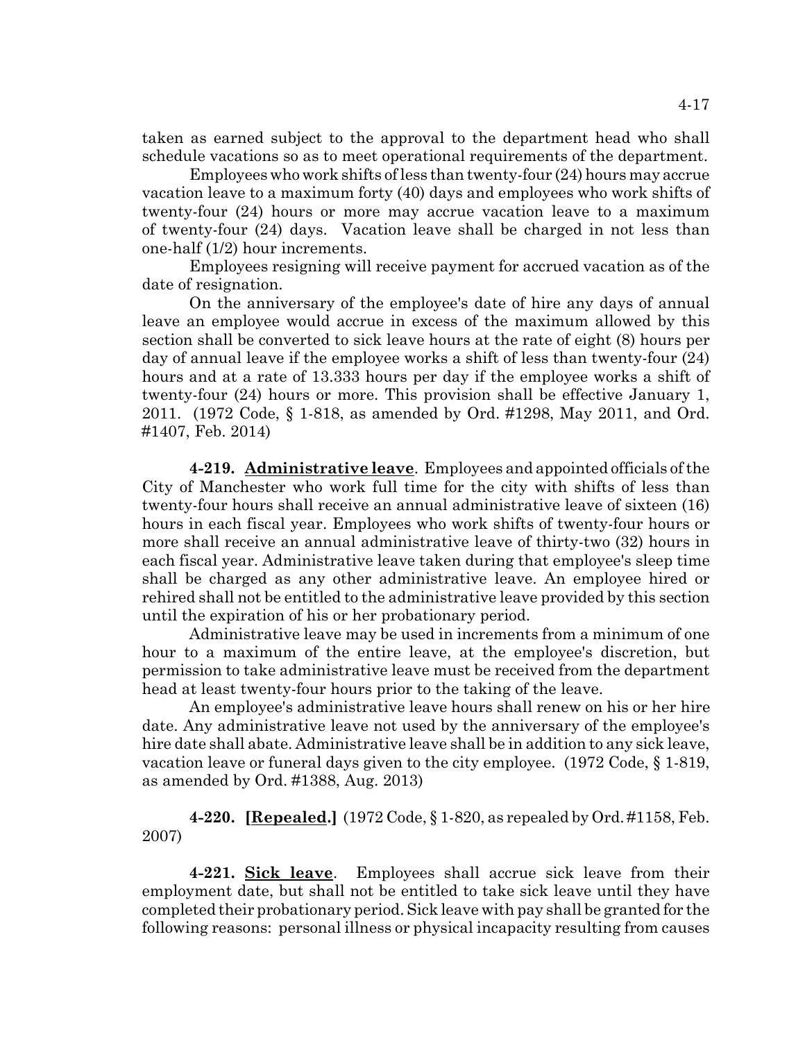taken as earned subject to the approval to the department head who shall schedule vacations so as to meet operational requirements of the department.

Employees who work shifts of less than twenty-four (24) hours may accrue vacation leave to a maximum forty (40) days and employees who work shifts of twenty-four (24) hours or more may accrue vacation leave to a maximum of twenty-four (24) days. Vacation leave shall be charged in not less than one-half (1/2) hour increments.

Employees resigning will receive payment for accrued vacation as of the date of resignation.

On the anniversary of the employee's date of hire any days of annual leave an employee would accrue in excess of the maximum allowed by this section shall be converted to sick leave hours at the rate of eight (8) hours per day of annual leave if the employee works a shift of less than twenty-four (24) hours and at a rate of 13.333 hours per day if the employee works a shift of twenty-four (24) hours or more. This provision shall be effective January 1, 2011. (1972 Code, § 1-818, as amended by Ord. #1298, May 2011, and Ord. #1407, Feb. 2014)

**4-219. Administrative leave**. Employees and appointed officials of the City of Manchester who work full time for the city with shifts of less than twenty-four hours shall receive an annual administrative leave of sixteen (16) hours in each fiscal year. Employees who work shifts of twenty-four hours or more shall receive an annual administrative leave of thirty-two (32) hours in each fiscal year. Administrative leave taken during that employee's sleep time shall be charged as any other administrative leave. An employee hired or rehired shall not be entitled to the administrative leave provided by this section until the expiration of his or her probationary period.

Administrative leave may be used in increments from a minimum of one hour to a maximum of the entire leave, at the employee's discretion, but permission to take administrative leave must be received from the department head at least twenty-four hours prior to the taking of the leave.

An employee's administrative leave hours shall renew on his or her hire date. Any administrative leave not used by the anniversary of the employee's hire date shall abate. Administrative leave shall be in addition to any sick leave, vacation leave or funeral days given to the city employee. (1972 Code, § 1-819, as amended by Ord. #1388, Aug. 2013)

**4-220. [Repealed.]** (1972 Code, § 1-820, as repealed by Ord. #1158, Feb. 2007)

**4-221. Sick leave**. Employees shall accrue sick leave from their employment date, but shall not be entitled to take sick leave until they have completed their probationary period. Sick leave with pay shall be granted for the following reasons: personal illness or physical incapacity resulting from causes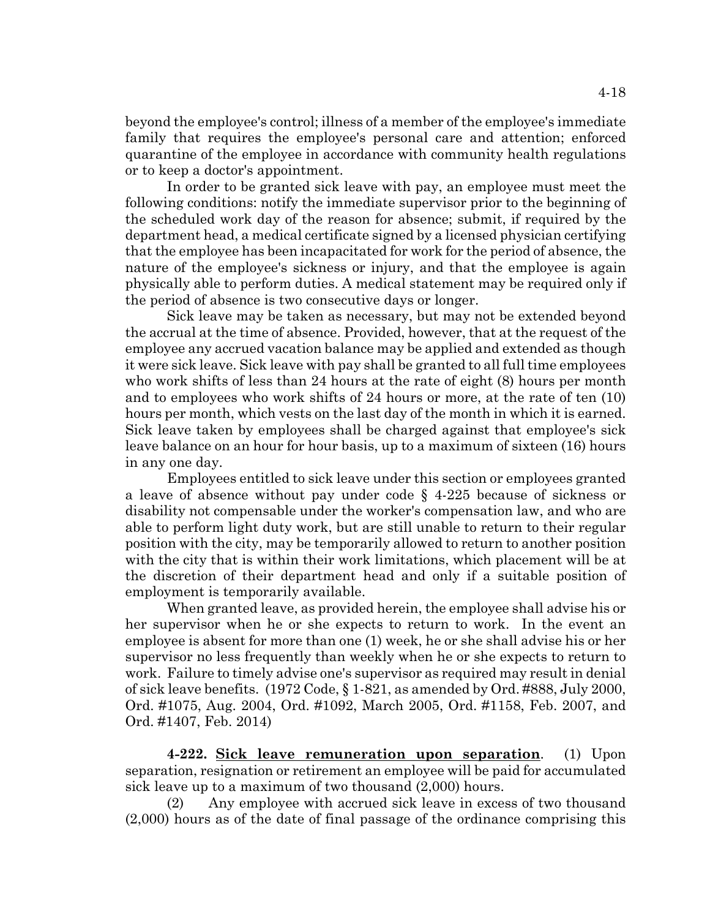beyond the employee's control; illness of a member of the employee's immediate family that requires the employee's personal care and attention; enforced quarantine of the employee in accordance with community health regulations or to keep a doctor's appointment.

In order to be granted sick leave with pay, an employee must meet the following conditions: notify the immediate supervisor prior to the beginning of the scheduled work day of the reason for absence; submit, if required by the department head, a medical certificate signed by a licensed physician certifying that the employee has been incapacitated for work for the period of absence, the nature of the employee's sickness or injury, and that the employee is again physically able to perform duties. A medical statement may be required only if the period of absence is two consecutive days or longer.

Sick leave may be taken as necessary, but may not be extended beyond the accrual at the time of absence. Provided, however, that at the request of the employee any accrued vacation balance may be applied and extended as though it were sick leave. Sick leave with pay shall be granted to all full time employees who work shifts of less than 24 hours at the rate of eight (8) hours per month and to employees who work shifts of 24 hours or more, at the rate of ten (10) hours per month, which vests on the last day of the month in which it is earned. Sick leave taken by employees shall be charged against that employee's sick leave balance on an hour for hour basis, up to a maximum of sixteen (16) hours in any one day.

Employees entitled to sick leave under this section or employees granted a leave of absence without pay under code § 4-225 because of sickness or disability not compensable under the worker's compensation law, and who are able to perform light duty work, but are still unable to return to their regular position with the city, may be temporarily allowed to return to another position with the city that is within their work limitations, which placement will be at the discretion of their department head and only if a suitable position of employment is temporarily available.

When granted leave, as provided herein, the employee shall advise his or her supervisor when he or she expects to return to work. In the event an employee is absent for more than one (1) week, he or she shall advise his or her supervisor no less frequently than weekly when he or she expects to return to work. Failure to timely advise one's supervisor as required may result in denial of sick leave benefits. (1972 Code, § 1-821, as amended by Ord. #888, July 2000, Ord. #1075, Aug. 2004, Ord. #1092, March 2005, Ord. #1158, Feb. 2007, and Ord. #1407, Feb. 2014)

**4-222. Sick leave remuneration upon separation**. (1) Upon separation, resignation or retirement an employee will be paid for accumulated sick leave up to a maximum of two thousand (2,000) hours.

(2) Any employee with accrued sick leave in excess of two thousand (2,000) hours as of the date of final passage of the ordinance comprising this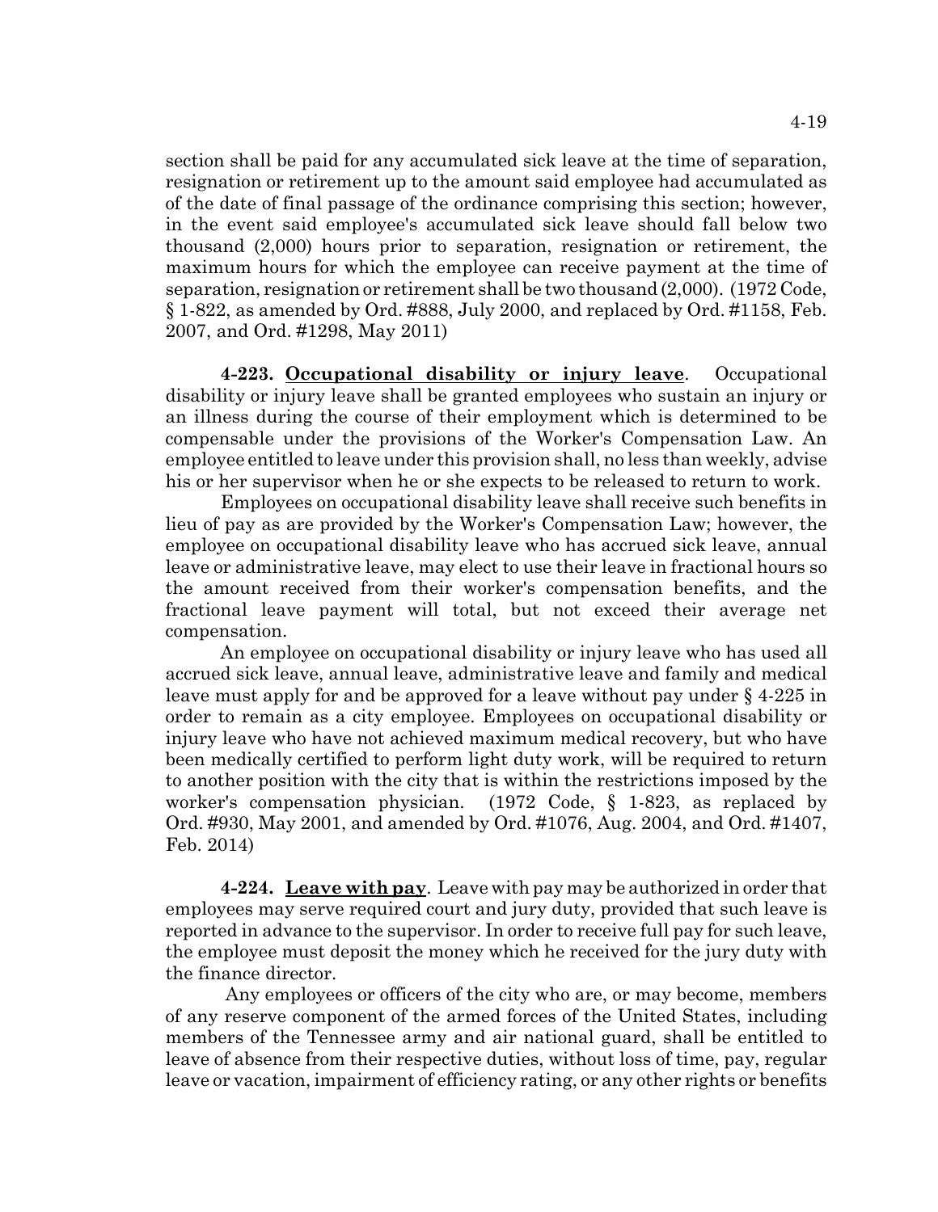section shall be paid for any accumulated sick leave at the time of separation, resignation or retirement up to the amount said employee had accumulated as of the date of final passage of the ordinance comprising this section; however, in the event said employee's accumulated sick leave should fall below two thousand (2,000) hours prior to separation, resignation or retirement, the maximum hours for which the employee can receive payment at the time of separation, resignation or retirement shall be two thousand (2,000). (1972 Code, § 1-822, as amended by Ord. #888, July 2000, and replaced by Ord. #1158, Feb. 2007, and Ord. #1298, May 2011)

**4-223. Occupational disability or injury leave**. Occupational disability or injury leave shall be granted employees who sustain an injury or an illness during the course of their employment which is determined to be compensable under the provisions of the Worker's Compensation Law. An employee entitled to leave under this provision shall, no less than weekly, advise his or her supervisor when he or she expects to be released to return to work.

Employees on occupational disability leave shall receive such benefits in lieu of pay as are provided by the Worker's Compensation Law; however, the employee on occupational disability leave who has accrued sick leave, annual leave or administrative leave, may elect to use their leave in fractional hours so the amount received from their worker's compensation benefits, and the fractional leave payment will total, but not exceed their average net compensation.

An employee on occupational disability or injury leave who has used all accrued sick leave, annual leave, administrative leave and family and medical leave must apply for and be approved for a leave without pay under § 4-225 in order to remain as a city employee. Employees on occupational disability or injury leave who have not achieved maximum medical recovery, but who have been medically certified to perform light duty work, will be required to return to another position with the city that is within the restrictions imposed by the worker's compensation physician. (1972 Code, § 1-823, as replaced by Ord. #930, May 2001, and amended by Ord. #1076, Aug. 2004, and Ord. #1407, Feb. 2014)

**4-224. Leave with pay**. Leave with pay may be authorized in order that employees may serve required court and jury duty, provided that such leave is reported in advance to the supervisor. In order to receive full pay for such leave, the employee must deposit the money which he received for the jury duty with the finance director.

Any employees or officers of the city who are, or may become, members of any reserve component of the armed forces of the United States, including members of the Tennessee army and air national guard, shall be entitled to leave of absence from their respective duties, without loss of time, pay, regular leave or vacation, impairment of efficiency rating, or any other rights or benefits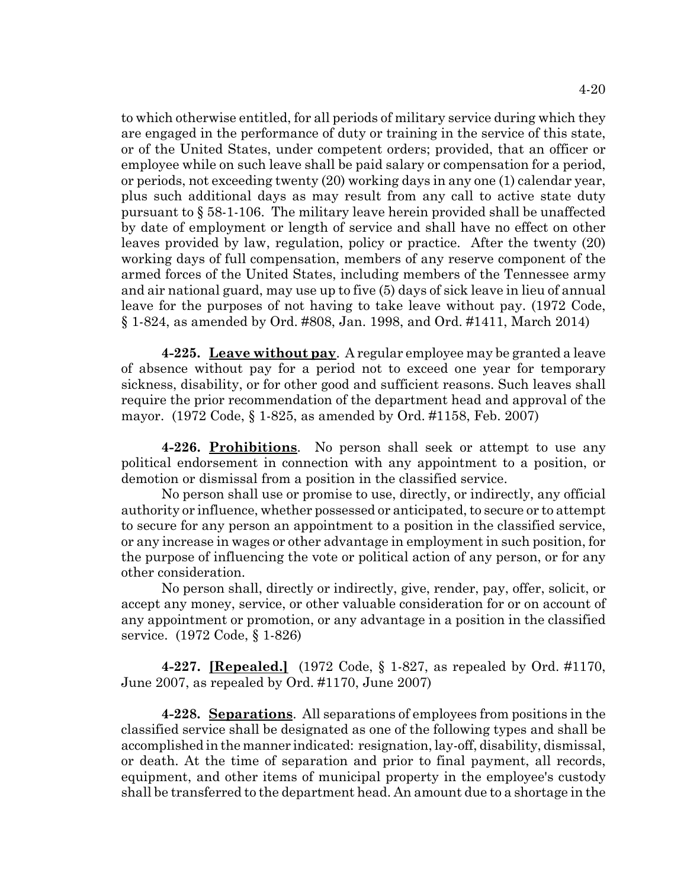to which otherwise entitled, for all periods of military service during which they are engaged in the performance of duty or training in the service of this state, or of the United States, under competent orders; provided, that an officer or employee while on such leave shall be paid salary or compensation for a period, or periods, not exceeding twenty (20) working days in any one (1) calendar year, plus such additional days as may result from any call to active state duty pursuant to § 58-1-106. The military leave herein provided shall be unaffected by date of employment or length of service and shall have no effect on other leaves provided by law, regulation, policy or practice. After the twenty (20) working days of full compensation, members of any reserve component of the armed forces of the United States, including members of the Tennessee army and air national guard, may use up to five (5) days of sick leave in lieu of annual leave for the purposes of not having to take leave without pay. (1972 Code, § 1-824, as amended by Ord. #808, Jan. 1998, and Ord. #1411, March 2014)

**4-225. Leave without pay**. A regular employee may be granted a leave of absence without pay for a period not to exceed one year for temporary sickness, disability, or for other good and sufficient reasons. Such leaves shall require the prior recommendation of the department head and approval of the mayor. (1972 Code, § 1-825, as amended by Ord. #1158, Feb. 2007)

**4-226. Prohibitions**. No person shall seek or attempt to use any political endorsement in connection with any appointment to a position, or demotion or dismissal from a position in the classified service.

No person shall use or promise to use, directly, or indirectly, any official authority or influence, whether possessed or anticipated, to secure or to attempt to secure for any person an appointment to a position in the classified service, or any increase in wages or other advantage in employment in such position, for the purpose of influencing the vote or political action of any person, or for any other consideration.

No person shall, directly or indirectly, give, render, pay, offer, solicit, or accept any money, service, or other valuable consideration for or on account of any appointment or promotion, or any advantage in a position in the classified service. (1972 Code, § 1-826)

**4-227. [Repealed.]** (1972 Code, § 1-827, as repealed by Ord. #1170, June 2007, as repealed by Ord. #1170, June 2007)

**4-228. Separations**. All separations of employees from positions in the classified service shall be designated as one of the following types and shall be accomplished in the manner indicated: resignation, lay-off, disability, dismissal, or death. At the time of separation and prior to final payment, all records, equipment, and other items of municipal property in the employee's custody shall be transferred to the department head. An amount due to a shortage in the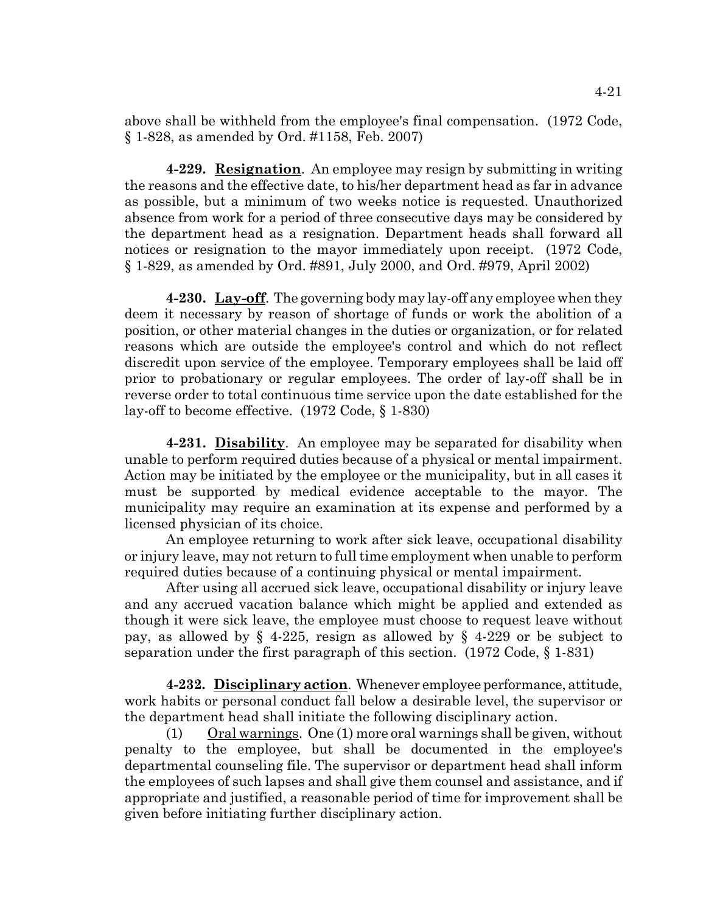above shall be withheld from the employee's final compensation. (1972 Code, § 1-828, as amended by Ord. #1158, Feb. 2007)

**4-229. Resignation**. An employee may resign by submitting in writing the reasons and the effective date, to his/her department head as far in advance as possible, but a minimum of two weeks notice is requested. Unauthorized absence from work for a period of three consecutive days may be considered by the department head as a resignation. Department heads shall forward all notices or resignation to the mayor immediately upon receipt. (1972 Code, § 1-829, as amended by Ord. #891, July 2000, and Ord. #979, April 2002)

**4-230. Lay-off**. The governing body may lay-off any employee when they deem it necessary by reason of shortage of funds or work the abolition of a position, or other material changes in the duties or organization, or for related reasons which are outside the employee's control and which do not reflect discredit upon service of the employee. Temporary employees shall be laid off prior to probationary or regular employees. The order of lay-off shall be in reverse order to total continuous time service upon the date established for the lay-off to become effective. (1972 Code, § 1-830)

**4-231. Disability**. An employee may be separated for disability when unable to perform required duties because of a physical or mental impairment. Action may be initiated by the employee or the municipality, but in all cases it must be supported by medical evidence acceptable to the mayor. The municipality may require an examination at its expense and performed by a licensed physician of its choice.

An employee returning to work after sick leave, occupational disability or injury leave, may not return to full time employment when unable to perform required duties because of a continuing physical or mental impairment.

After using all accrued sick leave, occupational disability or injury leave and any accrued vacation balance which might be applied and extended as though it were sick leave, the employee must choose to request leave without pay, as allowed by § 4-225, resign as allowed by § 4-229 or be subject to separation under the first paragraph of this section. (1972 Code, § 1-831)

**4-232. Disciplinary action**. Whenever employee performance, attitude, work habits or personal conduct fall below a desirable level, the supervisor or the department head shall initiate the following disciplinary action.

(1) Oral warnings. One (1) more oral warnings shall be given, without penalty to the employee, but shall be documented in the employee's departmental counseling file. The supervisor or department head shall inform the employees of such lapses and shall give them counsel and assistance, and if appropriate and justified, a reasonable period of time for improvement shall be given before initiating further disciplinary action.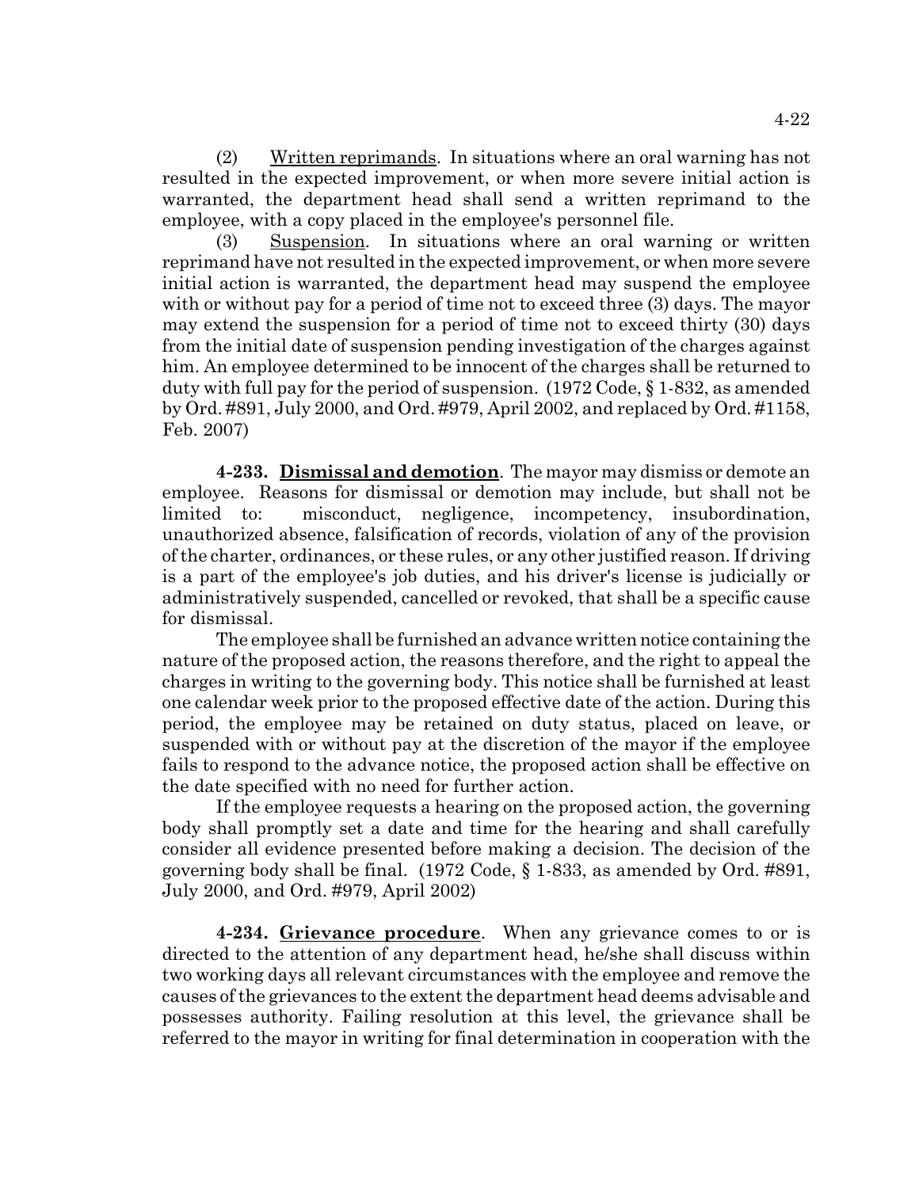(2) Written reprimands. In situations where an oral warning has not resulted in the expected improvement, or when more severe initial action is warranted, the department head shall send a written reprimand to the employee, with a copy placed in the employee's personnel file.

(3) Suspension. In situations where an oral warning or written reprimand have not resulted in the expected improvement, or when more severe initial action is warranted, the department head may suspend the employee with or without pay for a period of time not to exceed three (3) days. The mayor may extend the suspension for a period of time not to exceed thirty (30) days from the initial date of suspension pending investigation of the charges against him. An employee determined to be innocent of the charges shall be returned to duty with full pay for the period of suspension. (1972 Code, § 1-832, as amended by Ord. #891, July 2000, and Ord. #979, April 2002, and replaced by Ord. #1158, Feb. 2007)

**4-233. Dismissal and demotion**. The mayor may dismiss or demote an employee. Reasons for dismissal or demotion may include, but shall not be limited to: misconduct, negligence, incompetency, insubordination, unauthorized absence, falsification of records, violation of any of the provision of the charter, ordinances, or these rules, or any other justified reason. If driving is a part of the employee's job duties, and his driver's license is judicially or administratively suspended, cancelled or revoked, that shall be a specific cause for dismissal.

The employee shall be furnished an advance written notice containing the nature of the proposed action, the reasons therefore, and the right to appeal the charges in writing to the governing body. This notice shall be furnished at least one calendar week prior to the proposed effective date of the action. During this period, the employee may be retained on duty status, placed on leave, or suspended with or without pay at the discretion of the mayor if the employee fails to respond to the advance notice, the proposed action shall be effective on the date specified with no need for further action.

If the employee requests a hearing on the proposed action, the governing body shall promptly set a date and time for the hearing and shall carefully consider all evidence presented before making a decision. The decision of the governing body shall be final. (1972 Code, § 1-833, as amended by Ord. #891, July 2000, and Ord. #979, April 2002)

**4-234. Grievance procedure**. When any grievance comes to or is directed to the attention of any department head, he/she shall discuss within two working days all relevant circumstances with the employee and remove the causes of the grievances to the extent the department head deems advisable and possesses authority. Failing resolution at this level, the grievance shall be referred to the mayor in writing for final determination in cooperation with the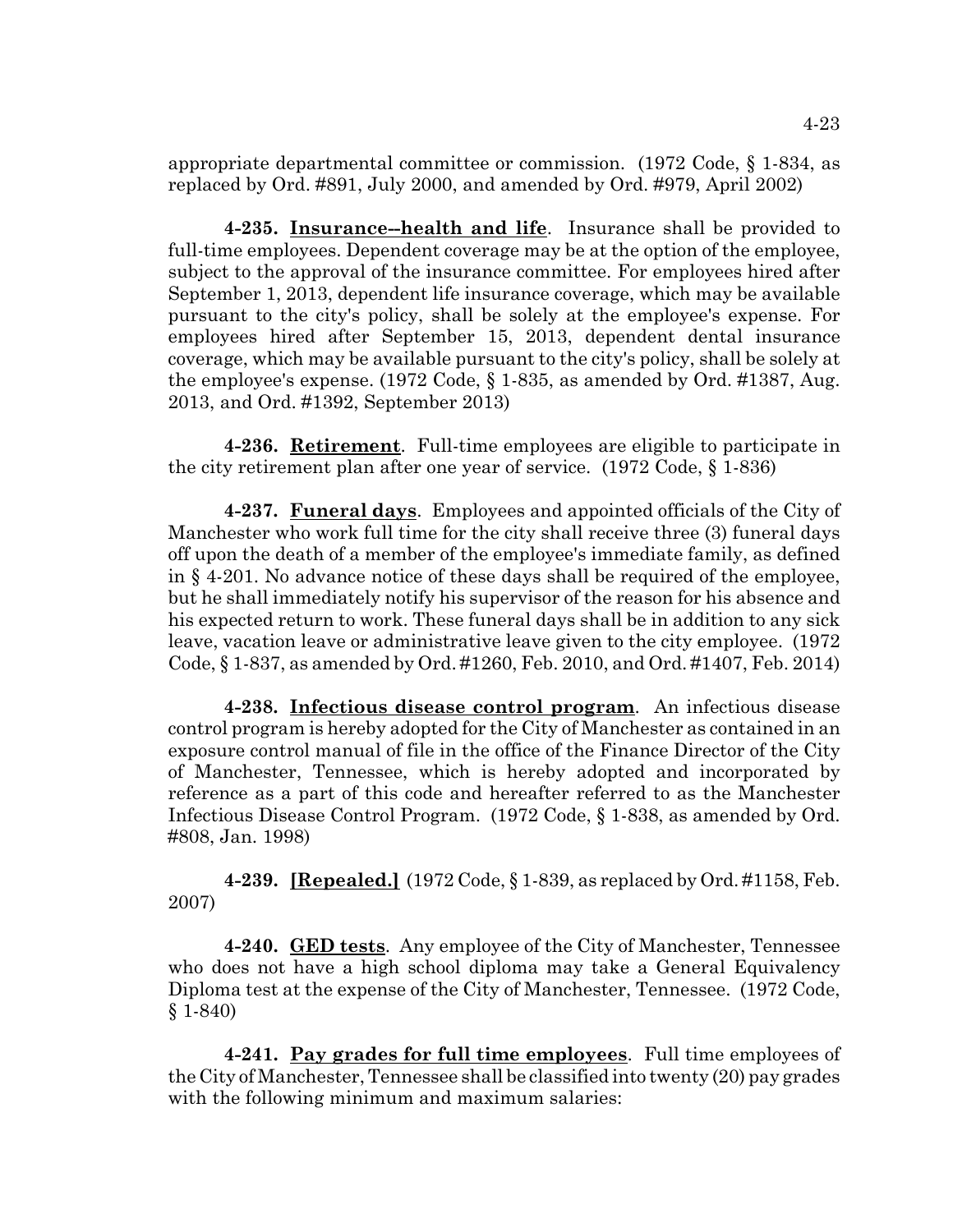appropriate departmental committee or commission. (1972 Code, § 1-834, as replaced by Ord. #891, July 2000, and amended by Ord. #979, April 2002)

**4-235. Insurance--health and life**. Insurance shall be provided to full-time employees. Dependent coverage may be at the option of the employee, subject to the approval of the insurance committee. For employees hired after September 1, 2013, dependent life insurance coverage, which may be available pursuant to the city's policy, shall be solely at the employee's expense. For employees hired after September 15, 2013, dependent dental insurance coverage, which may be available pursuant to the city's policy, shall be solely at the employee's expense. (1972 Code, § 1-835, as amended by Ord. #1387, Aug. 2013, and Ord. #1392, September 2013)

**4-236. Retirement**. Full-time employees are eligible to participate in the city retirement plan after one year of service. (1972 Code, § 1-836)

**4-237. Funeral days**. Employees and appointed officials of the City of Manchester who work full time for the city shall receive three (3) funeral days off upon the death of a member of the employee's immediate family, as defined in § 4-201. No advance notice of these days shall be required of the employee, but he shall immediately notify his supervisor of the reason for his absence and his expected return to work. These funeral days shall be in addition to any sick leave, vacation leave or administrative leave given to the city employee. (1972 Code, § 1-837, as amended by Ord. #1260, Feb. 2010, and Ord. #1407, Feb. 2014)

**4-238. Infectious disease control program**. An infectious disease control program is hereby adopted for the City of Manchester as contained in an exposure control manual of file in the office of the Finance Director of the City of Manchester, Tennessee, which is hereby adopted and incorporated by reference as a part of this code and hereafter referred to as the Manchester Infectious Disease Control Program. (1972 Code, § 1-838, as amended by Ord. #808, Jan. 1998)

**4-239. [Repealed.]** (1972 Code, § 1-839, as replaced by Ord. #1158, Feb. 2007)

**4-240. GED tests**. Any employee of the City of Manchester, Tennessee who does not have a high school diploma may take a General Equivalency Diploma test at the expense of the City of Manchester, Tennessee. (1972 Code, § 1-840)

**4-241. Pay grades for full time employees**. Full time employees of the City of Manchester, Tennessee shall be classified into twenty (20) pay grades with the following minimum and maximum salaries: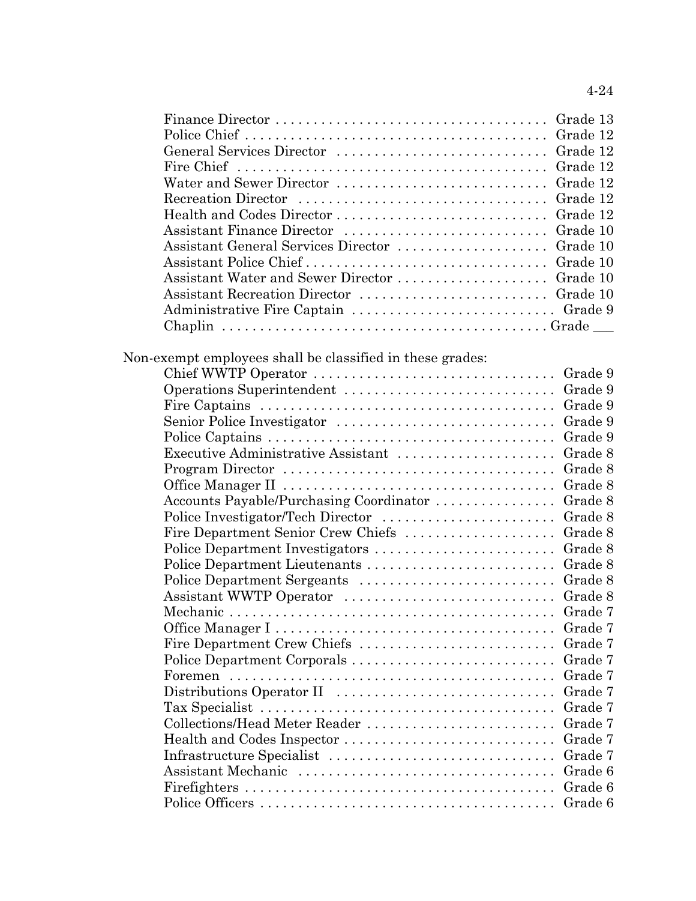Finance Director . . . . . . . . . . . . . . . . . . . . . . . . . . . . . . . . . . . Grade 13
Police Chief . . . . . . . . . . . . . . . . . . . . . . . . . . . . . . . . . . . . . . . Grade 12
General Services Director . . . . . . . . . . . . . . . . . . . . . . . . . . . Grade 12
Fire Chief . . . . . . . . . . . . . . . . . . . . . . . . . . . . . . . . . . . . . . . . Grade 12
Water and Sewer Director . . . . . . . . . . . . . . . . . . . . . . . . . . . Grade 12
Recreation Director . . . . . . . . . . . . . . . . . . . . . . . . . . . . . . . Grade 12
Health and Codes Director . . . . . . . . . . . . . . . . . . . . . . . . . . . Grade 12
Assistant Finance Director . . . . . . . . . . . . . . . . . . . . . . . . . . Grade 10
Assistant General Services Director . . . . . . . . . . . . . . . . . . . Grade 10
Assistant Police Chief . . . . . . . . . . . . . . . . . . . . . . . . . . . . . . Grade 10
Assistant Water and Sewer Director . . . . . . . . . . . . . . . . . . . Grade 10
Assistant Recreation Director . . . . . . . . . . . . . . . . . . . . . . . . Grade 10
Administrative Fire Captain . . . . . . . . . . . . . . . . . . . . . . . . . . Grade 9
Chaplin . . . . . . . . . . . . . . . . . . . . . . . . . . . . . . . . . . . . . . . . . Grade ___

Non-exempt employees shall be classified in these grades:

Chief WWTP Operator . . . . . . . . . . . . . . . . . . . . . . . . . . . . . . . Grade 9
Operations Superintendent . . . . . . . . . . . . . . . . . . . . . . . . . . . Grade 9
Fire Captains . . . . . . . . . . . . . . . . . . . . . . . . . . . . . . . . . . . . . Grade 9
Senior Police Investigator . . . . . . . . . . . . . . . . . . . . . . . . . . . Grade 9
Police Captains . . . . . . . . . . . . . . . . . . . . . . . . . . . . . . . . . . . . Grade 9
Executive Administrative Assistant . . . . . . . . . . . . . . . . . . . . Grade 8
Program Director . . . . . . . . . . . . . . . . . . . . . . . . . . . . . . . . . . Grade 8
Office Manager II . . . . . . . . . . . . . . . . . . . . . . . . . . . . . . . . . . Grade 8
Accounts Payable/Purchasing Coordinator . . . . . . . . . . . . . . . . Grade 8
Police Investigator/Tech Director . . . . . . . . . . . . . . . . . . . . . . Grade 8
Fire Department Senior Crew Chiefs . . . . . . . . . . . . . . . . . . . Grade 8
Police Department Investigators . . . . . . . . . . . . . . . . . . . . . . . Grade 8
Police Department Lieutenants . . . . . . . . . . . . . . . . . . . . . . . . Grade 8
Police Department Sergeants . . . . . . . . . . . . . . . . . . . . . . . . . Grade 8
Assistant WWTP Operator . . . . . . . . . . . . . . . . . . . . . . . . . . . Grade 8
Mechanic . . . . . . . . . . . . . . . . . . . . . . . . . . . . . . . . . . . . . . . . . Grade 7
Office Manager I . . . . . . . . . . . . . . . . . . . . . . . . . . . . . . . . . . . Grade 7
Fire Department Crew Chiefs . . . . . . . . . . . . . . . . . . . . . . . . . Grade 7
Police Department Corporals . . . . . . . . . . . . . . . . . . . . . . . . . . Grade 7
Foremen . . . . . . . . . . . . . . . . . . . . . . . . . . . . . . . . . . . . . . . . . Grade 7
Distributions Operator II . . . . . . . . . . . . . . . . . . . . . . . . . . . . Grade 7
Tax Specialist . . . . . . . . . . . . . . . . . . . . . . . . . . . . . . . . . . . . . Grade 7
Collections/Head Meter Reader . . . . . . . . . . . . . . . . . . . . . . . . Grade 7
Health and Codes Inspector . . . . . . . . . . . . . . . . . . . . . . . . . . . Grade 7
Infrastructure Specialist . . . . . . . . . . . . . . . . . . . . . . . . . . . . . Grade 7
Assistant Mechanic . . . . . . . . . . . . . . . . . . . . . . . . . . . . . . . . . Grade 6
Firefighters . . . . . . . . . . . . . . . . . . . . . . . . . . . . . . . . . . . . . . . Grade 6
Police Officers . . . . . . . . . . . . . . . . . . . . . . . . . . . . . . . . . . . . . Grade 6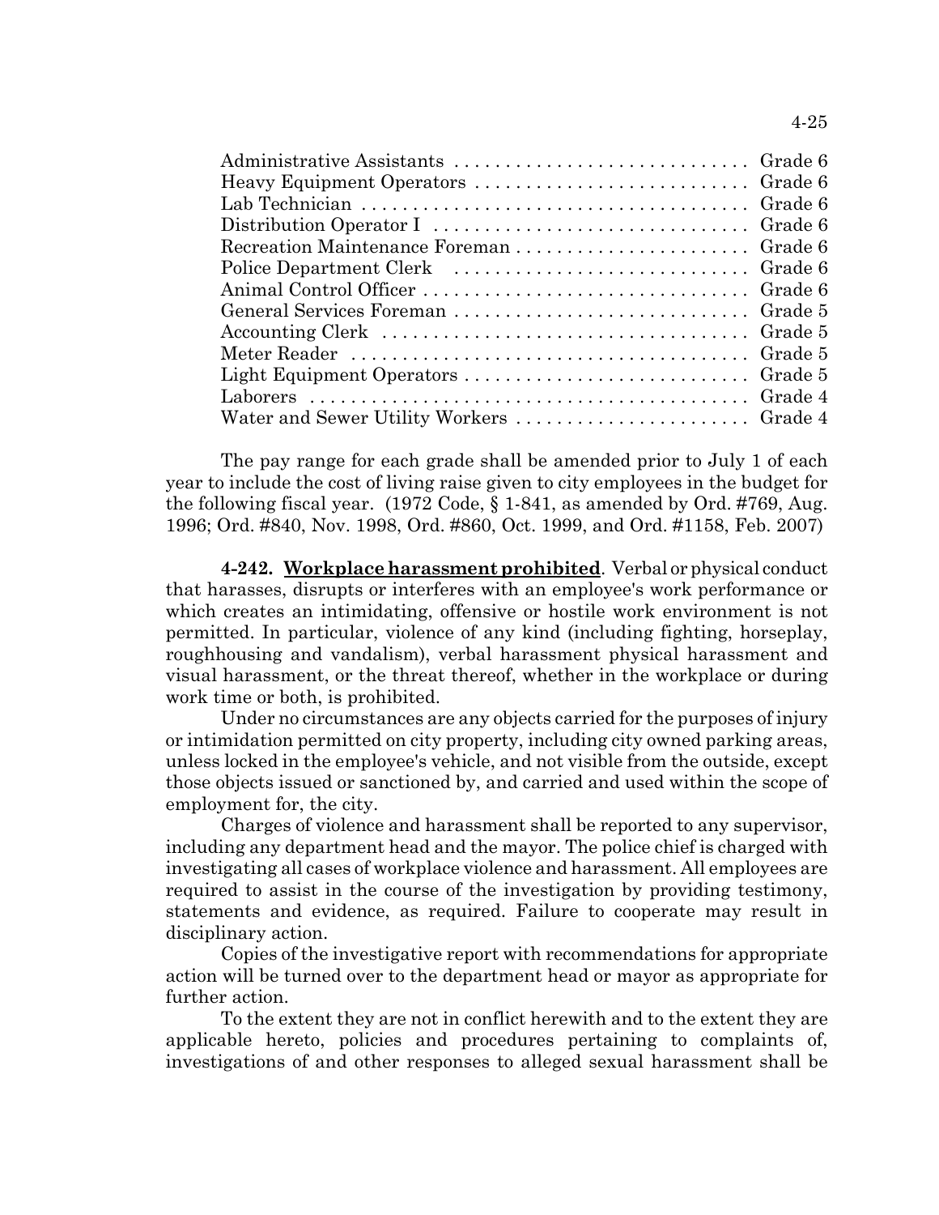| | |
|---|---|
| Administrative Assistants | Grade 6 |
| Heavy Equipment Operators | Grade 6 |
| Lab Technician | Grade 6 |
| Distribution Operator I | Grade 6 |
| Recreation Maintenance Foreman | Grade 6 |
| Police Department Clerk | Grade 6 |
| Animal Control Officer | Grade 6 |
| General Services Foreman | Grade 5 |
| Accounting Clerk | Grade 5 |
| Meter Reader | Grade 5 |
| Light Equipment Operators | Grade 5 |
| Laborers | Grade 4 |
| Water and Sewer Utility Workers | Grade 4 |

The pay range for each grade shall be amended prior to July 1 of each year to include the cost of living raise given to city employees in the budget for the following fiscal year. (1972 Code, § 1-841, as amended by Ord. #769, Aug. 1996; Ord. #840, Nov. 1998, Ord. #860, Oct. 1999, and Ord. #1158, Feb. 2007)

**4-242. Workplace harassment prohibited**. Verbal or physical conduct that harasses, disrupts or interferes with an employee's work performance or which creates an intimidating, offensive or hostile work environment is not permitted. In particular, violence of any kind (including fighting, horseplay, roughhousing and vandalism), verbal harassment physical harassment and visual harassment, or the threat thereof, whether in the workplace or during work time or both, is prohibited.

Under no circumstances are any objects carried for the purposes of injury or intimidation permitted on city property, including city owned parking areas, unless locked in the employee's vehicle, and not visible from the outside, except those objects issued or sanctioned by, and carried and used within the scope of employment for, the city.

Charges of violence and harassment shall be reported to any supervisor, including any department head and the mayor. The police chief is charged with investigating all cases of workplace violence and harassment. All employees are required to assist in the course of the investigation by providing testimony, statements and evidence, as required. Failure to cooperate may result in disciplinary action.

Copies of the investigative report with recommendations for appropriate action will be turned over to the department head or mayor as appropriate for further action.

To the extent they are not in conflict herewith and to the extent they are applicable hereto, policies and procedures pertaining to complaints of, investigations of and other responses to alleged sexual harassment shall be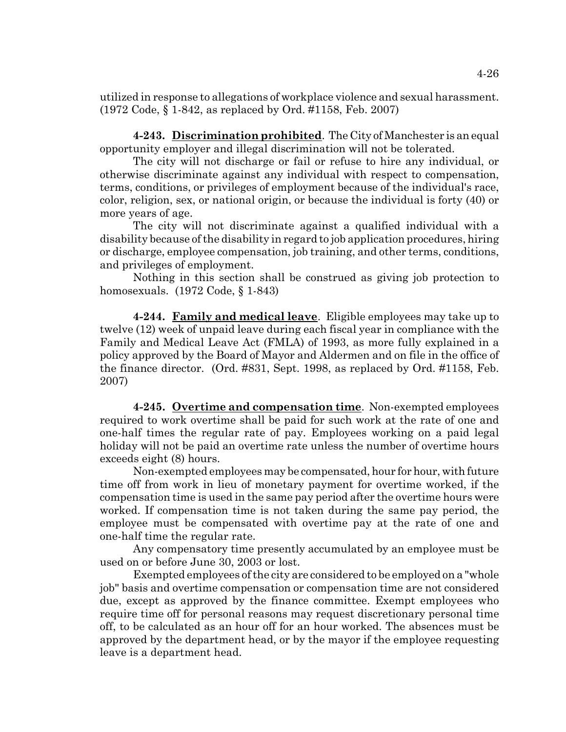utilized in response to allegations of workplace violence and sexual harassment. (1972 Code, § 1-842, as replaced by Ord. #1158, Feb. 2007)

**4-243. Discrimination prohibited**. The City of Manchester is an equal opportunity employer and illegal discrimination will not be tolerated.

The city will not discharge or fail or refuse to hire any individual, or otherwise discriminate against any individual with respect to compensation, terms, conditions, or privileges of employment because of the individual's race, color, religion, sex, or national origin, or because the individual is forty (40) or more years of age.

The city will not discriminate against a qualified individual with a disability because of the disability in regard to job application procedures, hiring or discharge, employee compensation, job training, and other terms, conditions, and privileges of employment.

Nothing in this section shall be construed as giving job protection to homosexuals. (1972 Code, § 1-843)

**4-244. Family and medical leave**. Eligible employees may take up to twelve (12) week of unpaid leave during each fiscal year in compliance with the Family and Medical Leave Act (FMLA) of 1993, as more fully explained in a policy approved by the Board of Mayor and Aldermen and on file in the office of the finance director. (Ord. #831, Sept. 1998, as replaced by Ord. #1158, Feb. 2007)

**4-245. Overtime and compensation time**. Non-exempted employees required to work overtime shall be paid for such work at the rate of one and one-half times the regular rate of pay. Employees working on a paid legal holiday will not be paid an overtime rate unless the number of overtime hours exceeds eight (8) hours.

Non-exempted employees may be compensated, hour for hour, with future time off from work in lieu of monetary payment for overtime worked, if the compensation time is used in the same pay period after the overtime hours were worked. If compensation time is not taken during the same pay period, the employee must be compensated with overtime pay at the rate of one and one-half time the regular rate.

Any compensatory time presently accumulated by an employee must be used on or before June 30, 2003 or lost.

Exempted employees of the city are considered to be employed on a "whole job" basis and overtime compensation or compensation time are not considered due, except as approved by the finance committee. Exempt employees who require time off for personal reasons may request discretionary personal time off, to be calculated as an hour off for an hour worked. The absences must be approved by the department head, or by the mayor if the employee requesting leave is a department head.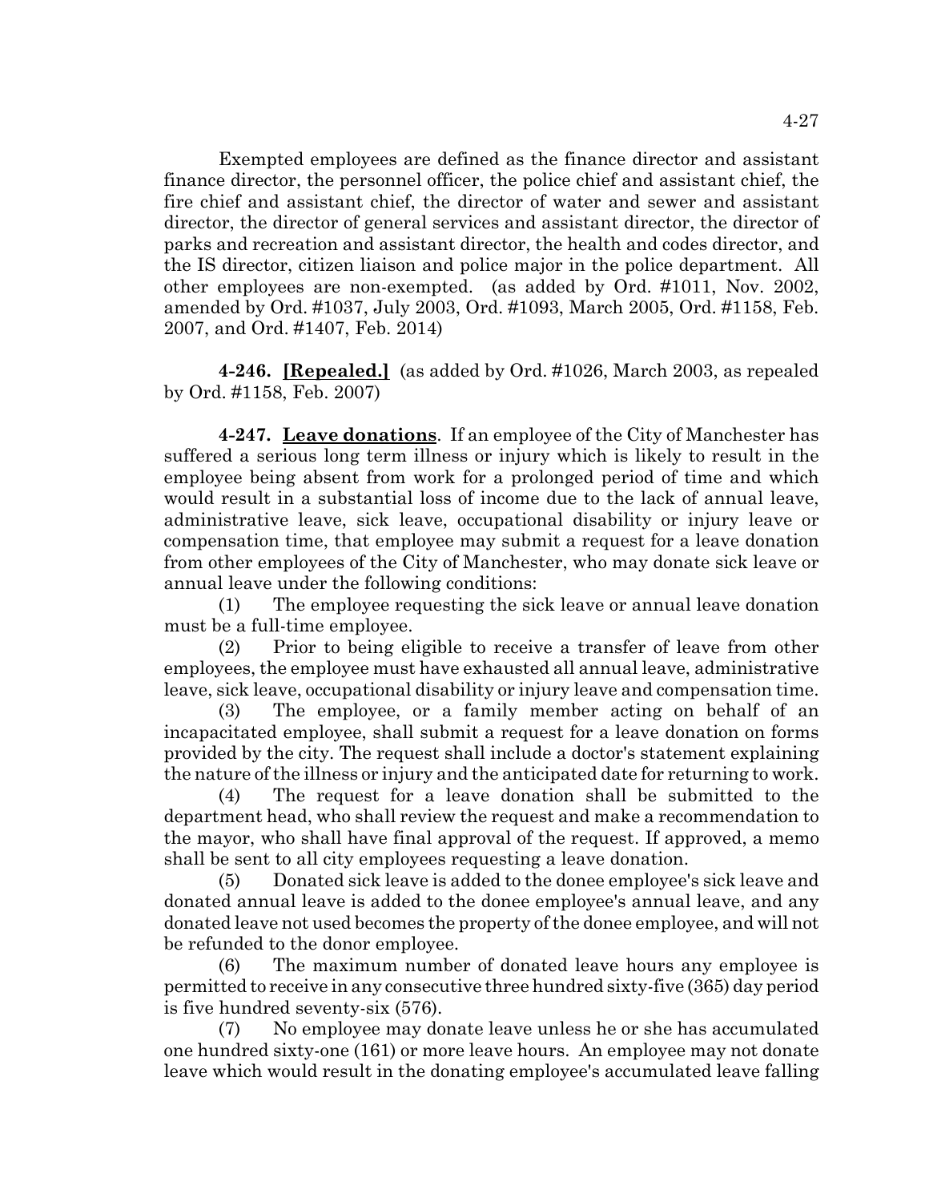Exempted employees are defined as the finance director and assistant finance director, the personnel officer, the police chief and assistant chief, the fire chief and assistant chief, the director of water and sewer and assistant director, the director of general services and assistant director, the director of parks and recreation and assistant director, the health and codes director, and the IS director, citizen liaison and police major in the police department. All other employees are non-exempted. (as added by Ord. #1011, Nov. 2002, amended by Ord. #1037, July 2003, Ord. #1093, March 2005, Ord. #1158, Feb. 2007, and Ord. #1407, Feb. 2014)

**4-246. [Repealed.]** (as added by Ord. #1026, March 2003, as repealed by Ord. #1158, Feb. 2007)

**4-247. Leave donations**. If an employee of the City of Manchester has suffered a serious long term illness or injury which is likely to result in the employee being absent from work for a prolonged period of time and which would result in a substantial loss of income due to the lack of annual leave, administrative leave, sick leave, occupational disability or injury leave or compensation time, that employee may submit a request for a leave donation from other employees of the City of Manchester, who may donate sick leave or annual leave under the following conditions:

(1) The employee requesting the sick leave or annual leave donation must be a full-time employee.

(2) Prior to being eligible to receive a transfer of leave from other employees, the employee must have exhausted all annual leave, administrative leave, sick leave, occupational disability or injury leave and compensation time.

(3) The employee, or a family member acting on behalf of an incapacitated employee, shall submit a request for a leave donation on forms provided by the city. The request shall include a doctor's statement explaining the nature of the illness or injury and the anticipated date for returning to work.

(4) The request for a leave donation shall be submitted to the department head, who shall review the request and make a recommendation to the mayor, who shall have final approval of the request. If approved, a memo shall be sent to all city employees requesting a leave donation.

(5) Donated sick leave is added to the donee employee's sick leave and donated annual leave is added to the donee employee's annual leave, and any donated leave not used becomes the property of the donee employee, and will not be refunded to the donor employee.

(6) The maximum number of donated leave hours any employee is permitted to receive in any consecutive three hundred sixty-five (365) day period is five hundred seventy-six (576).

(7) No employee may donate leave unless he or she has accumulated one hundred sixty-one (161) or more leave hours. An employee may not donate leave which would result in the donating employee's accumulated leave falling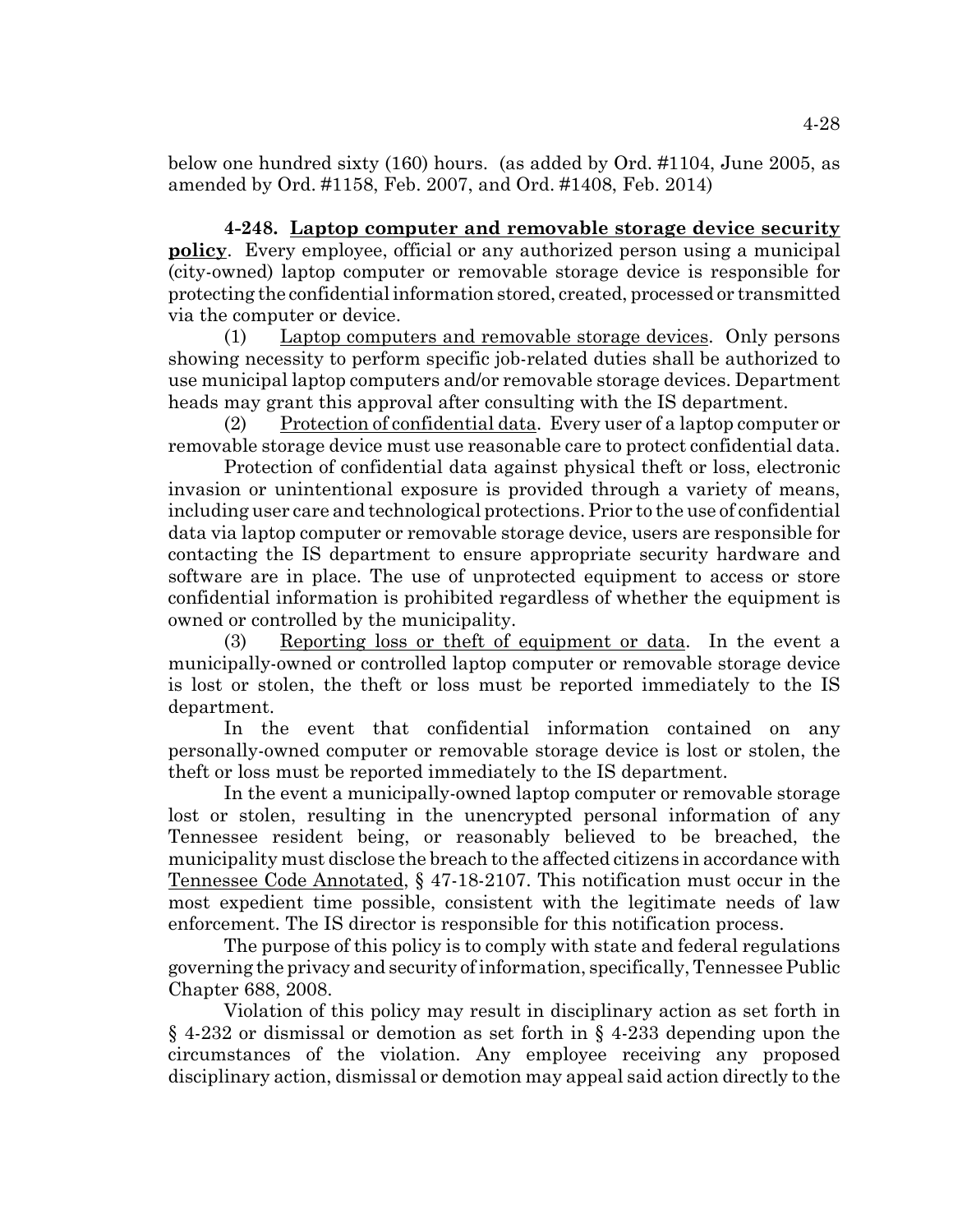below one hundred sixty (160) hours. (as added by Ord. #1104, June 2005, as amended by Ord. #1158, Feb. 2007, and Ord. #1408, Feb. 2014)

**4-248. Laptop computer and removable storage device security policy**. Every employee, official or any authorized person using a municipal (city-owned) laptop computer or removable storage device is responsible for protecting the confidential information stored, created, processed or transmitted via the computer or device.

(1) Laptop computers and removable storage devices. Only persons showing necessity to perform specific job-related duties shall be authorized to use municipal laptop computers and/or removable storage devices. Department heads may grant this approval after consulting with the IS department.

(2) Protection of confidential data. Every user of a laptop computer or removable storage device must use reasonable care to protect confidential data.

Protection of confidential data against physical theft or loss, electronic invasion or unintentional exposure is provided through a variety of means, including user care and technological protections. Prior to the use of confidential data via laptop computer or removable storage device, users are responsible for contacting the IS department to ensure appropriate security hardware and software are in place. The use of unprotected equipment to access or store confidential information is prohibited regardless of whether the equipment is owned or controlled by the municipality.

(3) Reporting loss or theft of equipment or data. In the event a municipally-owned or controlled laptop computer or removable storage device is lost or stolen, the theft or loss must be reported immediately to the IS department.

In the event that confidential information contained on any personally-owned computer or removable storage device is lost or stolen, the theft or loss must be reported immediately to the IS department.

In the event a municipally-owned laptop computer or removable storage lost or stolen, resulting in the unencrypted personal information of any Tennessee resident being, or reasonably believed to be breached, the municipality must disclose the breach to the affected citizens in accordance with Tennessee Code Annotated, § 47-18-2107. This notification must occur in the most expedient time possible, consistent with the legitimate needs of law enforcement. The IS director is responsible for this notification process.

The purpose of this policy is to comply with state and federal regulations governing the privacy and security of information, specifically, Tennessee Public Chapter 688, 2008.

Violation of this policy may result in disciplinary action as set forth in § 4-232 or dismissal or demotion as set forth in § 4-233 depending upon the circumstances of the violation. Any employee receiving any proposed disciplinary action, dismissal or demotion may appeal said action directly to the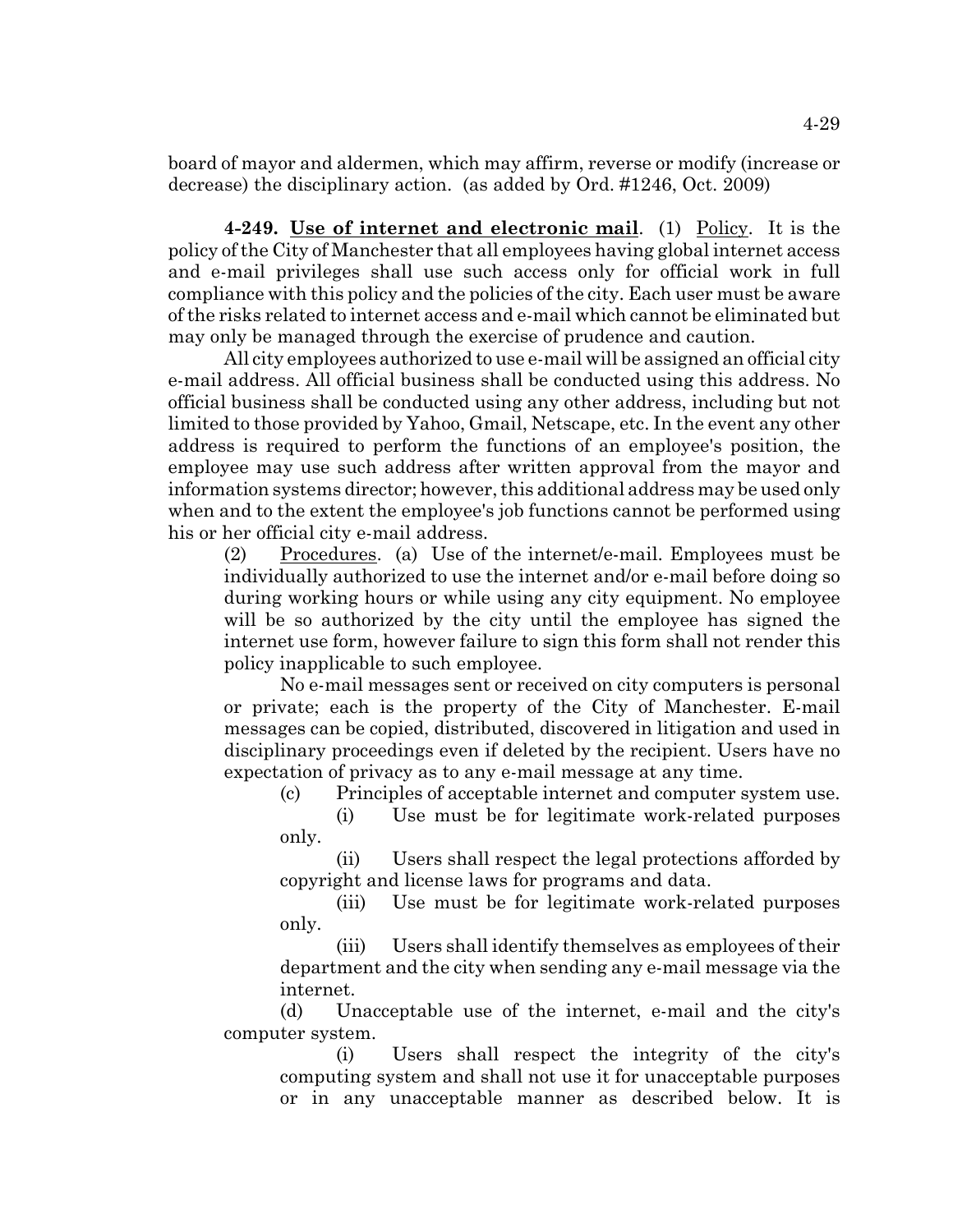board of mayor and aldermen, which may affirm, reverse or modify (increase or decrease) the disciplinary action. (as added by Ord. #1246, Oct. 2009)

**4-249. Use of internet and electronic mail**. (1) Policy. It is the policy of the City of Manchester that all employees having global internet access and e-mail privileges shall use such access only for official work in full compliance with this policy and the policies of the city. Each user must be aware of the risks related to internet access and e-mail which cannot be eliminated but may only be managed through the exercise of prudence and caution.

All city employees authorized to use e-mail will be assigned an official city e-mail address. All official business shall be conducted using this address. No official business shall be conducted using any other address, including but not limited to those provided by Yahoo, Gmail, Netscape, etc. In the event any other address is required to perform the functions of an employee's position, the employee may use such address after written approval from the mayor and information systems director; however, this additional address may be used only when and to the extent the employee's job functions cannot be performed using his or her official city e-mail address.

(2) Procedures. (a) Use of the internet/e-mail. Employees must be individually authorized to use the internet and/or e-mail before doing so during working hours or while using any city equipment. No employee will be so authorized by the city until the employee has signed the internet use form, however failure to sign this form shall not render this policy inapplicable to such employee.

No e-mail messages sent or received on city computers is personal or private; each is the property of the City of Manchester. E-mail messages can be copied, distributed, discovered in litigation and used in disciplinary proceedings even if deleted by the recipient. Users have no expectation of privacy as to any e-mail message at any time.

(c) Principles of acceptable internet and computer system use.

(i) Use must be for legitimate work-related purposes only.

(ii) Users shall respect the legal protections afforded by copyright and license laws for programs and data.

(iii) Use must be for legitimate work-related purposes only.

(iii) Users shall identify themselves as employees of their department and the city when sending any e-mail message via the internet.

(d) Unacceptable use of the internet, e-mail and the city's computer system.

(i) Users shall respect the integrity of the city's computing system and shall not use it for unacceptable purposes or in any unacceptable manner as described below. It is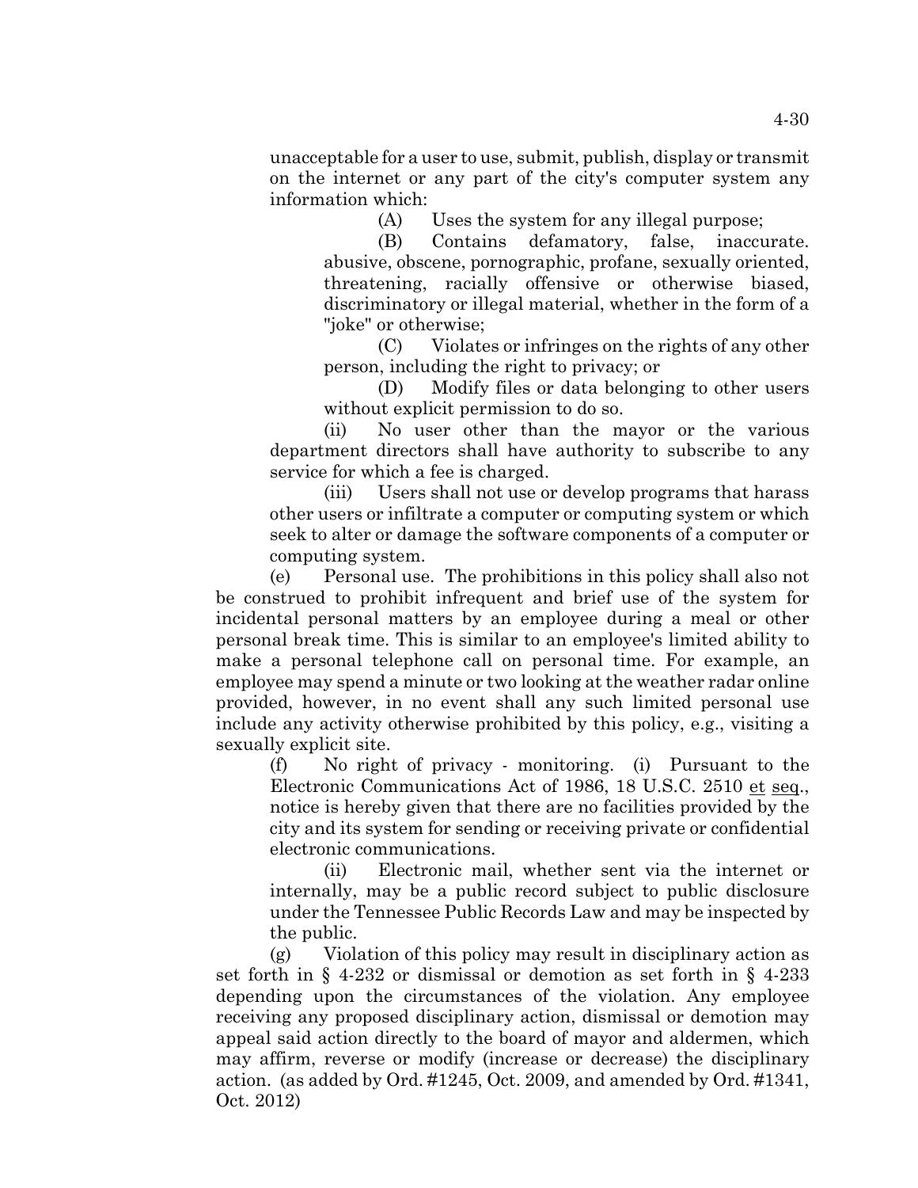unacceptable for a user to use, submit, publish, display or transmit on the internet or any part of the city's computer system any information which:

(A) Uses the system for any illegal purpose;

(B) Contains defamatory, false, inaccurate. abusive, obscene, pornographic, profane, sexually oriented, threatening, racially offensive or otherwise biased, discriminatory or illegal material, whether in the form of a "joke" or otherwise;

(C) Violates or infringes on the rights of any other person, including the right to privacy; or

(D) Modify files or data belonging to other users without explicit permission to do so.

(ii) No user other than the mayor or the various department directors shall have authority to subscribe to any service for which a fee is charged.

(iii) Users shall not use or develop programs that harass other users or infiltrate a computer or computing system or which seek to alter or damage the software components of a computer or computing system.

(e) Personal use. The prohibitions in this policy shall also not be construed to prohibit infrequent and brief use of the system for incidental personal matters by an employee during a meal or other personal break time. This is similar to an employee's limited ability to make a personal telephone call on personal time. For example, an employee may spend a minute or two looking at the weather radar online provided, however, in no event shall any such limited personal use include any activity otherwise prohibited by this policy, e.g., visiting a sexually explicit site.

(f) No right of privacy - monitoring. (i) Pursuant to the Electronic Communications Act of 1986, 18 U.S.C. 2510 et seq., notice is hereby given that there are no facilities provided by the city and its system for sending or receiving private or confidential electronic communications.

(ii) Electronic mail, whether sent via the internet or internally, may be a public record subject to public disclosure under the Tennessee Public Records Law and may be inspected by the public.

(g) Violation of this policy may result in disciplinary action as set forth in § 4-232 or dismissal or demotion as set forth in § 4-233 depending upon the circumstances of the violation. Any employee receiving any proposed disciplinary action, dismissal or demotion may appeal said action directly to the board of mayor and aldermen, which may affirm, reverse or modify (increase or decrease) the disciplinary action. (as added by Ord. #1245, Oct. 2009, and amended by Ord. #1341, Oct. 2012)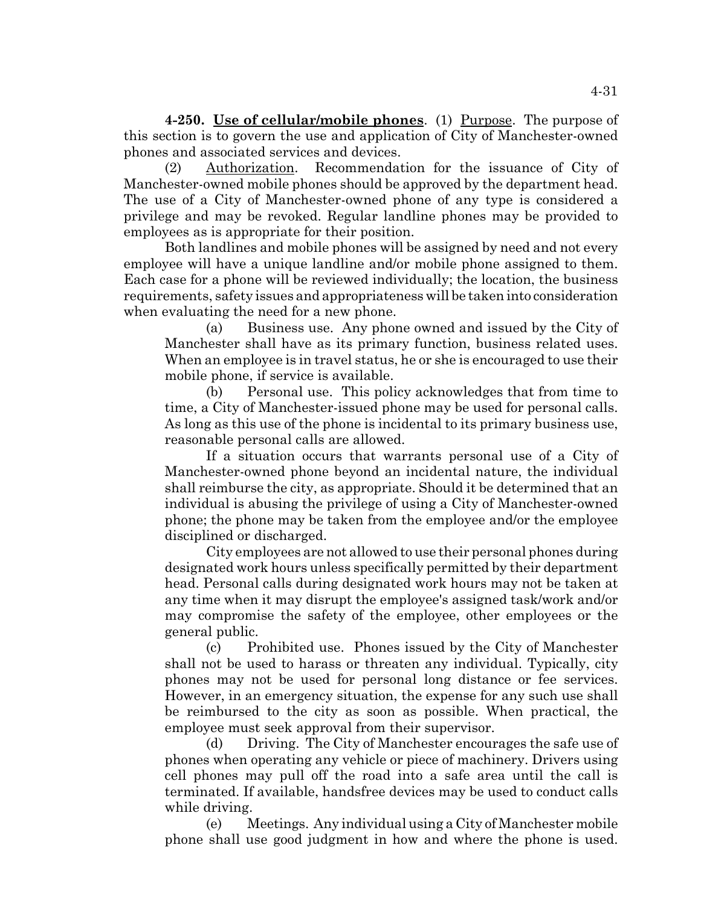**4-250. Use of cellular/mobile phones**. (1) Purpose. The purpose of this section is to govern the use and application of City of Manchester-owned phones and associated services and devices.

(2) Authorization. Recommendation for the issuance of City of Manchester-owned mobile phones should be approved by the department head. The use of a City of Manchester-owned phone of any type is considered a privilege and may be revoked. Regular landline phones may be provided to employees as is appropriate for their position.

Both landlines and mobile phones will be assigned by need and not every employee will have a unique landline and/or mobile phone assigned to them. Each case for a phone will be reviewed individually; the location, the business requirements, safety issues and appropriateness will be taken into consideration when evaluating the need for a new phone.

(a) Business use. Any phone owned and issued by the City of Manchester shall have as its primary function, business related uses. When an employee is in travel status, he or she is encouraged to use their mobile phone, if service is available.

(b) Personal use. This policy acknowledges that from time to time, a City of Manchester-issued phone may be used for personal calls. As long as this use of the phone is incidental to its primary business use, reasonable personal calls are allowed.

If a situation occurs that warrants personal use of a City of Manchester-owned phone beyond an incidental nature, the individual shall reimburse the city, as appropriate. Should it be determined that an individual is abusing the privilege of using a City of Manchester-owned phone; the phone may be taken from the employee and/or the employee disciplined or discharged.

City employees are not allowed to use their personal phones during designated work hours unless specifically permitted by their department head. Personal calls during designated work hours may not be taken at any time when it may disrupt the employee's assigned task/work and/or may compromise the safety of the employee, other employees or the general public.

(c) Prohibited use. Phones issued by the City of Manchester shall not be used to harass or threaten any individual. Typically, city phones may not be used for personal long distance or fee services. However, in an emergency situation, the expense for any such use shall be reimbursed to the city as soon as possible. When practical, the employee must seek approval from their supervisor.

(d) Driving. The City of Manchester encourages the safe use of phones when operating any vehicle or piece of machinery. Drivers using cell phones may pull off the road into a safe area until the call is terminated. If available, handsfree devices may be used to conduct calls while driving.

(e) Meetings. Any individual using a City of Manchester mobile phone shall use good judgment in how and where the phone is used.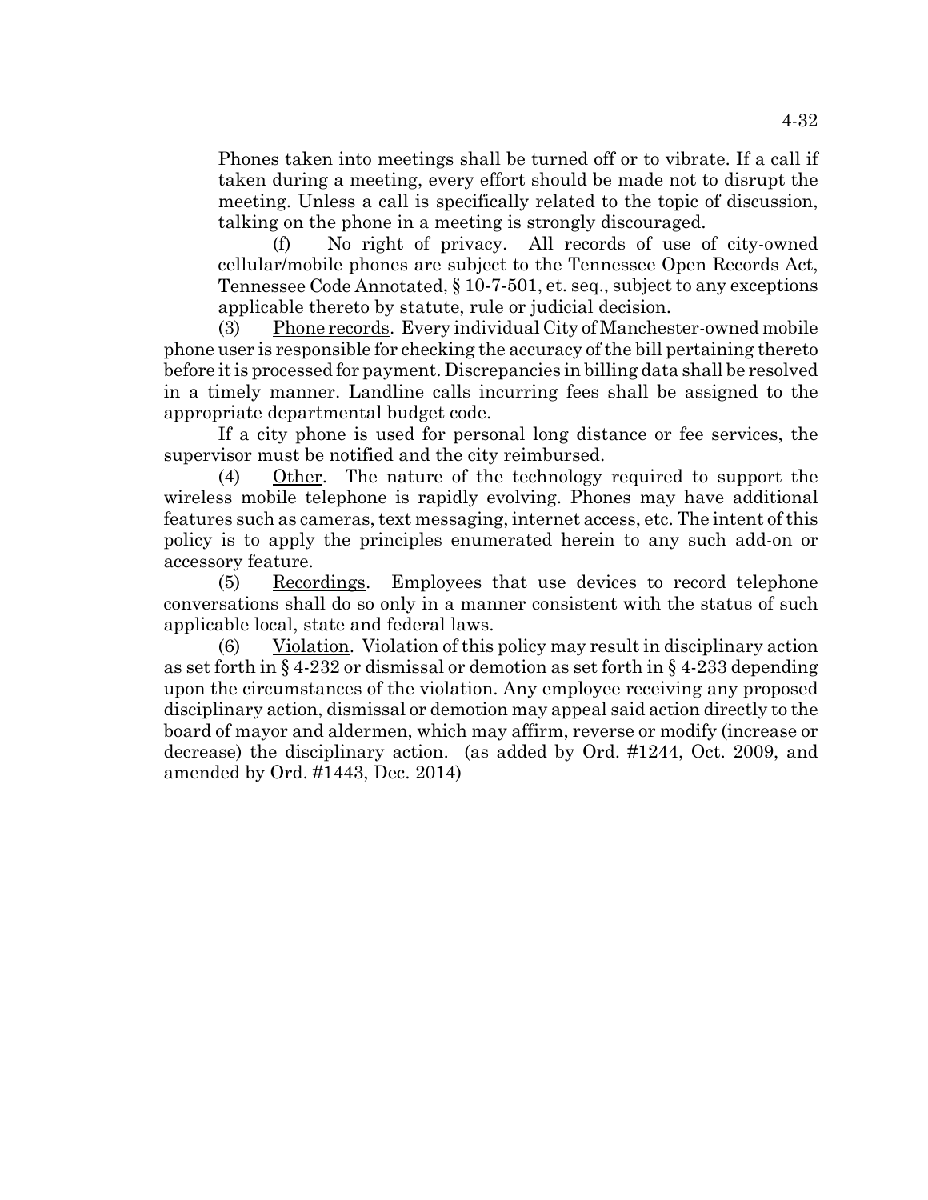Phones taken into meetings shall be turned off or to vibrate. If a call if taken during a meeting, every effort should be made not to disrupt the meeting. Unless a call is specifically related to the topic of discussion, talking on the phone in a meeting is strongly discouraged.

(f) No right of privacy. All records of use of city-owned cellular/mobile phones are subject to the Tennessee Open Records Act, Tennessee Code Annotated, § 10-7-501, et. seq., subject to any exceptions applicable thereto by statute, rule or judicial decision.

(3) Phone records. Every individual City of Manchester-owned mobile phone user is responsible for checking the accuracy of the bill pertaining thereto before it is processed for payment. Discrepancies in billing data shall be resolved in a timely manner. Landline calls incurring fees shall be assigned to the appropriate departmental budget code.

If a city phone is used for personal long distance or fee services, the supervisor must be notified and the city reimbursed.

(4) Other. The nature of the technology required to support the wireless mobile telephone is rapidly evolving. Phones may have additional features such as cameras, text messaging, internet access, etc. The intent of this policy is to apply the principles enumerated herein to any such add-on or accessory feature.

(5) Recordings. Employees that use devices to record telephone conversations shall do so only in a manner consistent with the status of such applicable local, state and federal laws.

(6) Violation. Violation of this policy may result in disciplinary action as set forth in § 4-232 or dismissal or demotion as set forth in § 4-233 depending upon the circumstances of the violation. Any employee receiving any proposed disciplinary action, dismissal or demotion may appeal said action directly to the board of mayor and aldermen, which may affirm, reverse or modify (increase or decrease) the disciplinary action. (as added by Ord. #1244, Oct. 2009, and amended by Ord. #1443, Dec. 2014)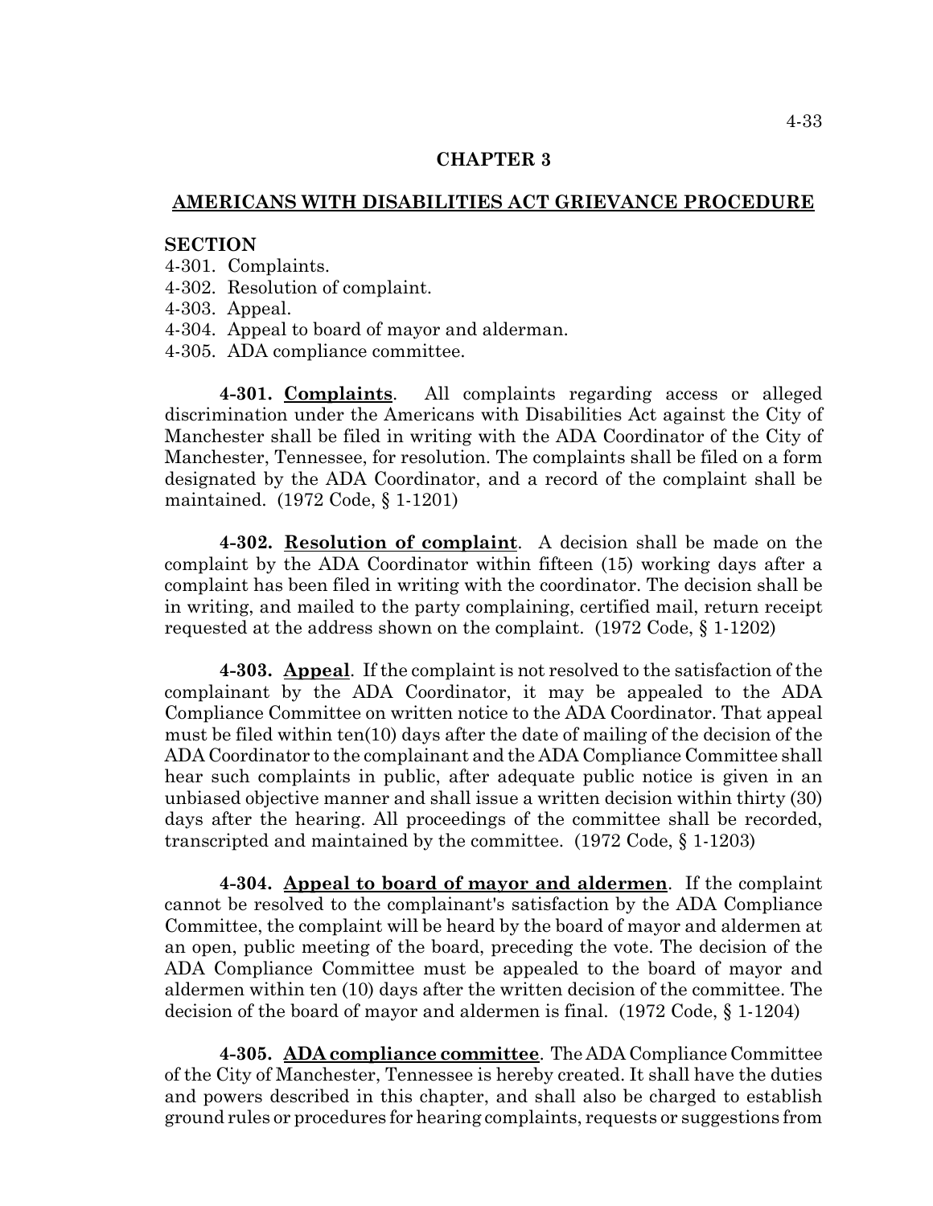# CHAPTER 3

## AMERICANS WITH DISABILITIES ACT GRIEVANCE PROCEDURE

**SECTION**
4-301. Complaints.
4-302. Resolution of complaint.
4-303. Appeal.
4-304. Appeal to board of mayor and alderman.
4-305. ADA compliance committee.

**4-301. Complaints**. All complaints regarding access or alleged discrimination under the Americans with Disabilities Act against the City of Manchester shall be filed in writing with the ADA Coordinator of the City of Manchester, Tennessee, for resolution. The complaints shall be filed on a form designated by the ADA Coordinator, and a record of the complaint shall be maintained. (1972 Code, § 1-1201)

**4-302. Resolution of complaint**. A decision shall be made on the complaint by the ADA Coordinator within fifteen (15) working days after a complaint has been filed in writing with the coordinator. The decision shall be in writing, and mailed to the party complaining, certified mail, return receipt requested at the address shown on the complaint. (1972 Code, § 1-1202)

**4-303. Appeal**. If the complaint is not resolved to the satisfaction of the complainant by the ADA Coordinator, it may be appealed to the ADA Compliance Committee on written notice to the ADA Coordinator. That appeal must be filed within ten(10) days after the date of mailing of the decision of the ADA Coordinator to the complainant and the ADA Compliance Committee shall hear such complaints in public, after adequate public notice is given in an unbiased objective manner and shall issue a written decision within thirty (30) days after the hearing. All proceedings of the committee shall be recorded, transcripted and maintained by the committee. (1972 Code, § 1-1203)

**4-304. Appeal to board of mayor and aldermen**. If the complaint cannot be resolved to the complainant's satisfaction by the ADA Compliance Committee, the complaint will be heard by the board of mayor and aldermen at an open, public meeting of the board, preceding the vote. The decision of the ADA Compliance Committee must be appealed to the board of mayor and aldermen within ten (10) days after the written decision of the committee. The decision of the board of mayor and aldermen is final. (1972 Code, § 1-1204)

**4-305. ADA compliance committee**. The ADA Compliance Committee of the City of Manchester, Tennessee is hereby created. It shall have the duties and powers described in this chapter, and shall also be charged to establish ground rules or procedures for hearing complaints, requests or suggestions from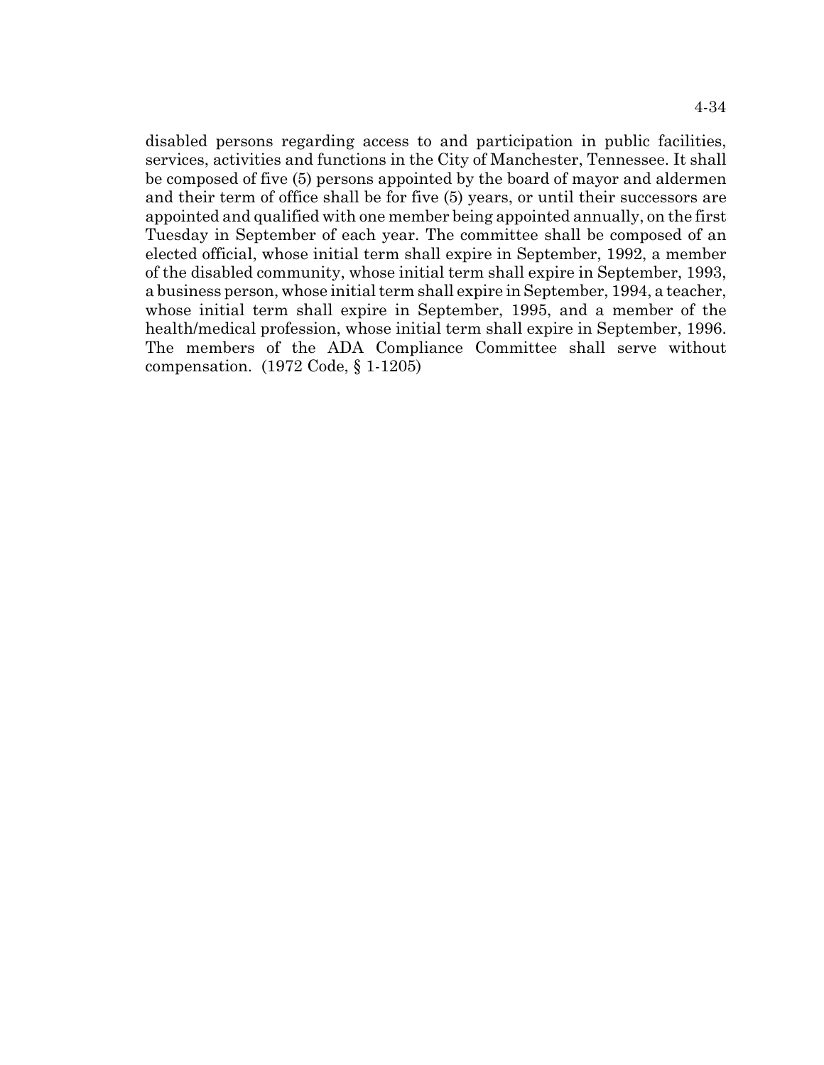disabled persons regarding access to and participation in public facilities, services, activities and functions in the City of Manchester, Tennessee. It shall be composed of five (5) persons appointed by the board of mayor and aldermen and their term of office shall be for five (5) years, or until their successors are appointed and qualified with one member being appointed annually, on the first Tuesday in September of each year. The committee shall be composed of an elected official, whose initial term shall expire in September, 1992, a member of the disabled community, whose initial term shall expire in September, 1993, a business person, whose initial term shall expire in September, 1994, a teacher, whose initial term shall expire in September, 1995, and a member of the health/medical profession, whose initial term shall expire in September, 1996. The members of the ADA Compliance Committee shall serve without compensation. (1972 Code, § 1-1205)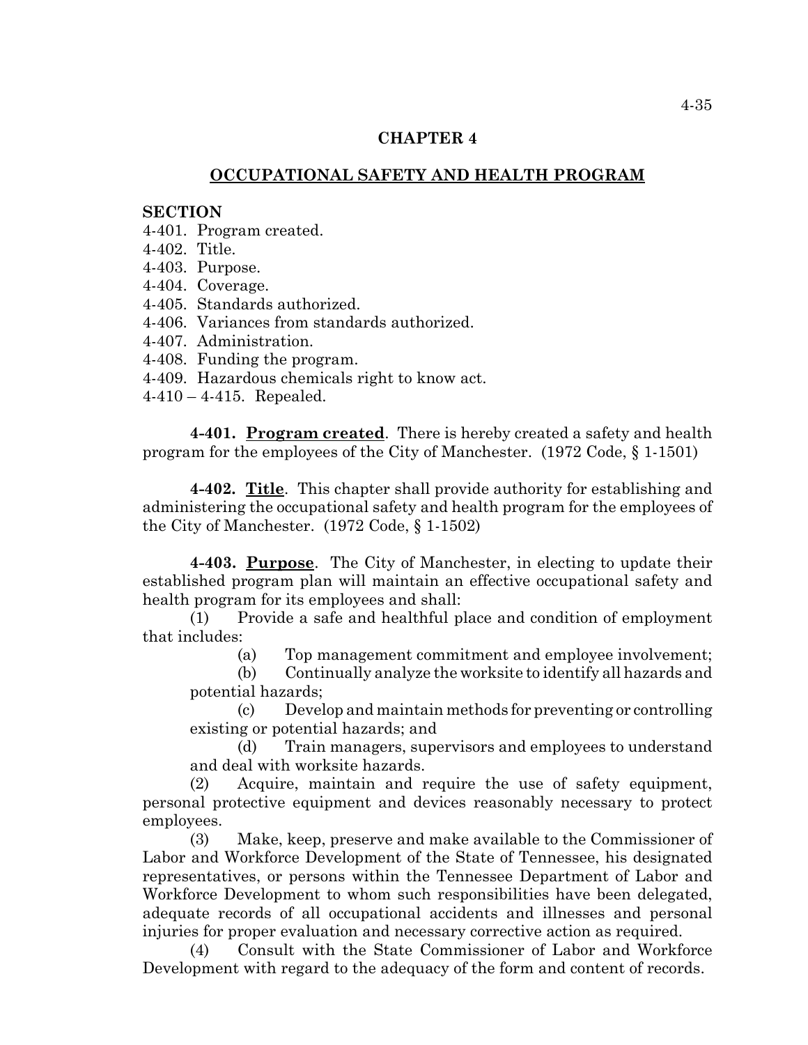# CHAPTER 4

## OCCUPATIONAL SAFETY AND HEALTH PROGRAM

**SECTION**

4-401. Program created.
4-402. Title.
4-403. Purpose.
4-404. Coverage.
4-405. Standards authorized.
4-406. Variances from standards authorized.
4-407. Administration.
4-408. Funding the program.
4-409. Hazardous chemicals right to know act.
4-410 – 4-415. Repealed.

**4-401. Program created**. There is hereby created a safety and health program for the employees of the City of Manchester. (1972 Code, § 1-1501)

**4-402. Title**. This chapter shall provide authority for establishing and administering the occupational safety and health program for the employees of the City of Manchester. (1972 Code, § 1-1502)

**4-403. Purpose**. The City of Manchester, in electing to update their established program plan will maintain an effective occupational safety and health program for its employees and shall:

(1) Provide a safe and healthful place and condition of employment that includes:

(a) Top management commitment and employee involvement;

(b) Continually analyze the worksite to identify all hazards and potential hazards;

(c) Develop and maintain methods for preventing or controlling existing or potential hazards; and

(d) Train managers, supervisors and employees to understand and deal with worksite hazards.

(2) Acquire, maintain and require the use of safety equipment, personal protective equipment and devices reasonably necessary to protect employees.

(3) Make, keep, preserve and make available to the Commissioner of Labor and Workforce Development of the State of Tennessee, his designated representatives, or persons within the Tennessee Department of Labor and Workforce Development to whom such responsibilities have been delegated, adequate records of all occupational accidents and illnesses and personal injuries for proper evaluation and necessary corrective action as required.

(4) Consult with the State Commissioner of Labor and Workforce Development with regard to the adequacy of the form and content of records.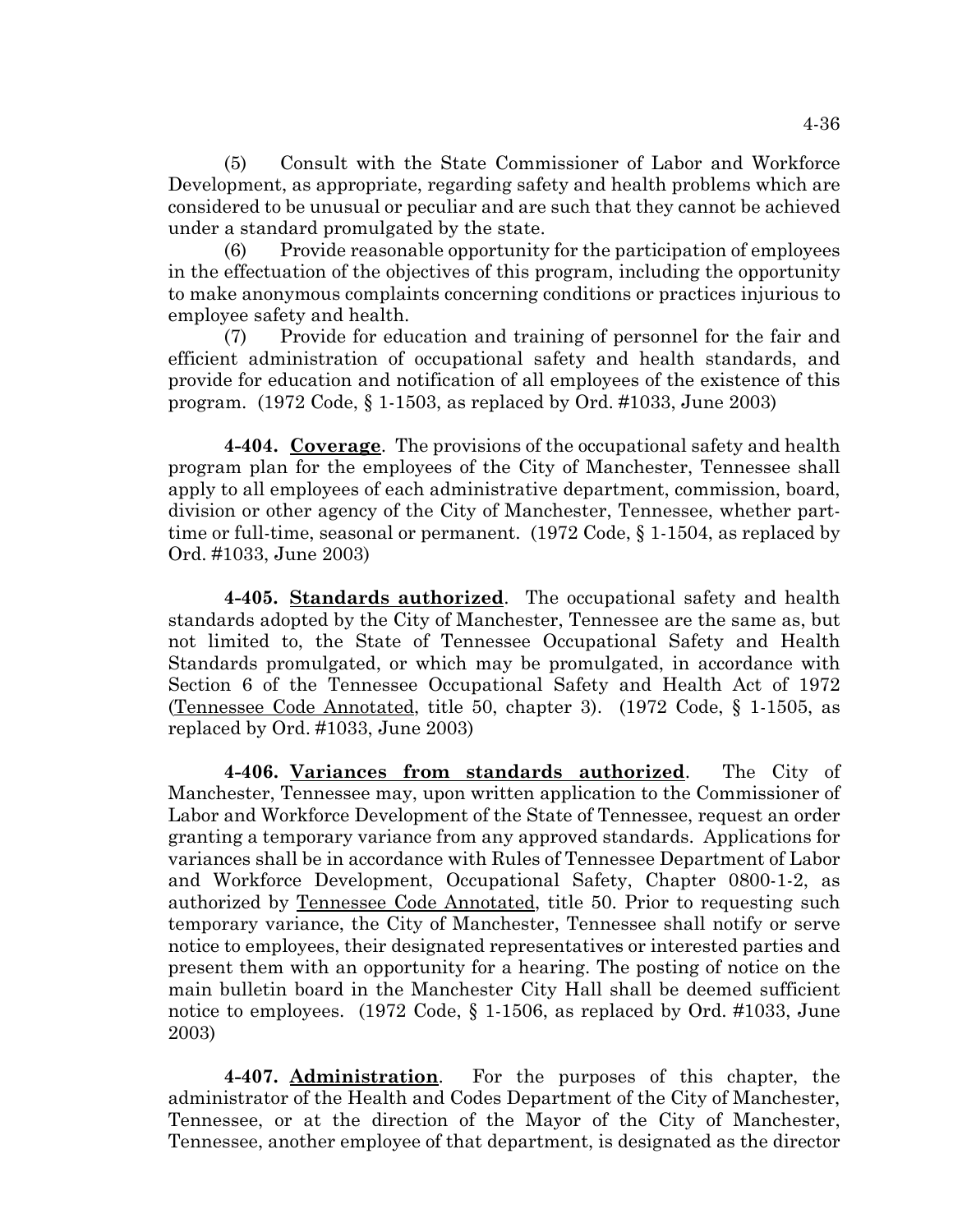(5) Consult with the State Commissioner of Labor and Workforce Development, as appropriate, regarding safety and health problems which are considered to be unusual or peculiar and are such that they cannot be achieved under a standard promulgated by the state.

(6) Provide reasonable opportunity for the participation of employees in the effectuation of the objectives of this program, including the opportunity to make anonymous complaints concerning conditions or practices injurious to employee safety and health.

(7) Provide for education and training of personnel for the fair and efficient administration of occupational safety and health standards, and provide for education and notification of all employees of the existence of this program. (1972 Code, § 1-1503, as replaced by Ord. #1033, June 2003)

**4-404. Coverage**. The provisions of the occupational safety and health program plan for the employees of the City of Manchester, Tennessee shall apply to all employees of each administrative department, commission, board, division or other agency of the City of Manchester, Tennessee, whether part-time or full-time, seasonal or permanent. (1972 Code, § 1-1504, as replaced by Ord. #1033, June 2003)

**4-405. Standards authorized**. The occupational safety and health standards adopted by the City of Manchester, Tennessee are the same as, but not limited to, the State of Tennessee Occupational Safety and Health Standards promulgated, or which may be promulgated, in accordance with Section 6 of the Tennessee Occupational Safety and Health Act of 1972 (Tennessee Code Annotated, title 50, chapter 3). (1972 Code, § 1-1505, as replaced by Ord. #1033, June 2003)

**4-406. Variances from standards authorized**. The City of Manchester, Tennessee may, upon written application to the Commissioner of Labor and Workforce Development of the State of Tennessee, request an order granting a temporary variance from any approved standards. Applications for variances shall be in accordance with Rules of Tennessee Department of Labor and Workforce Development, Occupational Safety, Chapter 0800-1-2, as authorized by Tennessee Code Annotated, title 50. Prior to requesting such temporary variance, the City of Manchester, Tennessee shall notify or serve notice to employees, their designated representatives or interested parties and present them with an opportunity for a hearing. The posting of notice on the main bulletin board in the Manchester City Hall shall be deemed sufficient notice to employees. (1972 Code, § 1-1506, as replaced by Ord. #1033, June 2003)

**4-407. Administration**. For the purposes of this chapter, the administrator of the Health and Codes Department of the City of Manchester, Tennessee, or at the direction of the Mayor of the City of Manchester, Tennessee, another employee of that department, is designated as the director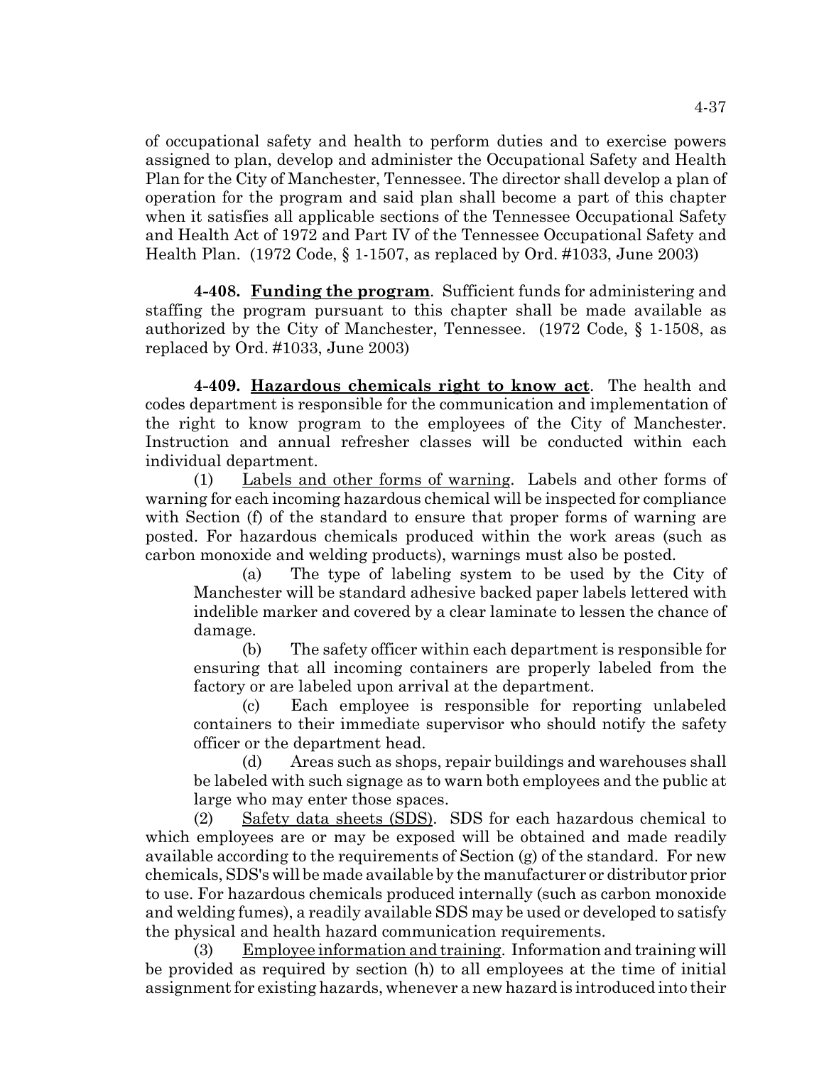of occupational safety and health to perform duties and to exercise powers assigned to plan, develop and administer the Occupational Safety and Health Plan for the City of Manchester, Tennessee. The director shall develop a plan of operation for the program and said plan shall become a part of this chapter when it satisfies all applicable sections of the Tennessee Occupational Safety and Health Act of 1972 and Part IV of the Tennessee Occupational Safety and Health Plan. (1972 Code, § 1-1507, as replaced by Ord. #1033, June 2003)

**4-408. Funding the program**. Sufficient funds for administering and staffing the program pursuant to this chapter shall be made available as authorized by the City of Manchester, Tennessee. (1972 Code, § 1-1508, as replaced by Ord. #1033, June 2003)

**4-409. Hazardous chemicals right to know act**. The health and codes department is responsible for the communication and implementation of the right to know program to the employees of the City of Manchester. Instruction and annual refresher classes will be conducted within each individual department.

(1) Labels and other forms of warning. Labels and other forms of warning for each incoming hazardous chemical will be inspected for compliance with Section (f) of the standard to ensure that proper forms of warning are posted. For hazardous chemicals produced within the work areas (such as carbon monoxide and welding products), warnings must also be posted.

(a) The type of labeling system to be used by the City of Manchester will be standard adhesive backed paper labels lettered with indelible marker and covered by a clear laminate to lessen the chance of damage.

(b) The safety officer within each department is responsible for ensuring that all incoming containers are properly labeled from the factory or are labeled upon arrival at the department.

(c) Each employee is responsible for reporting unlabeled containers to their immediate supervisor who should notify the safety officer or the department head.

(d) Areas such as shops, repair buildings and warehouses shall be labeled with such signage as to warn both employees and the public at large who may enter those spaces.

(2) Safety data sheets (SDS). SDS for each hazardous chemical to which employees are or may be exposed will be obtained and made readily available according to the requirements of Section (g) of the standard. For new chemicals, SDS's will be made available by the manufacturer or distributor prior to use. For hazardous chemicals produced internally (such as carbon monoxide and welding fumes), a readily available SDS may be used or developed to satisfy the physical and health hazard communication requirements.

(3) Employee information and training. Information and training will be provided as required by section (h) to all employees at the time of initial assignment for existing hazards, whenever a new hazard is introduced into their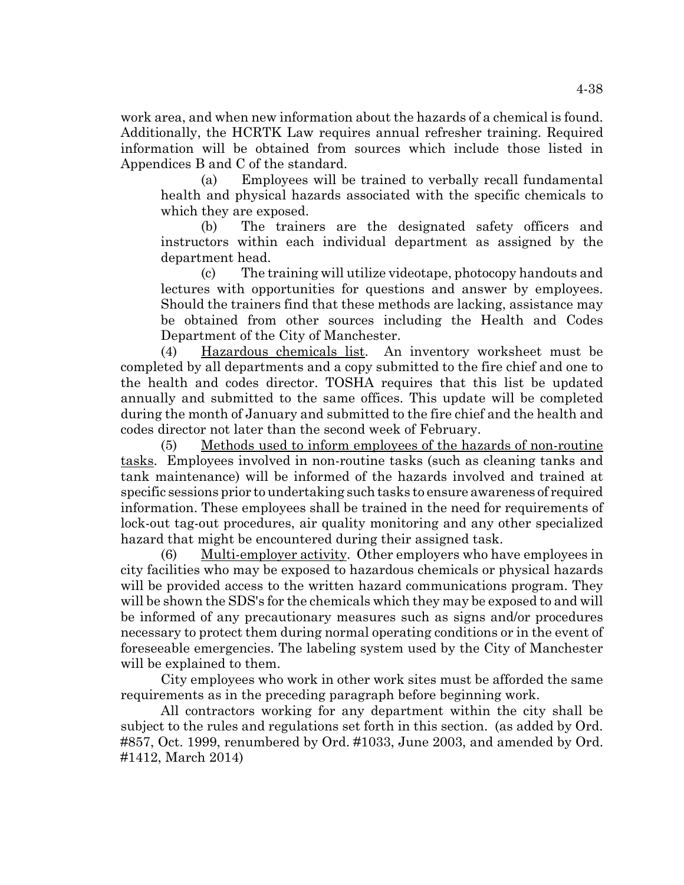work area, and when new information about the hazards of a chemical is found. Additionally, the HCRTK Law requires annual refresher training. Required information will be obtained from sources which include those listed in Appendices B and C of the standard.

(a) Employees will be trained to verbally recall fundamental health and physical hazards associated with the specific chemicals to which they are exposed.

(b) The trainers are the designated safety officers and instructors within each individual department as assigned by the department head.

(c) The training will utilize videotape, photocopy handouts and lectures with opportunities for questions and answer by employees. Should the trainers find that these methods are lacking, assistance may be obtained from other sources including the Health and Codes Department of the City of Manchester.

(4) Hazardous chemicals list. An inventory worksheet must be completed by all departments and a copy submitted to the fire chief and one to the health and codes director. TOSHA requires that this list be updated annually and submitted to the same offices. This update will be completed during the month of January and submitted to the fire chief and the health and codes director not later than the second week of February.

(5) Methods used to inform employees of the hazards of non-routine tasks. Employees involved in non-routine tasks (such as cleaning tanks and tank maintenance) will be informed of the hazards involved and trained at specific sessions prior to undertaking such tasks to ensure awareness of required information. These employees shall be trained in the need for requirements of lock-out tag-out procedures, air quality monitoring and any other specialized hazard that might be encountered during their assigned task.

(6) Multi-employer activity. Other employers who have employees in city facilities who may be exposed to hazardous chemicals or physical hazards will be provided access to the written hazard communications program. They will be shown the SDS's for the chemicals which they may be exposed to and will be informed of any precautionary measures such as signs and/or procedures necessary to protect them during normal operating conditions or in the event of foreseeable emergencies. The labeling system used by the City of Manchester will be explained to them.

City employees who work in other work sites must be afforded the same requirements as in the preceding paragraph before beginning work.

All contractors working for any department within the city shall be subject to the rules and regulations set forth in this section. (as added by Ord. #857, Oct. 1999, renumbered by Ord. #1033, June 2003, and amended by Ord. #1412, March 2014)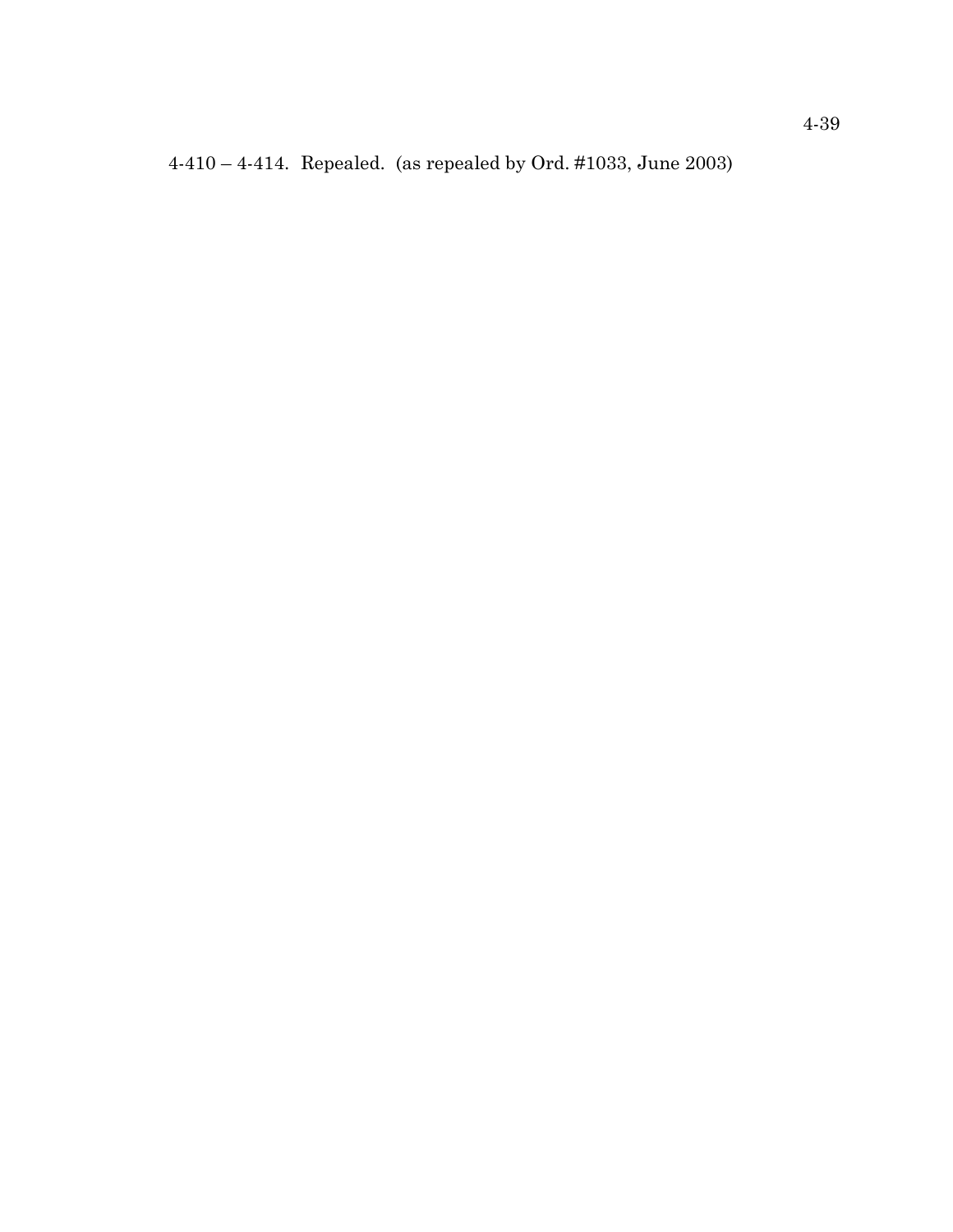4-410 – 4-414. Repealed. (as repealed by Ord. #1033, June 2003)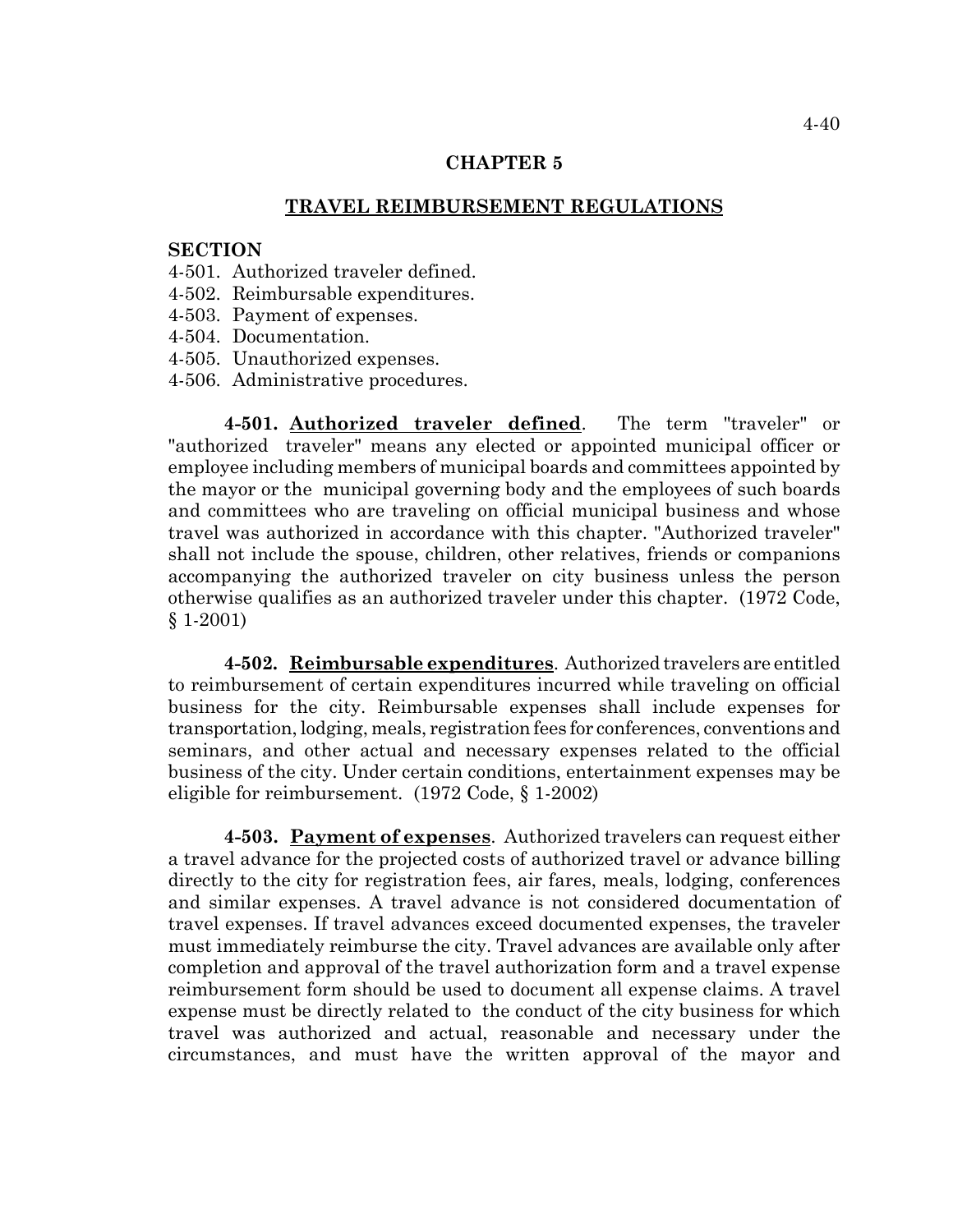# CHAPTER 5

## TRAVEL REIMBURSEMENT REGULATIONS

**SECTION**

4-501. Authorized traveler defined.
4-502. Reimbursable expenditures.
4-503. Payment of expenses.
4-504. Documentation.
4-505. Unauthorized expenses.
4-506. Administrative procedures.

**4-501. Authorized traveler defined**. The term "traveler" or "authorized traveler" means any elected or appointed municipal officer or employee including members of municipal boards and committees appointed by the mayor or the municipal governing body and the employees of such boards and committees who are traveling on official municipal business and whose travel was authorized in accordance with this chapter. "Authorized traveler" shall not include the spouse, children, other relatives, friends or companions accompanying the authorized traveler on city business unless the person otherwise qualifies as an authorized traveler under this chapter. (1972 Code, § 1-2001)

**4-502. Reimbursable expenditures**. Authorized travelers are entitled to reimbursement of certain expenditures incurred while traveling on official business for the city. Reimbursable expenses shall include expenses for transportation, lodging, meals, registration fees for conferences, conventions and seminars, and other actual and necessary expenses related to the official business of the city. Under certain conditions, entertainment expenses may be eligible for reimbursement. (1972 Code, § 1-2002)

**4-503. Payment of expenses**. Authorized travelers can request either a travel advance for the projected costs of authorized travel or advance billing directly to the city for registration fees, air fares, meals, lodging, conferences and similar expenses. A travel advance is not considered documentation of travel expenses. If travel advances exceed documented expenses, the traveler must immediately reimburse the city. Travel advances are available only after completion and approval of the travel authorization form and a travel expense reimbursement form should be used to document all expense claims. A travel expense must be directly related to the conduct of the city business for which travel was authorized and actual, reasonable and necessary under the circumstances, and must have the written approval of the mayor and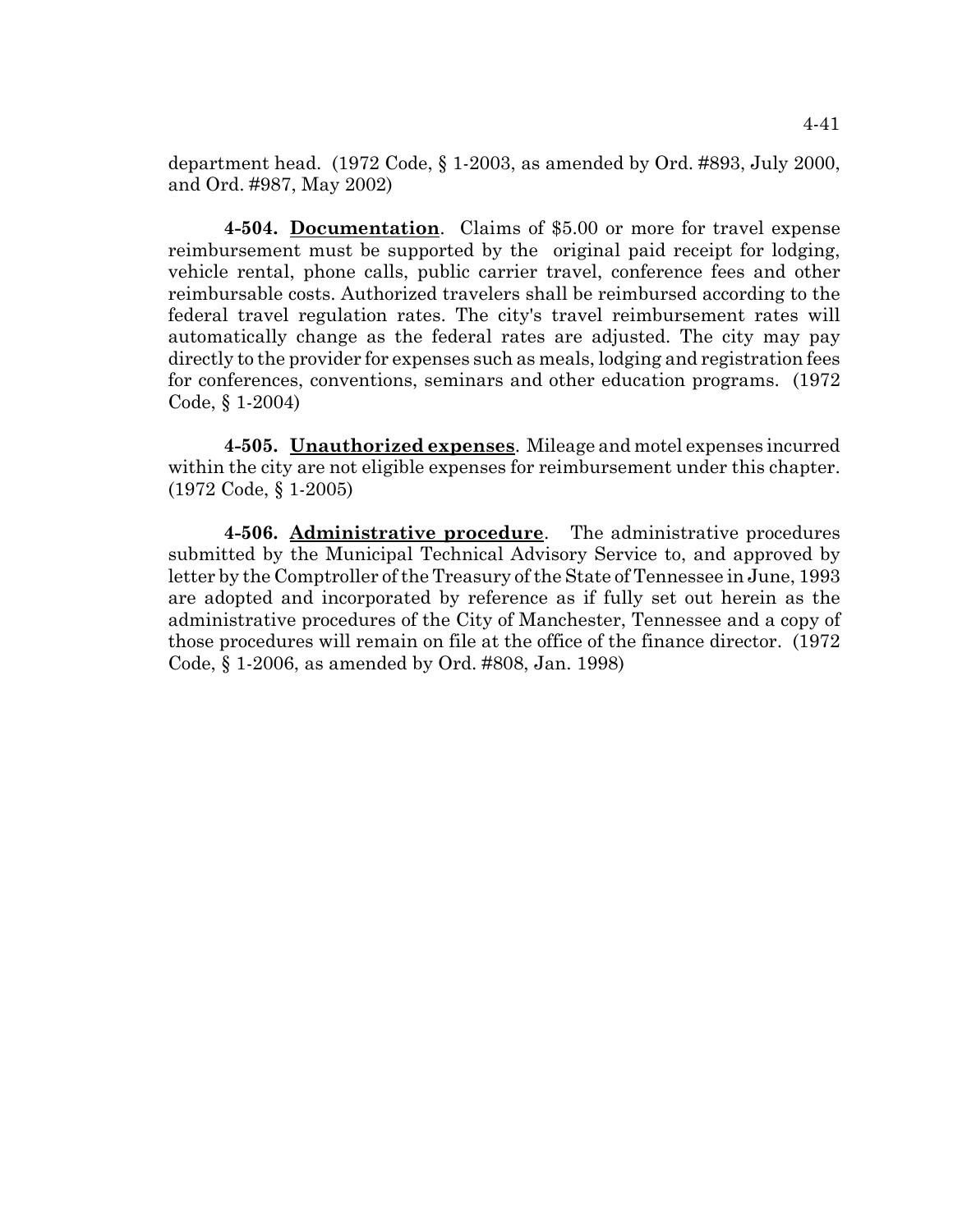department head. (1972 Code, § 1-2003, as amended by Ord. #893, July 2000, and Ord. #987, May 2002)

**4-504. Documentation**. Claims of $5.00 or more for travel expense reimbursement must be supported by the original paid receipt for lodging, vehicle rental, phone calls, public carrier travel, conference fees and other reimbursable costs. Authorized travelers shall be reimbursed according to the federal travel regulation rates. The city's travel reimbursement rates will automatically change as the federal rates are adjusted. The city may pay directly to the provider for expenses such as meals, lodging and registration fees for conferences, conventions, seminars and other education programs. (1972 Code, § 1-2004)

**4-505. Unauthorized expenses**. Mileage and motel expenses incurred within the city are not eligible expenses for reimbursement under this chapter. (1972 Code, § 1-2005)

**4-506. Administrative procedure**. The administrative procedures submitted by the Municipal Technical Advisory Service to, and approved by letter by the Comptroller of the Treasury of the State of Tennessee in June, 1993 are adopted and incorporated by reference as if fully set out herein as the administrative procedures of the City of Manchester, Tennessee and a copy of those procedures will remain on file at the office of the finance director. (1972 Code, § 1-2006, as amended by Ord. #808, Jan. 1998)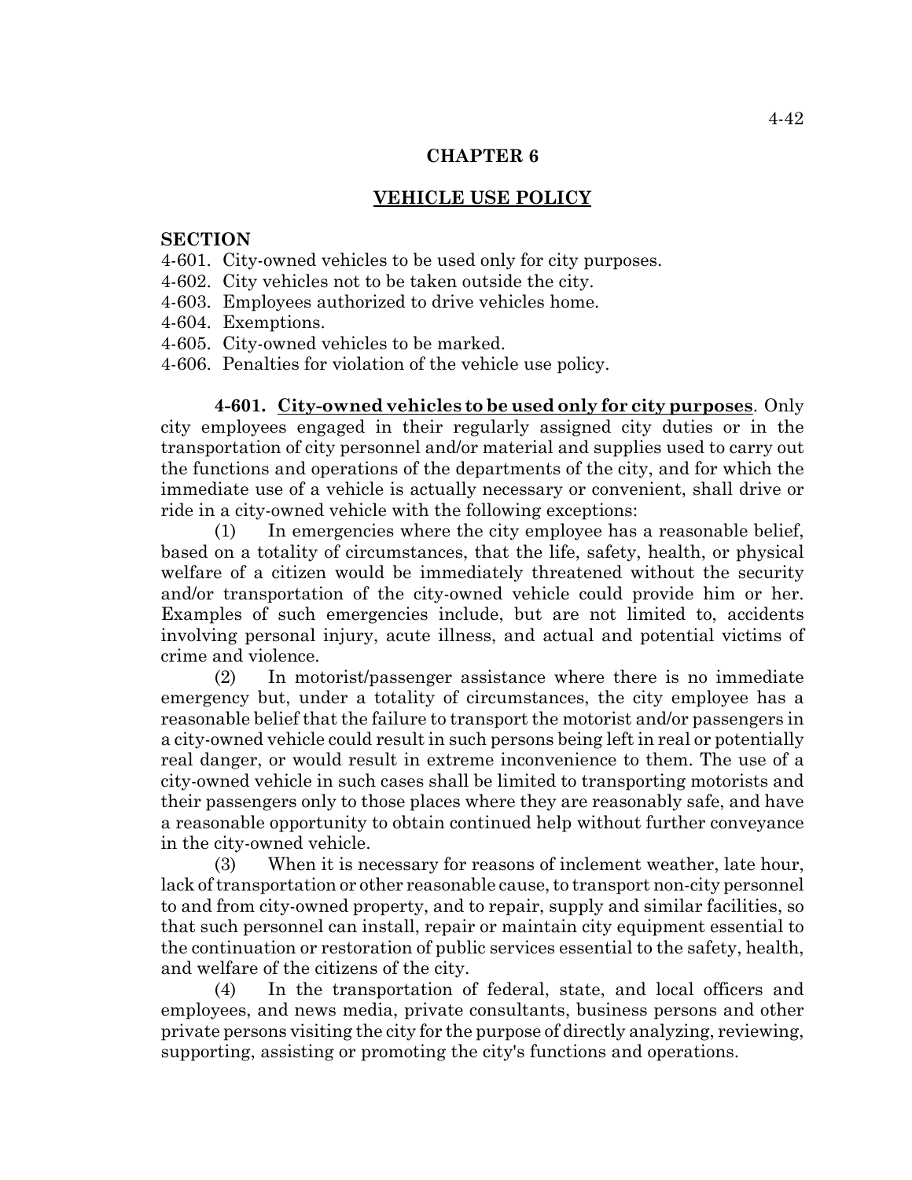# CHAPTER 6

## VEHICLE USE POLICY

**SECTION**

4-601. City-owned vehicles to be used only for city purposes.
4-602. City vehicles not to be taken outside the city.
4-603. Employees authorized to drive vehicles home.
4-604. Exemptions.
4-605. City-owned vehicles to be marked.
4-606. Penalties for violation of the vehicle use policy.

**4-601. <u>City-owned vehicles to be used only for city purposes</u>**. Only city employees engaged in their regularly assigned city duties or in the transportation of city personnel and/or material and supplies used to carry out the functions and operations of the departments of the city, and for which the immediate use of a vehicle is actually necessary or convenient, shall drive or ride in a city-owned vehicle with the following exceptions:

(1) In emergencies where the city employee has a reasonable belief, based on a totality of circumstances, that the life, safety, health, or physical welfare of a citizen would be immediately threatened without the security and/or transportation of the city-owned vehicle could provide him or her. Examples of such emergencies include, but are not limited to, accidents involving personal injury, acute illness, and actual and potential victims of crime and violence.

(2) In motorist/passenger assistance where there is no immediate emergency but, under a totality of circumstances, the city employee has a reasonable belief that the failure to transport the motorist and/or passengers in a city-owned vehicle could result in such persons being left in real or potentially real danger, or would result in extreme inconvenience to them. The use of a city-owned vehicle in such cases shall be limited to transporting motorists and their passengers only to those places where they are reasonably safe, and have a reasonable opportunity to obtain continued help without further conveyance in the city-owned vehicle.

(3) When it is necessary for reasons of inclement weather, late hour, lack of transportation or other reasonable cause, to transport non-city personnel to and from city-owned property, and to repair, supply and similar facilities, so that such personnel can install, repair or maintain city equipment essential to the continuation or restoration of public services essential to the safety, health, and welfare of the citizens of the city.

(4) In the transportation of federal, state, and local officers and employees, and news media, private consultants, business persons and other private persons visiting the city for the purpose of directly analyzing, reviewing, supporting, assisting or promoting the city's functions and operations.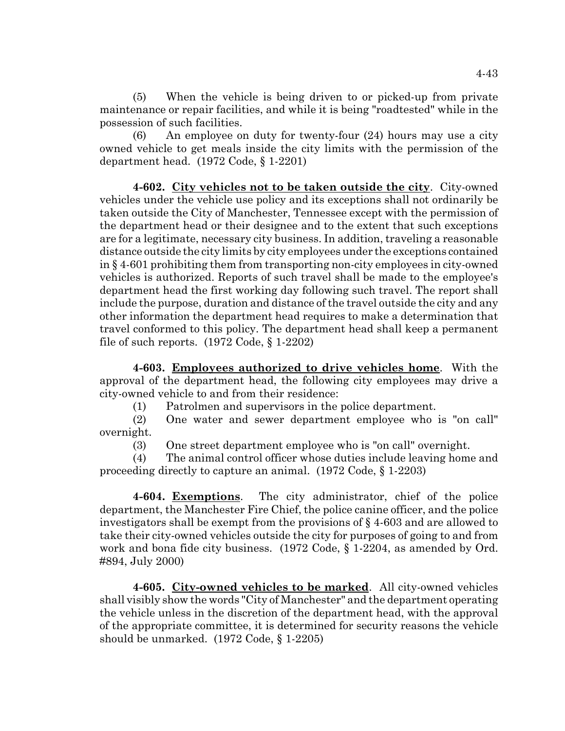(5) When the vehicle is being driven to or picked-up from private maintenance or repair facilities, and while it is being "roadtested" while in the possession of such facilities.

(6) An employee on duty for twenty-four (24) hours may use a city owned vehicle to get meals inside the city limits with the permission of the department head. (1972 Code, § 1-2201)

**4-602. City vehicles not to be taken outside the city**. City-owned vehicles under the vehicle use policy and its exceptions shall not ordinarily be taken outside the City of Manchester, Tennessee except with the permission of the department head or their designee and to the extent that such exceptions are for a legitimate, necessary city business. In addition, traveling a reasonable distance outside the city limits by city employees under the exceptions contained in § 4-601 prohibiting them from transporting non-city employees in city-owned vehicles is authorized. Reports of such travel shall be made to the employee's department head the first working day following such travel. The report shall include the purpose, duration and distance of the travel outside the city and any other information the department head requires to make a determination that travel conformed to this policy. The department head shall keep a permanent file of such reports. (1972 Code, § 1-2202)

**4-603. Employees authorized to drive vehicles home**. With the approval of the department head, the following city employees may drive a city-owned vehicle to and from their residence:

(1) Patrolmen and supervisors in the police department.

(2) One water and sewer department employee who is "on call" overnight.

(3) One street department employee who is "on call" overnight.

(4) The animal control officer whose duties include leaving home and proceeding directly to capture an animal. (1972 Code, § 1-2203)

**4-604. Exemptions**. The city administrator, chief of the police department, the Manchester Fire Chief, the police canine officer, and the police investigators shall be exempt from the provisions of § 4-603 and are allowed to take their city-owned vehicles outside the city for purposes of going to and from work and bona fide city business. (1972 Code, § 1-2204, as amended by Ord. #894, July 2000)

**4-605. City-owned vehicles to be marked**. All city-owned vehicles shall visibly show the words "City of Manchester" and the department operating the vehicle unless in the discretion of the department head, with the approval of the appropriate committee, it is determined for security reasons the vehicle should be unmarked. (1972 Code, § 1-2205)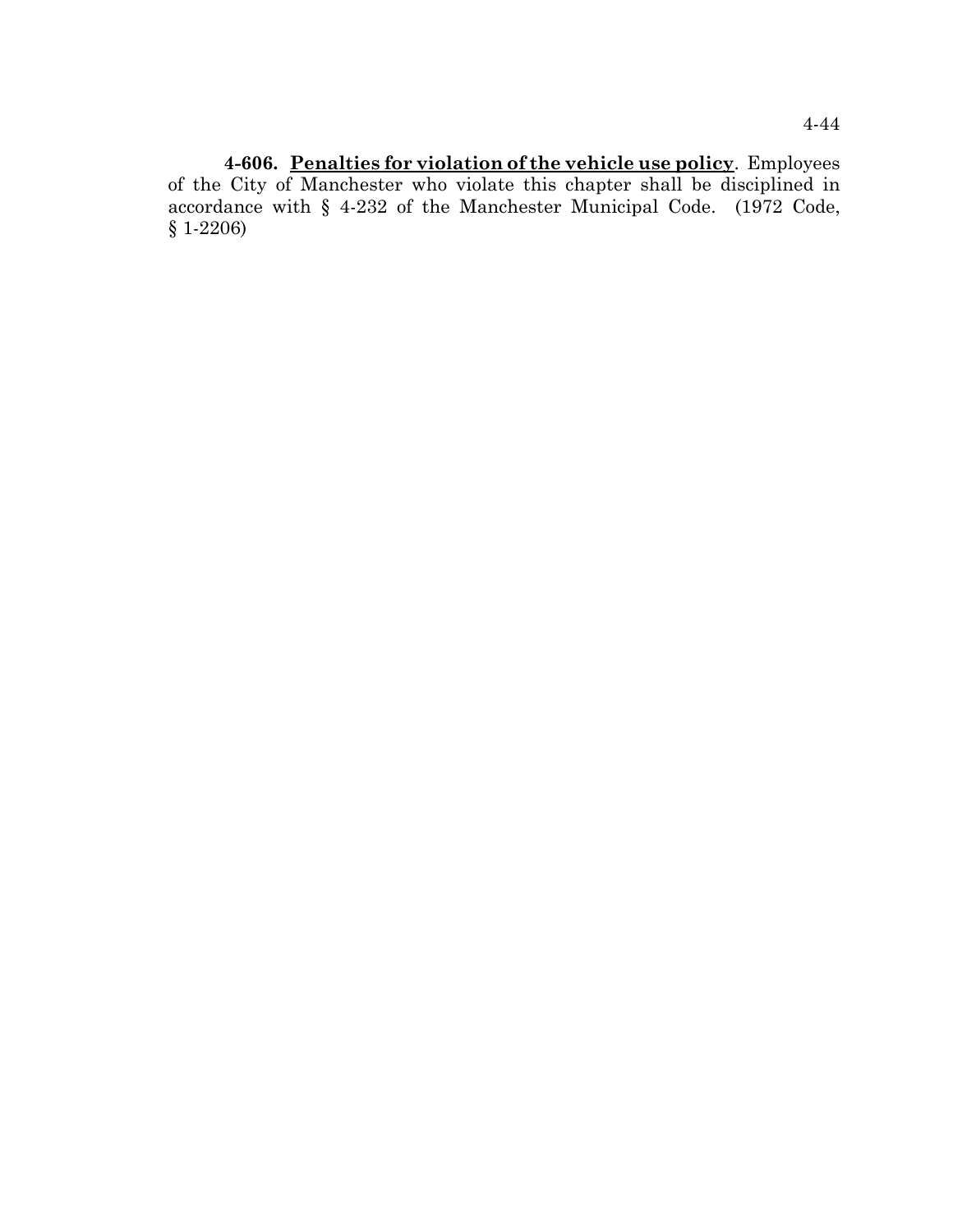**4-606. Penalties for violation of the vehicle use policy**. Employees of the City of Manchester who violate this chapter shall be disciplined in accordance with § 4-232 of the Manchester Municipal Code. (1972 Code, § 1-2206)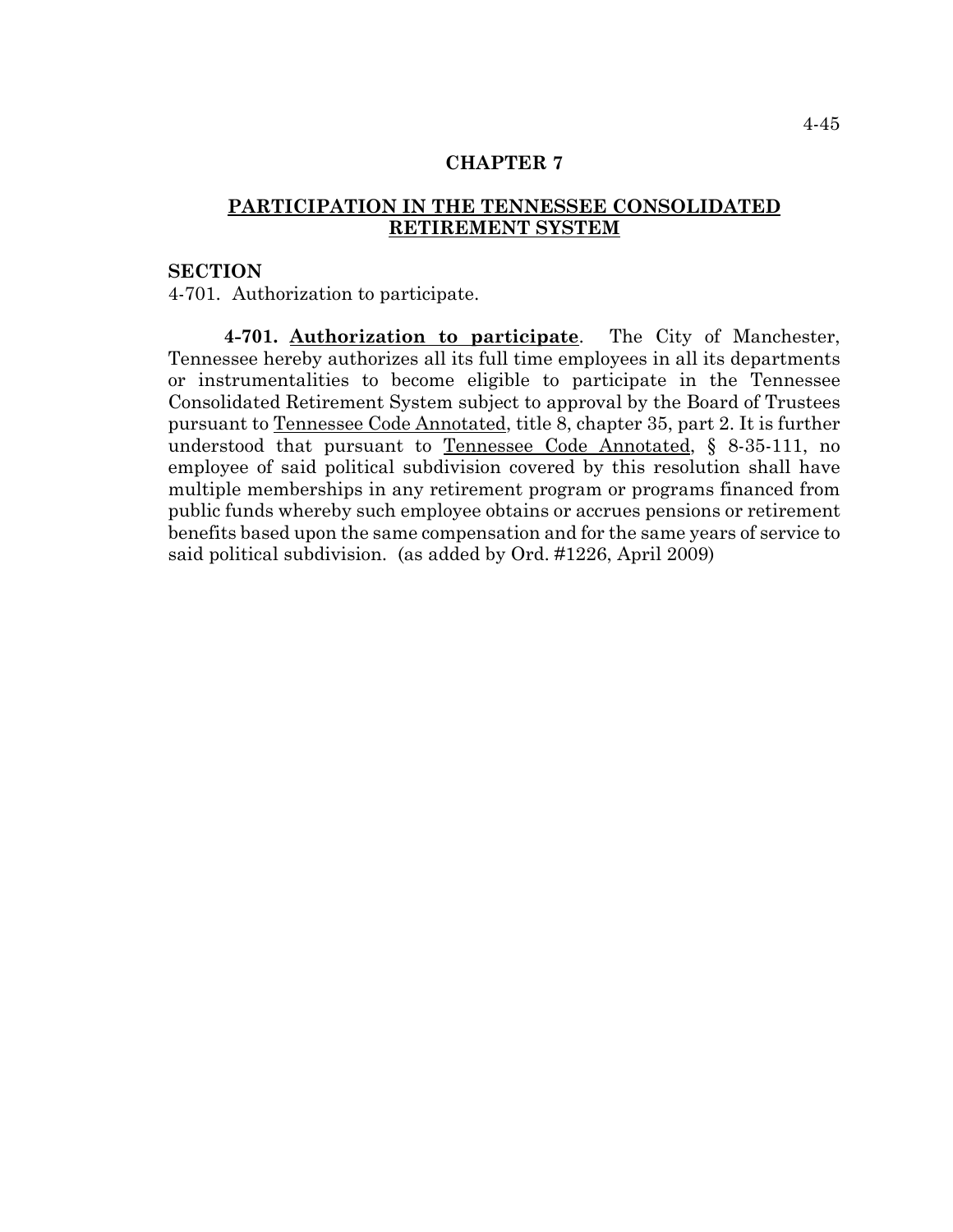# CHAPTER 7

## PARTICIPATION IN THE TENNESSEE CONSOLIDATED RETIREMENT SYSTEM

**SECTION**

4-701. Authorization to participate.

**4-701. Authorization to participate**. The City of Manchester, Tennessee hereby authorizes all its full time employees in all its departments or instrumentalities to become eligible to participate in the Tennessee Consolidated Retirement System subject to approval by the Board of Trustees pursuant to Tennessee Code Annotated, title 8, chapter 35, part 2. It is further understood that pursuant to Tennessee Code Annotated, § 8-35-111, no employee of said political subdivision covered by this resolution shall have multiple memberships in any retirement program or programs financed from public funds whereby such employee obtains or accrues pensions or retirement benefits based upon the same compensation and for the same years of service to said political subdivision. (as added by Ord. #1226, April 2009)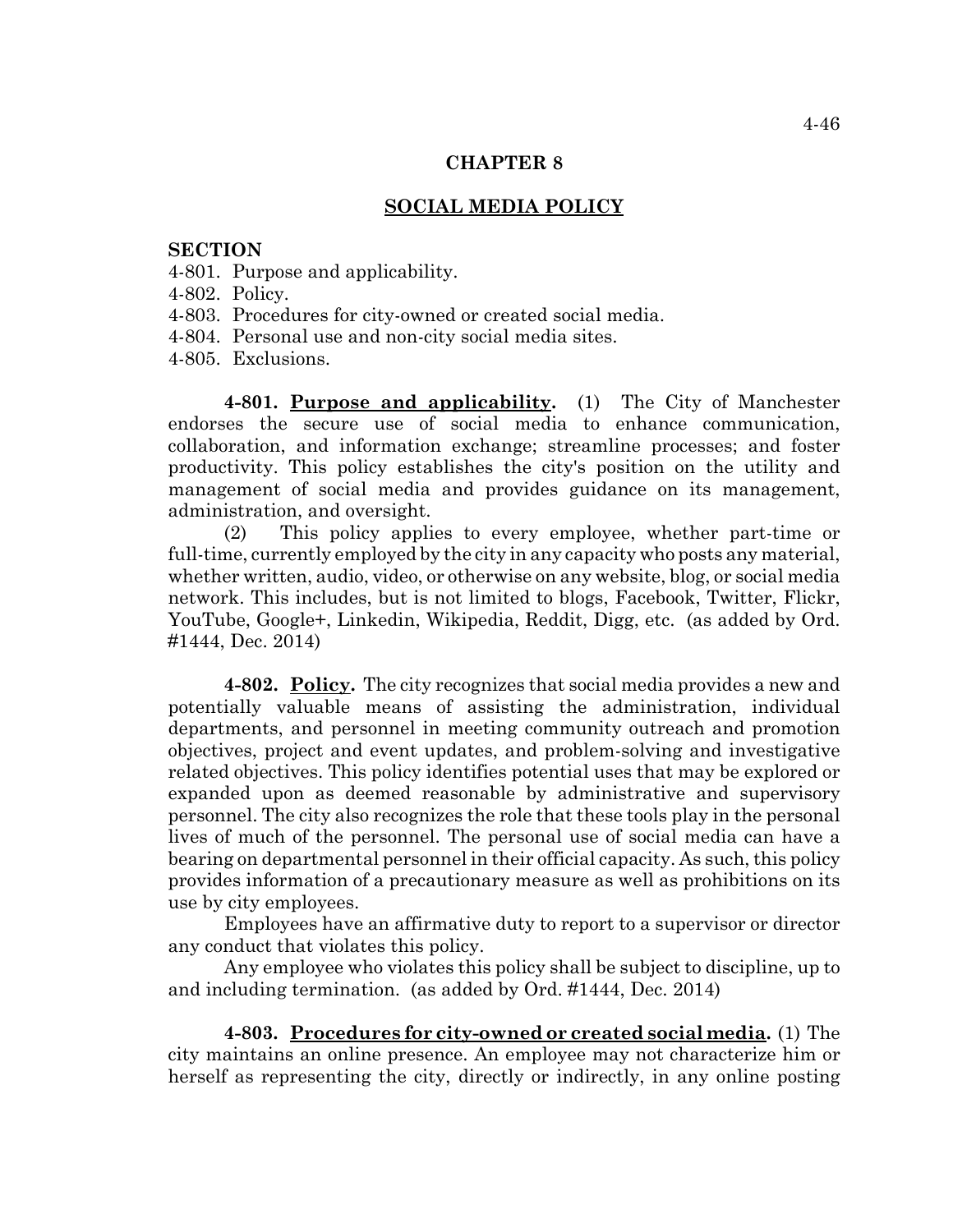# CHAPTER 8

## SOCIAL MEDIA POLICY

**SECTION**

4-801. Purpose and applicability.
4-802. Policy.
4-803. Procedures for city-owned or created social media.
4-804. Personal use and non-city social media sites.
4-805. Exclusions.

**4-801. Purpose and applicability.** (1) The City of Manchester endorses the secure use of social media to enhance communication, collaboration, and information exchange; streamline processes; and foster productivity. This policy establishes the city's position on the utility and management of social media and provides guidance on its management, administration, and oversight.

(2) This policy applies to every employee, whether part-time or full-time, currently employed by the city in any capacity who posts any material, whether written, audio, video, or otherwise on any website, blog, or social media network. This includes, but is not limited to blogs, Facebook, Twitter, Flickr, YouTube, Google+, Linkedin, Wikipedia, Reddit, Digg, etc. (as added by Ord. #1444, Dec. 2014)

**4-802. Policy.** The city recognizes that social media provides a new and potentially valuable means of assisting the administration, individual departments, and personnel in meeting community outreach and promotion objectives, project and event updates, and problem-solving and investigative related objectives. This policy identifies potential uses that may be explored or expanded upon as deemed reasonable by administrative and supervisory personnel. The city also recognizes the role that these tools play in the personal lives of much of the personnel. The personal use of social media can have a bearing on departmental personnel in their official capacity. As such, this policy provides information of a precautionary measure as well as prohibitions on its use by city employees.

Employees have an affirmative duty to report to a supervisor or director any conduct that violates this policy.

Any employee who violates this policy shall be subject to discipline, up to and including termination. (as added by Ord. #1444, Dec. 2014)

**4-803. Procedures for city-owned or created social media.** (1) The city maintains an online presence. An employee may not characterize him or herself as representing the city, directly or indirectly, in any online posting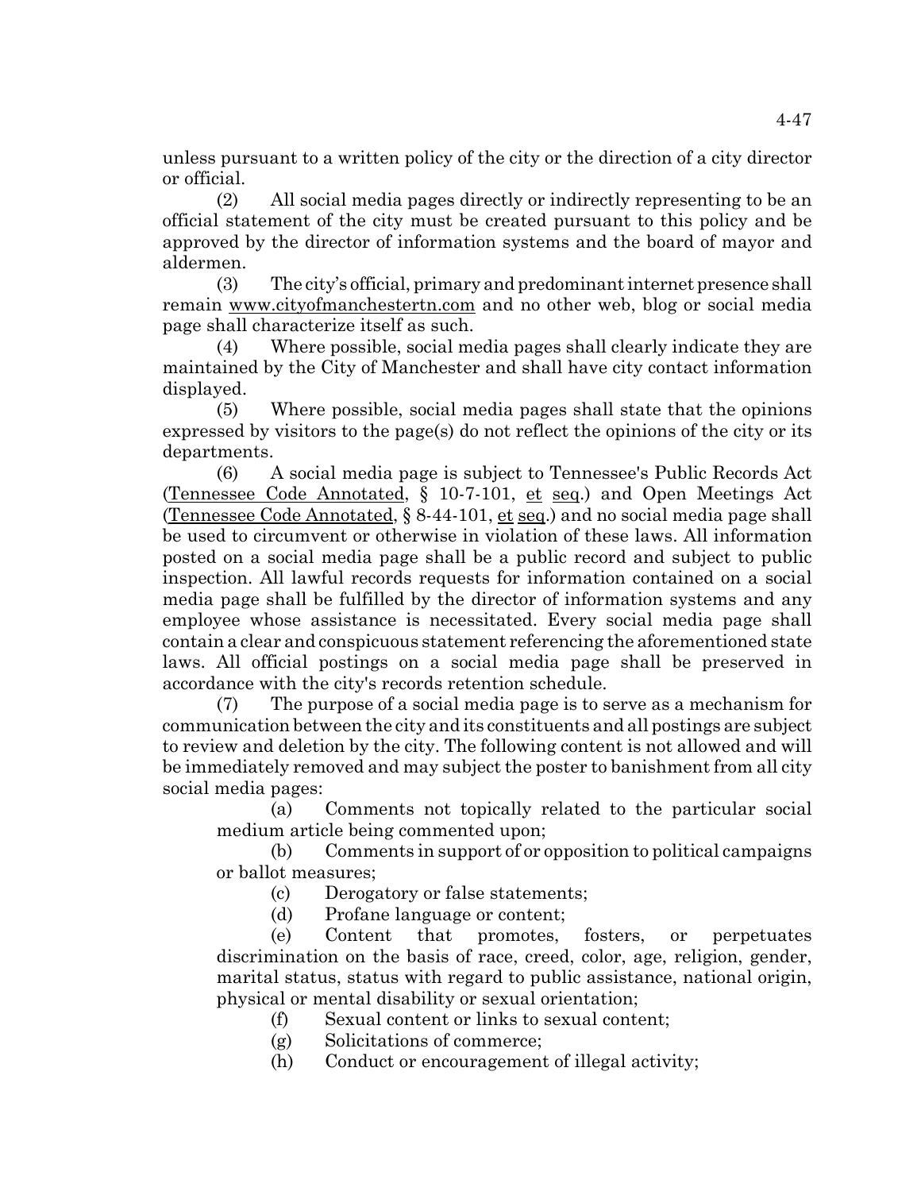unless pursuant to a written policy of the city or the direction of a city director or official.

(2) All social media pages directly or indirectly representing to be an official statement of the city must be created pursuant to this policy and be approved by the director of information systems and the board of mayor and aldermen.

(3) The city's official, primary and predominant internet presence shall remain www.cityofmanchestertn.com and no other web, blog or social media page shall characterize itself as such.

(4) Where possible, social media pages shall clearly indicate they are maintained by the City of Manchester and shall have city contact information displayed.

(5) Where possible, social media pages shall state that the opinions expressed by visitors to the page(s) do not reflect the opinions of the city or its departments.

(6) A social media page is subject to Tennessee's Public Records Act (Tennessee Code Annotated, § 10-7-101, et seq.) and Open Meetings Act (Tennessee Code Annotated, § 8-44-101, et seq.) and no social media page shall be used to circumvent or otherwise in violation of these laws. All information posted on a social media page shall be a public record and subject to public inspection. All lawful records requests for information contained on a social media page shall be fulfilled by the director of information systems and any employee whose assistance is necessitated. Every social media page shall contain a clear and conspicuous statement referencing the aforementioned state laws. All official postings on a social media page shall be preserved in accordance with the city's records retention schedule.

(7) The purpose of a social media page is to serve as a mechanism for communication between the city and its constituents and all postings are subject to review and deletion by the city. The following content is not allowed and will be immediately removed and may subject the poster to banishment from all city social media pages:

(a) Comments not topically related to the particular social medium article being commented upon;

(b) Comments in support of or opposition to political campaigns or ballot measures;

(c) Derogatory or false statements;

(d) Profane language or content;

(e) Content that promotes, fosters, or perpetuates discrimination on the basis of race, creed, color, age, religion, gender, marital status, status with regard to public assistance, national origin, physical or mental disability or sexual orientation;

(f) Sexual content or links to sexual content;

(g) Solicitations of commerce;

(h) Conduct or encouragement of illegal activity;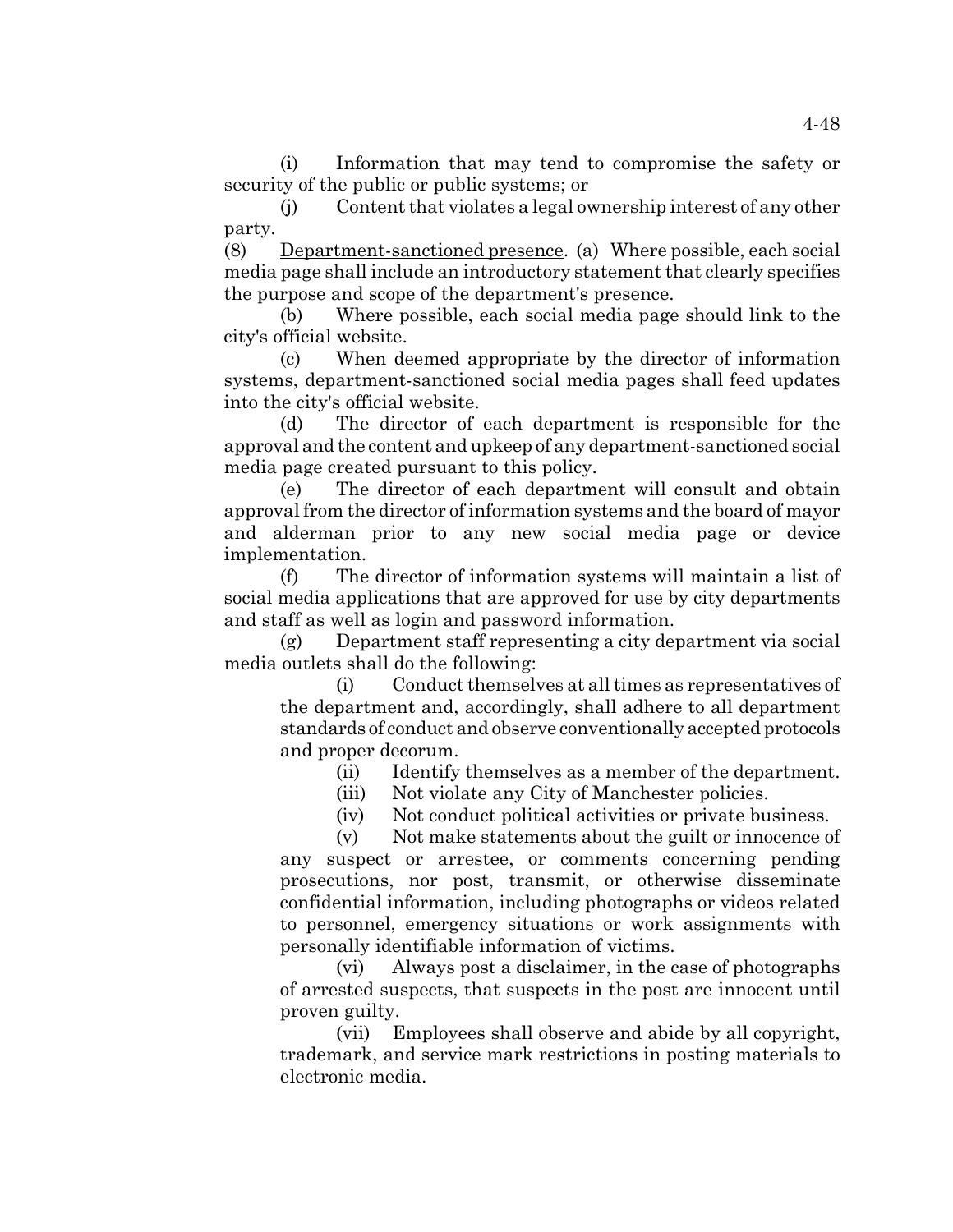(i) Information that may tend to compromise the safety or security of the public or public systems; or

(j) Content that violates a legal ownership interest of any other party.

(8) Department-sanctioned presence. (a) Where possible, each social media page shall include an introductory statement that clearly specifies the purpose and scope of the department's presence.

(b) Where possible, each social media page should link to the city's official website.

(c) When deemed appropriate by the director of information systems, department-sanctioned social media pages shall feed updates into the city's official website.

(d) The director of each department is responsible for the approval and the content and upkeep of any department-sanctioned social media page created pursuant to this policy.

(e) The director of each department will consult and obtain approval from the director of information systems and the board of mayor and alderman prior to any new social media page or device implementation.

(f) The director of information systems will maintain a list of social media applications that are approved for use by city departments and staff as well as login and password information.

(g) Department staff representing a city department via social media outlets shall do the following:

(i) Conduct themselves at all times as representatives of the department and, accordingly, shall adhere to all department standards of conduct and observe conventionally accepted protocols and proper decorum.

(ii) Identify themselves as a member of the department.

(iii) Not violate any City of Manchester policies.

(iv) Not conduct political activities or private business.

(v) Not make statements about the guilt or innocence of any suspect or arrestee, or comments concerning pending prosecutions, nor post, transmit, or otherwise disseminate confidential information, including photographs or videos related to personnel, emergency situations or work assignments with personally identifiable information of victims.

(vi) Always post a disclaimer, in the case of photographs of arrested suspects, that suspects in the post are innocent until proven guilty.

(vii) Employees shall observe and abide by all copyright, trademark, and service mark restrictions in posting materials to electronic media.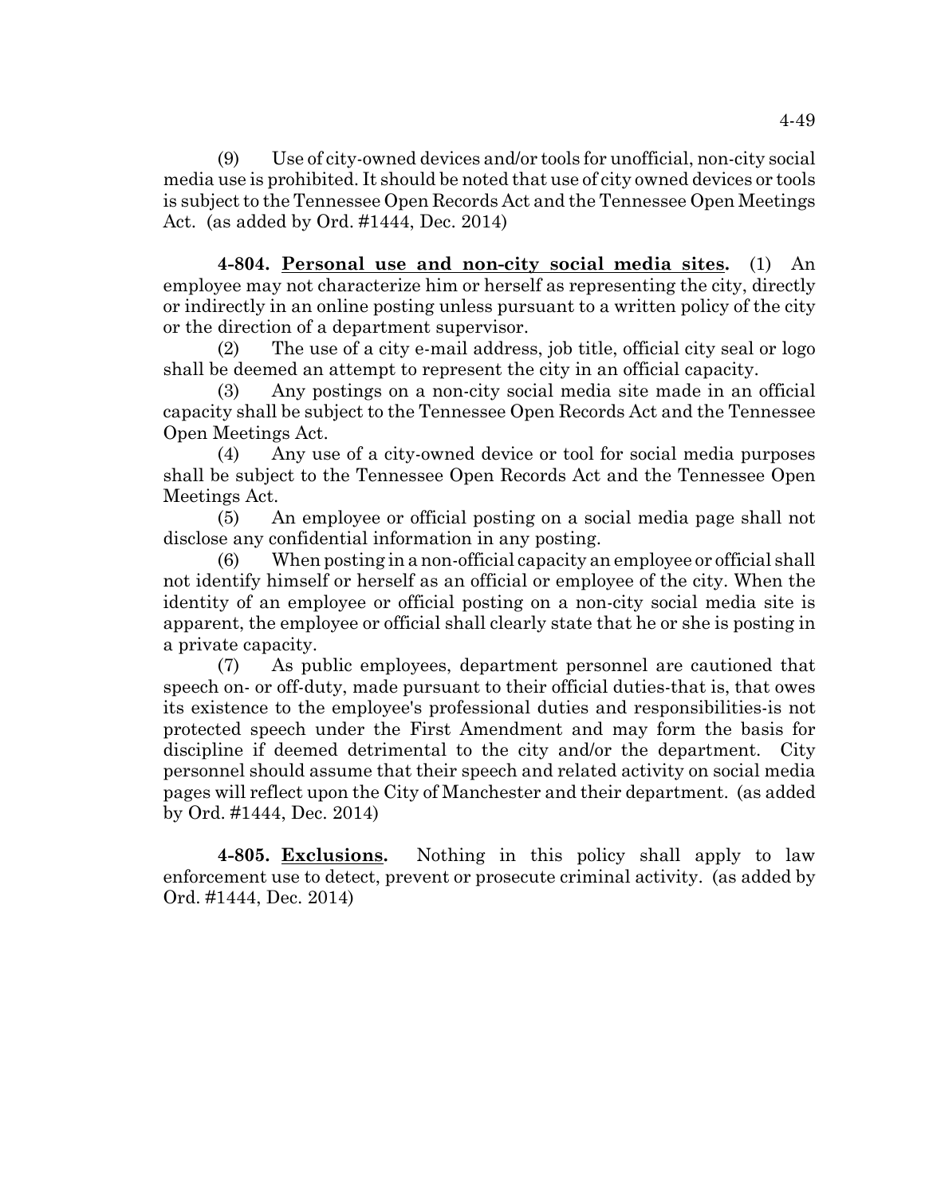(9) Use of city-owned devices and/or tools for unofficial, non-city social media use is prohibited. It should be noted that use of city owned devices or tools is subject to the Tennessee Open Records Act and the Tennessee Open Meetings Act. (as added by Ord. #1444, Dec. 2014)

**4-804. Personal use and non-city social media sites.** (1) An employee may not characterize him or herself as representing the city, directly or indirectly in an online posting unless pursuant to a written policy of the city or the direction of a department supervisor.

(2) The use of a city e-mail address, job title, official city seal or logo shall be deemed an attempt to represent the city in an official capacity.

(3) Any postings on a non-city social media site made in an official capacity shall be subject to the Tennessee Open Records Act and the Tennessee Open Meetings Act.

(4) Any use of a city-owned device or tool for social media purposes shall be subject to the Tennessee Open Records Act and the Tennessee Open Meetings Act.

(5) An employee or official posting on a social media page shall not disclose any confidential information in any posting.

(6) When posting in a non-official capacity an employee or official shall not identify himself or herself as an official or employee of the city. When the identity of an employee or official posting on a non-city social media site is apparent, the employee or official shall clearly state that he or she is posting in a private capacity.

(7) As public employees, department personnel are cautioned that speech on- or off-duty, made pursuant to their official duties-that is, that owes its existence to the employee's professional duties and responsibilities-is not protected speech under the First Amendment and may form the basis for discipline if deemed detrimental to the city and/or the department. City personnel should assume that their speech and related activity on social media pages will reflect upon the City of Manchester and their department. (as added by Ord. #1444, Dec. 2014)

**4-805. Exclusions.** Nothing in this policy shall apply to law enforcement use to detect, prevent or prosecute criminal activity. (as added by Ord. #1444, Dec. 2014)